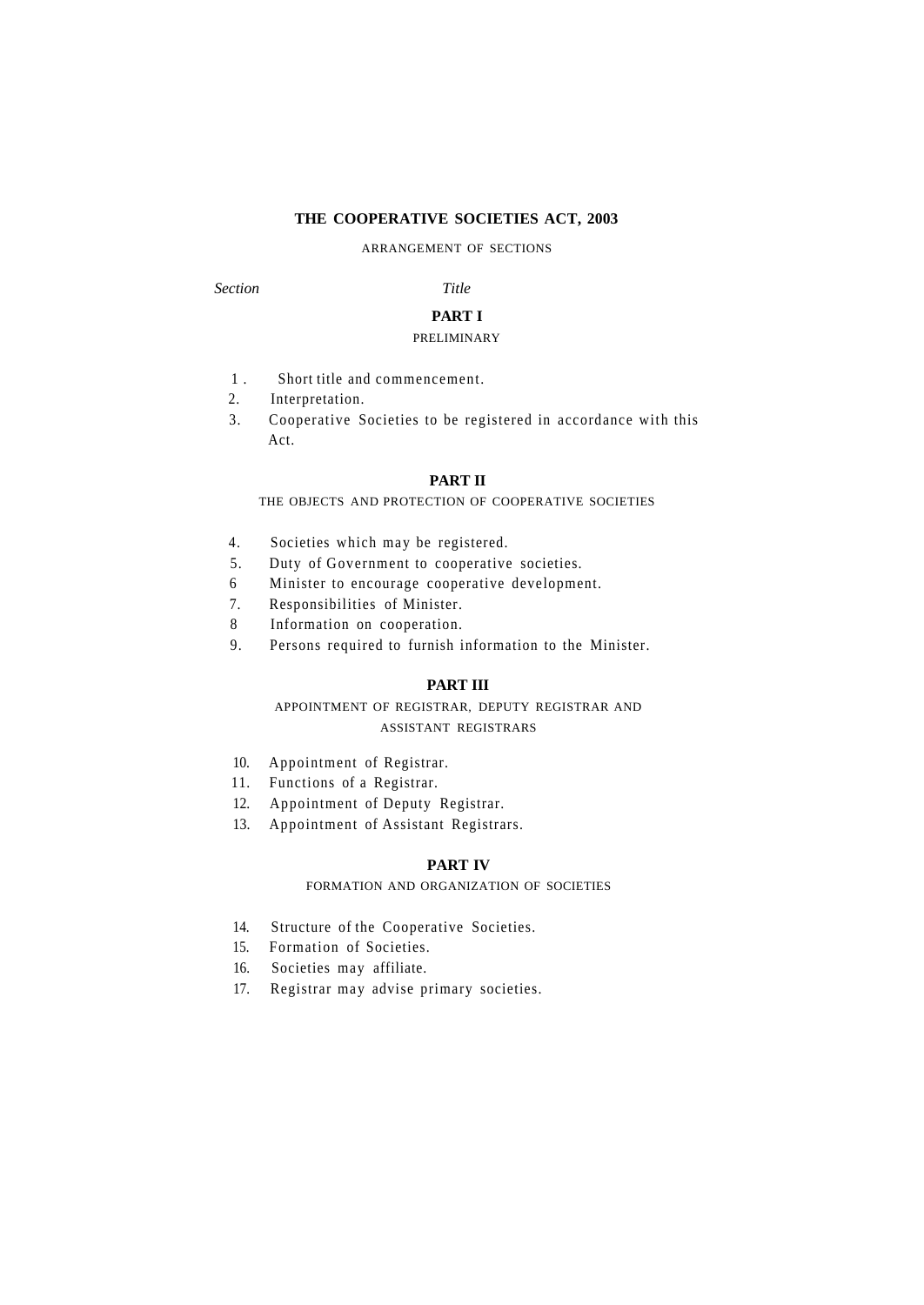# THE COOPERATIVE SOCIETIES ACT, 2003

ARRANGEMENT OF SECTIONS

*Section* *Title*

## PART I

PRELIMINARY

1. Short title and commencement.
2. Interpretation.
3. Cooperative Societies to be registered in accordance with this Act.

## PART II

THE OBJECTS AND PROTECTION OF COOPERATIVE SOCIETIES

4. Societies which may be registered.
5. Duty of Government to cooperative societies.
6. Minister to encourage cooperative development.
7. Responsibilities of Minister.
8. Information on cooperation.
9. Persons required to furnish information to the Minister.

## PART III

APPOINTMENT OF REGISTRAR, DEPUTY REGISTRAR AND ASSISTANT REGISTRARS

10. Appointment of Registrar.
11. Functions of a Registrar.
12. Appointment of Deputy Registrar.
13. Appointment of Assistant Registrars.

## PART IV

FORMATION AND ORGANIZATION OF SOCIETIES

14. Structure of the Cooperative Societies.
15. Formation of Societies.
16. Societies may affiliate.
17. Registrar may advise primary societies.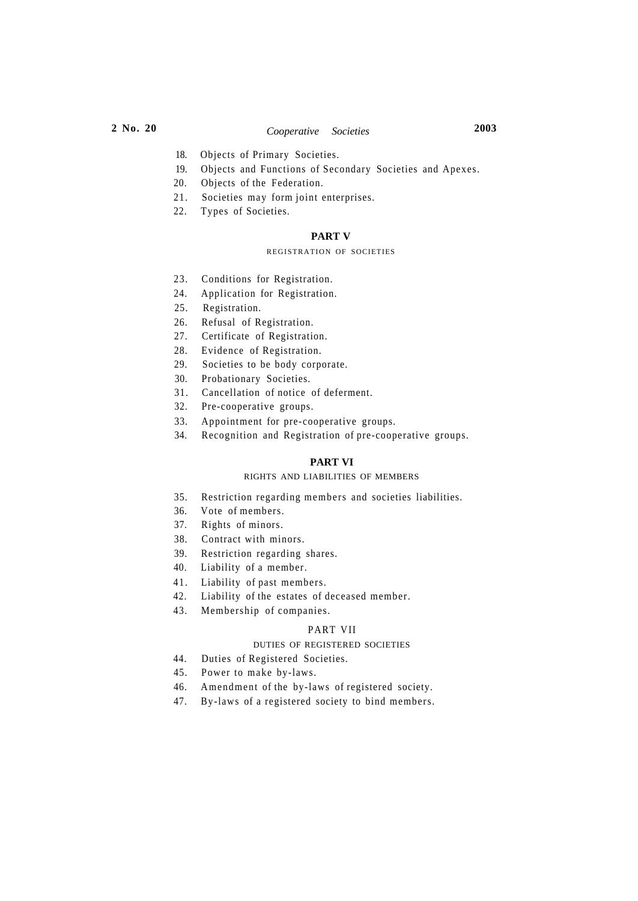18. Objects of Primary Societies.
19. Objects and Functions of Secondary Societies and Apexes.
20. Objects of the Federation.
21. Societies may form joint enterprises.
22. Types of Societies.

## PART V

REGISTRATION OF SOCIETIES

23. Conditions for Registration.
24. Application for Registration.
25. Registration.
26. Refusal of Registration.
27. Certificate of Registration.
28. Evidence of Registration.
29. Societies to be body corporate.
30. Probationary Societies.
31. Cancellation of notice of deferment.
32. Pre-cooperative groups.
33. Appointment for pre-cooperative groups.
34. Recognition and Registration of pre-cooperative groups.

## PART VI

RIGHTS AND LIABILITIES OF MEMBERS

35. Restriction regarding members and societies liabilities.
36. Vote of members.
37. Rights of minors.
38. Contract with minors.
39. Restriction regarding shares.
40. Liability of a member.
41. Liability of past members.
42. Liability of the estates of deceased member.
43. Membership of companies.

## PART VII

DUTIES OF REGISTERED SOCIETIES

44. Duties of Registered Societies.
45. Power to make by-laws.
46. Amendment of the by-laws of registered society.
47. By-laws of a registered society to bind members.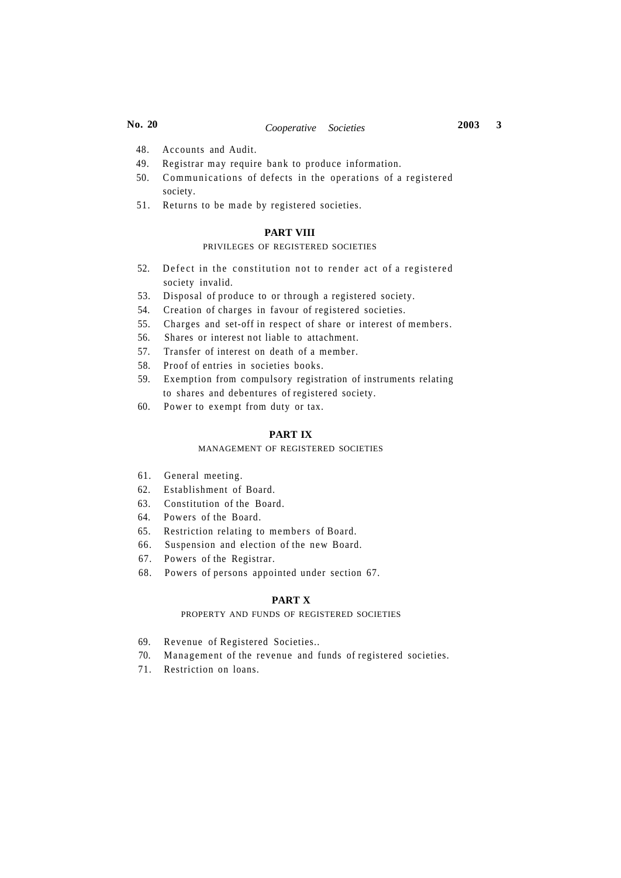48. Accounts and Audit.
49. Registrar may require bank to produce information.
50. Communications of defects in the operations of a registered society.
51. Returns to be made by registered societies.

**PART VIII**

PRIVILEGES OF REGISTERED SOCIETIES

52. Defect in the constitution not to render act of a registered society invalid.
53. Disposal of produce to or through a registered society.
54. Creation of charges in favour of registered societies.
55. Charges and set-off in respect of share or interest of members.
56. Shares or interest not liable to attachment.
57. Transfer of interest on death of a member.
58. Proof of entries in societies books.
59. Exemption from compulsory registration of instruments relating to shares and debentures of registered society.
60. Power to exempt from duty or tax.

**PART IX**

MANAGEMENT OF REGISTERED SOCIETIES

61. General meeting.
62. Establishment of Board.
63. Constitution of the Board.
64. Powers of the Board.
65. Restriction relating to members of Board.
66. Suspension and election of the new Board.
67. Powers of the Registrar.
68. Powers of persons appointed under section 67.

**PART X**

PROPERTY AND FUNDS OF REGISTERED SOCIETIES

69. Revenue of Registered Societies..
70. Management of the revenue and funds of registered societies.
71. Restriction on loans.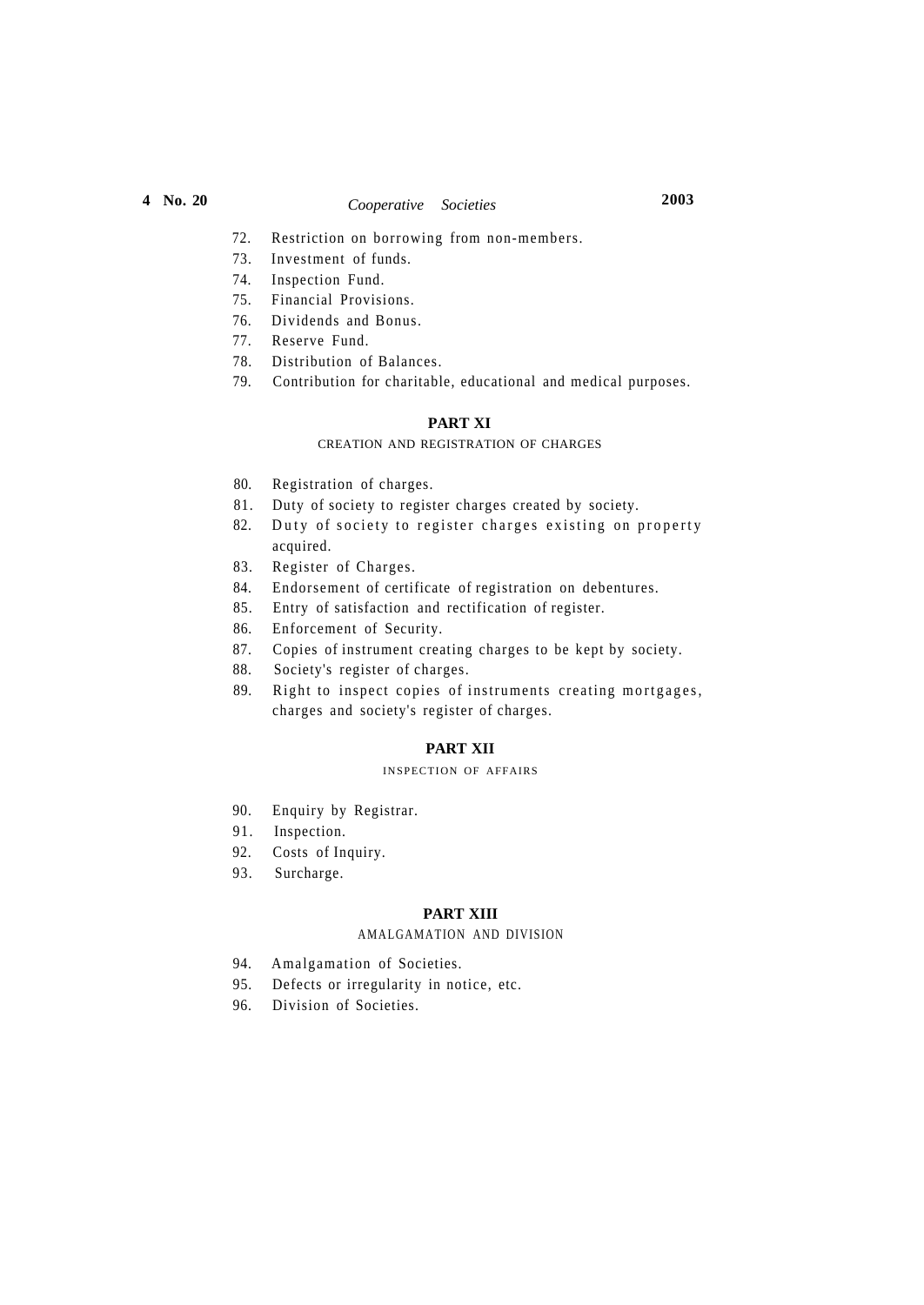72. Restriction on borrowing from non-members.
73. Investment of funds.
74. Inspection Fund.
75. Financial Provisions.
76. Dividends and Bonus.
77. Reserve Fund.
78. Distribution of Balances.
79. Contribution for charitable, educational and medical purposes.

## PART XI

### CREATION AND REGISTRATION OF CHARGES

80. Registration of charges.
81. Duty of society to register charges created by society.
82. Duty of society to register charges existing on property acquired.
83. Register of Charges.
84. Endorsement of certificate of registration on debentures.
85. Entry of satisfaction and rectification of register.
86. Enforcement of Security.
87. Copies of instrument creating charges to be kept by society.
88. Society's register of charges.
89. Right to inspect copies of instruments creating mortgages, charges and society's register of charges.

## PART XII

### INSPECTION OF AFFAIRS

90. Enquiry by Registrar.
91. Inspection.
92. Costs of Inquiry.
93. Surcharge.

## PART XIII

### AMALGAMATION AND DIVISION

94. Amalgamation of Societies.
95. Defects or irregularity in notice, etc.
96. Division of Societies.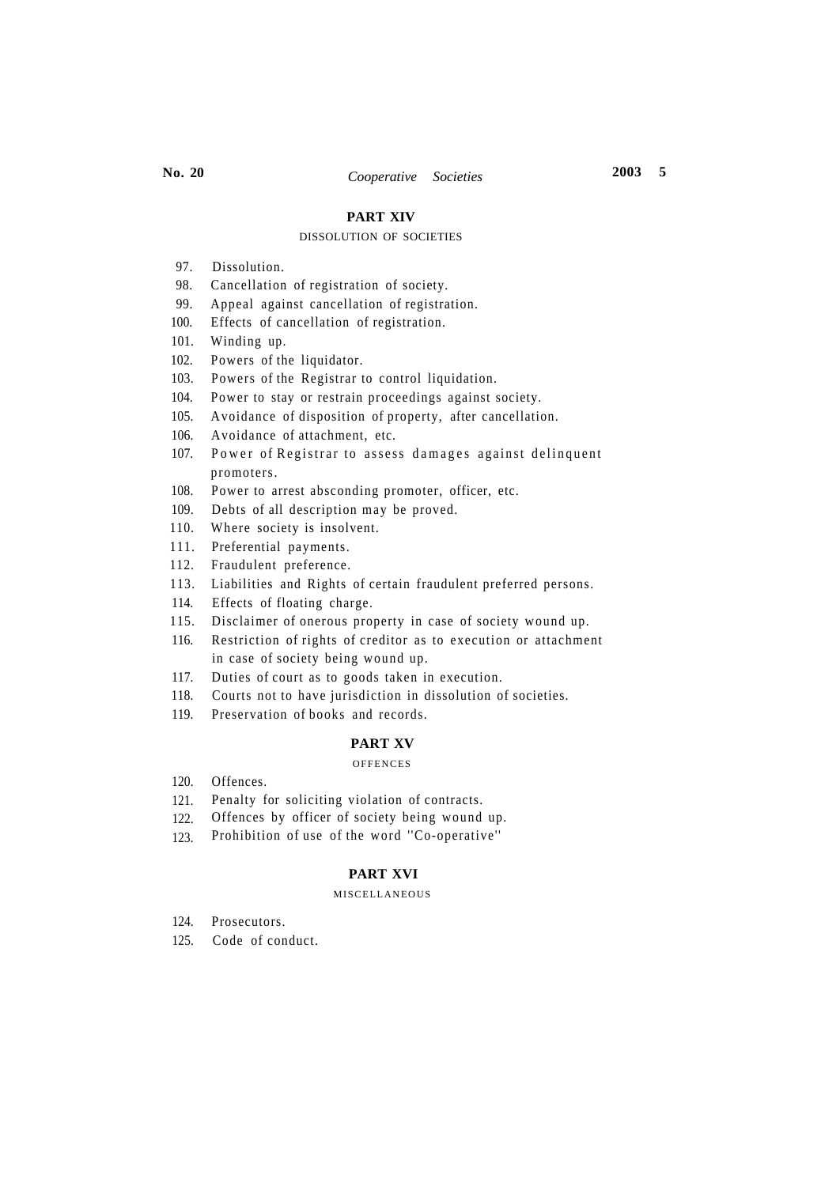## PART XIV

DISSOLUTION OF SOCIETIES

97. Dissolution.
98. Cancellation of registration of society.
99. Appeal against cancellation of registration.
100. Effects of cancellation of registration.
101. Winding up.
102. Powers of the liquidator.
103. Powers of the Registrar to control liquidation.
104. Power to stay or restrain proceedings against society.
105. Avoidance of disposition of property, after cancellation.
106. Avoidance of attachment, etc.
107. Power of Registrar to assess damages against delinquent promoters.
108. Power to arrest absconding promoter, officer, etc.
109. Debts of all description may be proved.
110. Where society is insolvent.
111. Preferential payments.
112. Fraudulent preference.
113. Liabilities and Rights of certain fraudulent preferred persons.
114. Effects of floating charge.
115. Disclaimer of onerous property in case of society wound up.
116. Restriction of rights of creditor as to execution or attachment in case of society being wound up.
117. Duties of court as to goods taken in execution.
118. Courts not to have jurisdiction in dissolution of societies.
119. Preservation of books and records.

## PART XV

OFFENCES

120. Offences.
121. Penalty for soliciting violation of contracts.
122. Offences by officer of society being wound up.
123. Prohibition of use of the word "Co-operative"

## PART XVI

MISCELLANEOUS

124. Prosecutors.
125. Code of conduct.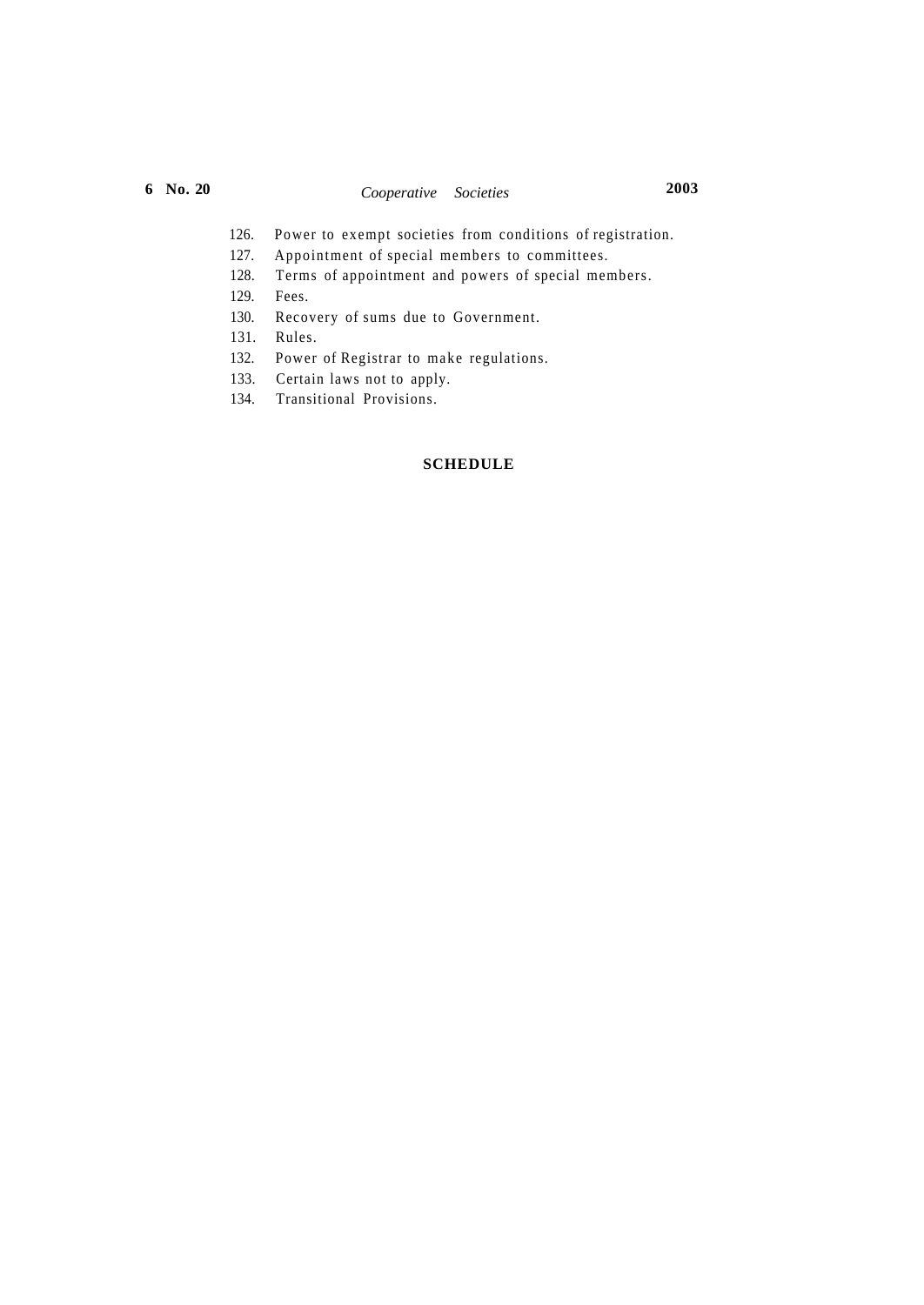126. Power to exempt societies from conditions of registration.
127. Appointment of special members to committees.
128. Terms of appointment and powers of special members.
129. Fees.
130. Recovery of sums due to Government.
131. Rules.
132. Power of Registrar to make regulations.
133. Certain laws not to apply.
134. Transitional Provisions.

**SCHEDULE**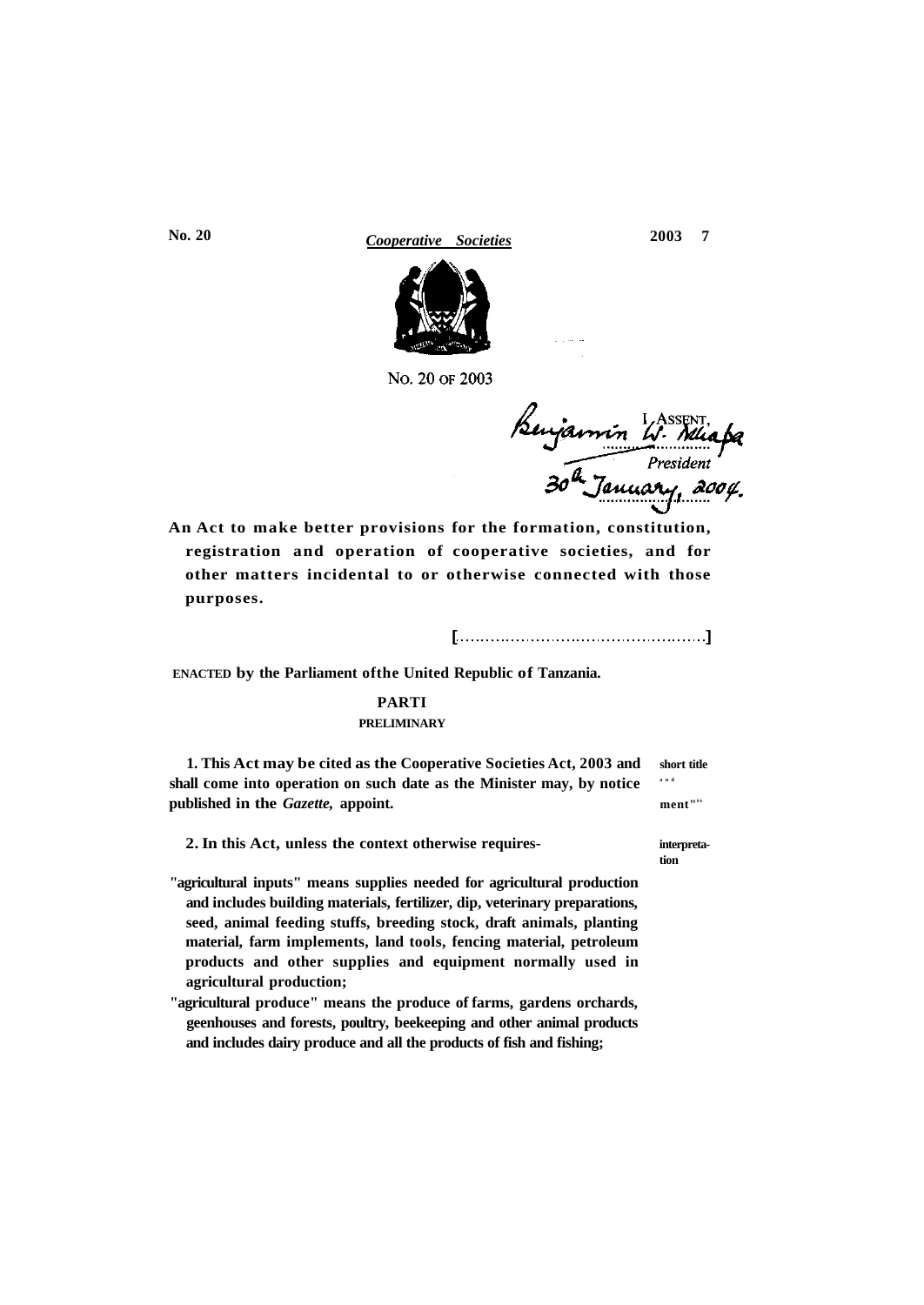No. 20 OF 2003

I ASSENT,

Benjamin W. Mkapa

*President*

30th January, 2004.

**An Act to make better provisions for the formation, constitution, registration and operation of cooperative societies, and for other matters incidental to or otherwise connected with those purposes.**

**[.............................................]**

**ENACTED by the Parliament ofthe United Republic of Tanzania.**

## PARTI

### PRELIMINARY

**1. This Act may be cited as the Cooperative Societies Act, 2003 and shall come into operation on such date as the Minister may, by notice published in the *Gazette*, appoint.**

Short title and commencement

**2. In this Act, unless the context otherwise requires-**

Interpretation

**"agricultural inputs" means supplies needed for agricultural production and includes building materials, fertilizer, dip, veterinary preparations, seed, animal feeding stuffs, breeding stock, draft animals, planting material, farm implements, land tools, fencing material, petroleum products and other supplies and equipment normally used in agricultural production;**

**"agricultural produce" means the produce of farms, gardens orchards, geenhouses and forests, poultry, beekeeping and other animal products and includes dairy produce and all the products of fish and fishing;**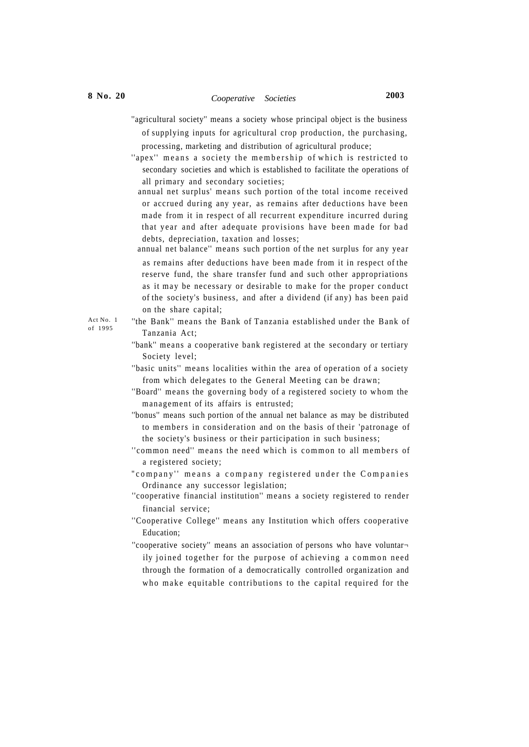"agricultural society" means a society whose principal object is the business of supplying inputs for agricultural crop production, the purchasing, processing, marketing and distribution of agricultural produce;

''apex'' means a society the membership of which is restricted to secondary societies and which is established to facilitate the operations of all primary and secondary societies;

annual net surplus' means such portion of the total income received or accrued during any year, as remains after deductions have been made from it in respect of all recurrent expenditure incurred during that year and after adequate provisions have been made for bad debts, depreciation, taxation and losses;

annual net balance'' means such portion of the net surplus for any year as remains after deductions have been made from it in respect of the reserve fund, the share transfer fund and such other appropriations as it may be necessary or desirable to make for the proper conduct of the society's business, and after a dividend (if any) has been paid on the share capital;

Act No. 1 of 1995

"the Bank'' means the Bank of Tanzania established under the Bank of Tanzania Act;

"bank" means a cooperative bank registered at the secondary or tertiary Society level;

''basic units'' means localities within the area of operation of a society from which delegates to the General Meeting can be drawn;

''Board'' means the governing body of a registered society to whom the management of its affairs is entrusted;

"bonus" means such portion of the annual net balance as may be distributed to members in consideration and on the basis of their 'patronage of the society's business or their participation in such business;

''common need'' means the need which is common to all members of a registered society;

"company'' means a company registered under the Companies Ordinance any successor legislation;

''cooperative financial institution'' means a society registered to render financial service;

''Cooperative College'' means any Institution which offers cooperative Education;

''cooperative society'' means an association of persons who have voluntar¬ily joined together for the purpose of achieving a common need through the formation of a democratically controlled organization and who make equitable contributions to the capital required for the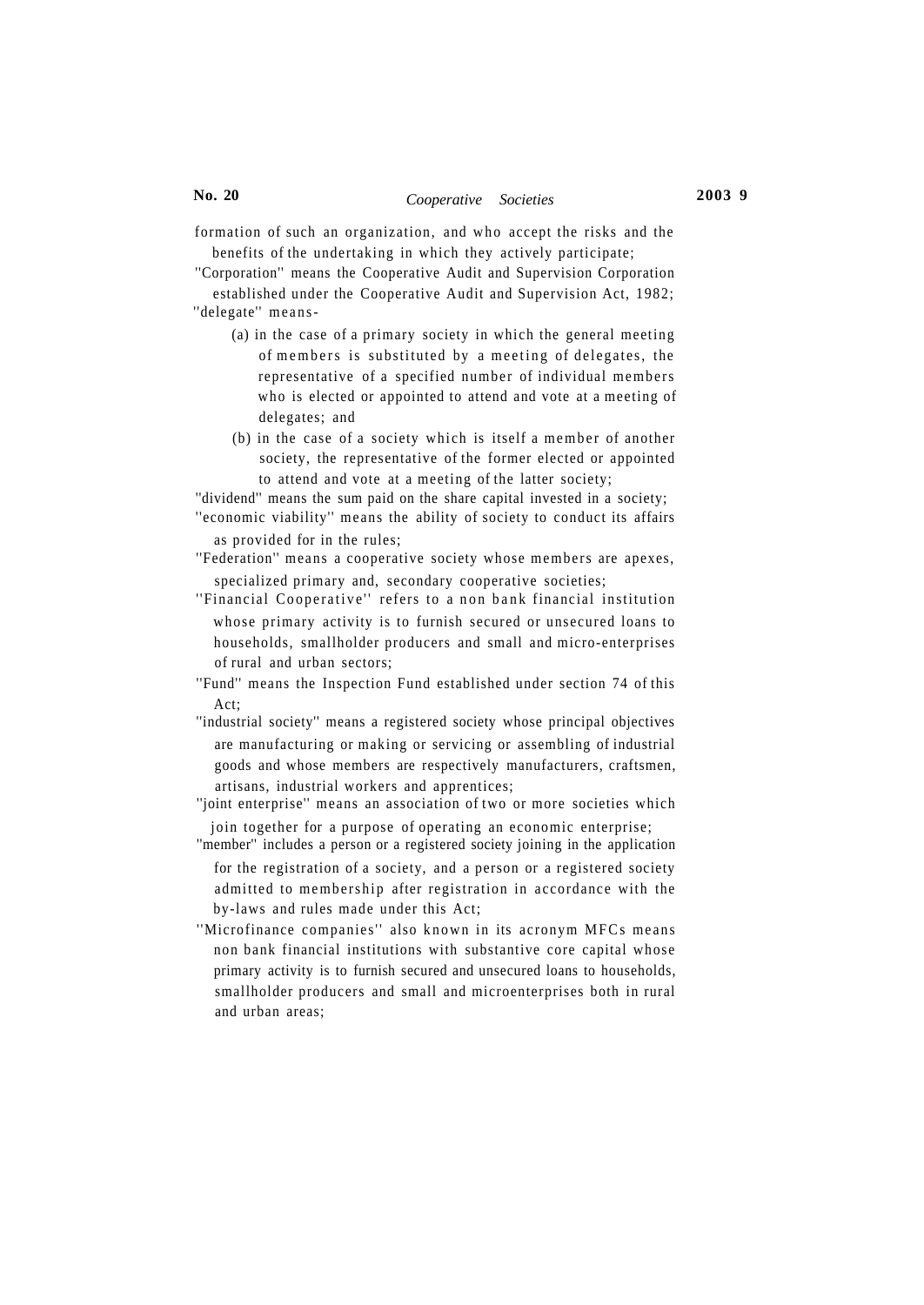formation of such an organization, and who accept the risks and the benefits of the undertaking in which they actively participate;

''Corporation'' means the Cooperative Audit and Supervision Corporation established under the Cooperative Audit and Supervision Act, 1982;

''delegate'' means-

(a) in the case of a primary society in which the general meeting of members is substituted by a meeting of delegates, the representative of a specified number of individual members who is elected or appointed to attend and vote at a meeting of delegates; and

(b) in the case of a society which is itself a member of another society, the representative of the former elected or appointed to attend and vote at a meeting of the latter society;

''dividend'' means the sum paid on the share capital invested in a society;

''economic viability'' means the ability of society to conduct its affairs as provided for in the rules;

''Federation'' means a cooperative society whose members are apexes, specialized primary and, secondary cooperative societies;

''Financial Cooperative'' refers to a non bank financial institution whose primary activity is to furnish secured or unsecured loans to households, smallholder producers and small and micro-enterprises of rural and urban sectors;

''Fund'' means the Inspection Fund established under section 74 of this Act;

''industrial society'' means a registered society whose principal objectives are manufacturing or making or servicing or assembling of industrial goods and whose members are respectively manufacturers, craftsmen, artisans, industrial workers and apprentices;

''joint enterprise'' means an association of two or more societies which join together for a purpose of operating an economic enterprise;

''member'' includes a person or a registered society joining in the application for the registration of a society, and a person or a registered society admitted to membership after registration in accordance with the by-laws and rules made under this Act;

''Microfinance companies'' also known in its acronym MFCs means non bank financial institutions with substantive core capital whose primary activity is to furnish secured and unsecured loans to households, smallholder producers and small and microenterprises both in rural and urban areas;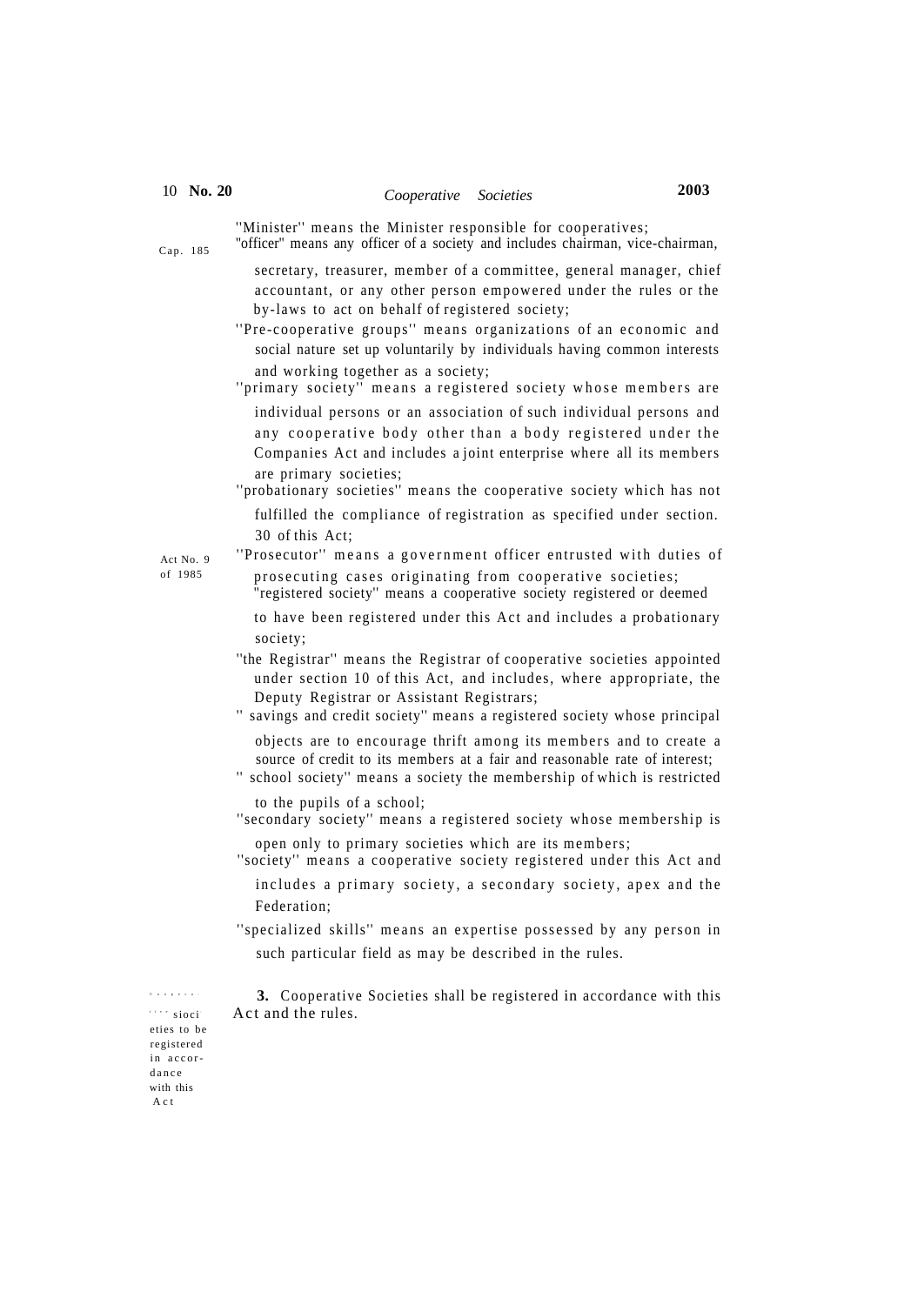"Minister" means the Minister responsible for cooperatives;

Cap. 185

"officer" means any officer of a society and includes chairman, vice-chairman, secretary, treasurer, member of a committee, general manager, chief accountant, or any other person empowered under the rules or the by-laws to act on behalf of registered society;

"Pre-cooperative groups" means organizations of an economic and social nature set up voluntarily by individuals having common interests and working together as a society;

"primary society" means a registered society whose members are individual persons or an association of such individual persons and any cooperative body other than a body registered under the Companies Act and includes a joint enterprise where all its members are primary societies;

"probationary societies" means the cooperative society which has not fulfilled the compliance of registration as specified under section. 30 of this Act;

Act No. 9 of 1985

"Prosecutor" means a government officer entrusted with duties of prosecuting cases originating from cooperative societies;

"registered society" means a cooperative society registered or deemed to have been registered under this Act and includes a probationary society;

"the Registrar" means the Registrar of cooperative societies appointed under section 10 of this Act, and includes, where appropriate, the Deputy Registrar or Assistant Registrars;

" savings and credit society" means a registered society whose principal objects are to encourage thrift among its members and to create a source of credit to its members at a fair and reasonable rate of interest;

" school society" means a society the membership of which is restricted to the pupils of a school;

"secondary society" means a registered society whose membership is open only to primary societies which are its members;

"society" means a cooperative society registered under this Act and includes a primary society, a secondary society, apex and the Federation;

"specialized skills" means an expertise possessed by any person in such particular field as may be described in the rules.

Cooperative societies to be registered in accordance with this Act

**3.** Cooperative Societies shall be registered in accordance with this Act and the rules.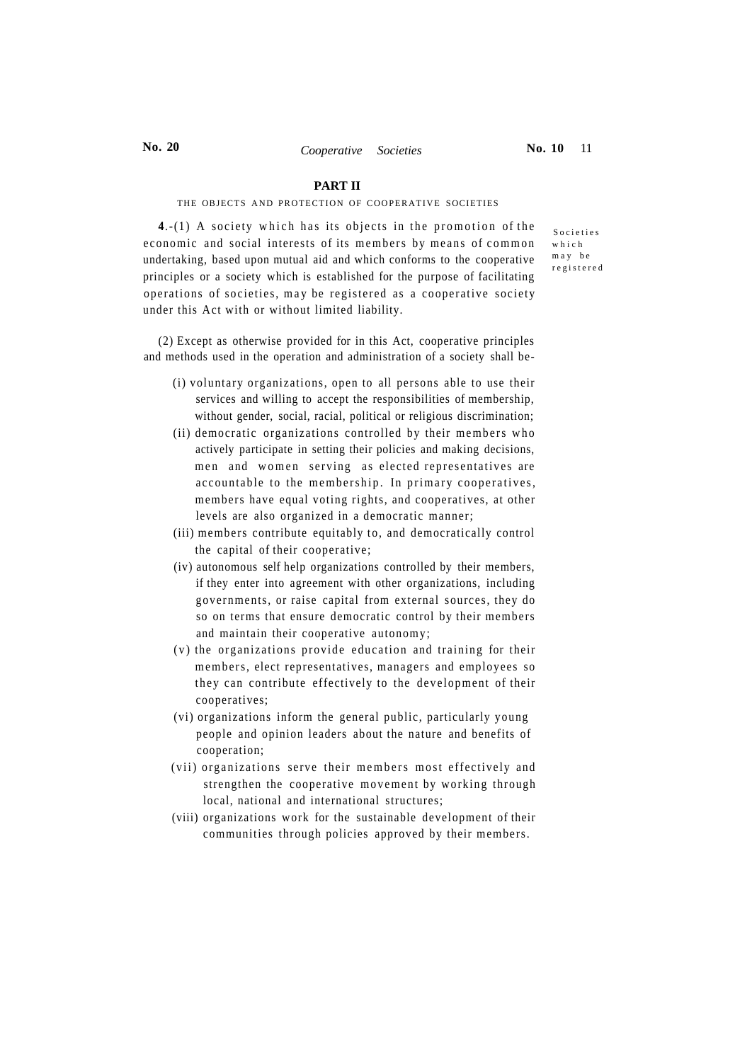## PART II

THE OBJECTS AND PROTECTION OF COOPERATIVE SOCIETIES

Societies which may be registered

**4**.-(1) A society which has its objects in the promotion of the economic and social interests of its members by means of common undertaking, based upon mutual aid and which conforms to the cooperative principles or a society which is established for the purpose of facilitating operations of societies, may be registered as a cooperative society under this Act with or without limited liability.

(2) Except as otherwise provided for in this Act, cooperative principles and methods used in the operation and administration of a society shall be-

(i) voluntary organizations, open to all persons able to use their services and willing to accept the responsibilities of membership, without gender, social, racial, political or religious discrimination;

(ii) democratic organizations controlled by their members who actively participate in setting their policies and making decisions, men and women serving as elected representatives are accountable to the membership. In primary cooperatives, members have equal voting rights, and cooperatives, at other levels are also organized in a democratic manner;

(iii) members contribute equitably to, and democratically control the capital of their cooperative;

(iv) autonomous self help organizations controlled by their members, if they enter into agreement with other organizations, including governments, or raise capital from external sources, they do so on terms that ensure democratic control by their members and maintain their cooperative autonomy;

(v) the organizations provide education and training for their members, elect representatives, managers and employees so they can contribute effectively to the development of their cooperatives;

(vi) organizations inform the general public, particularly young people and opinion leaders about the nature and benefits of cooperation;

(vii) organizations serve their members most effectively and strengthen the cooperative movement by working through local, national and international structures;

(viii) organizations work for the sustainable development of their communities through policies approved by their members.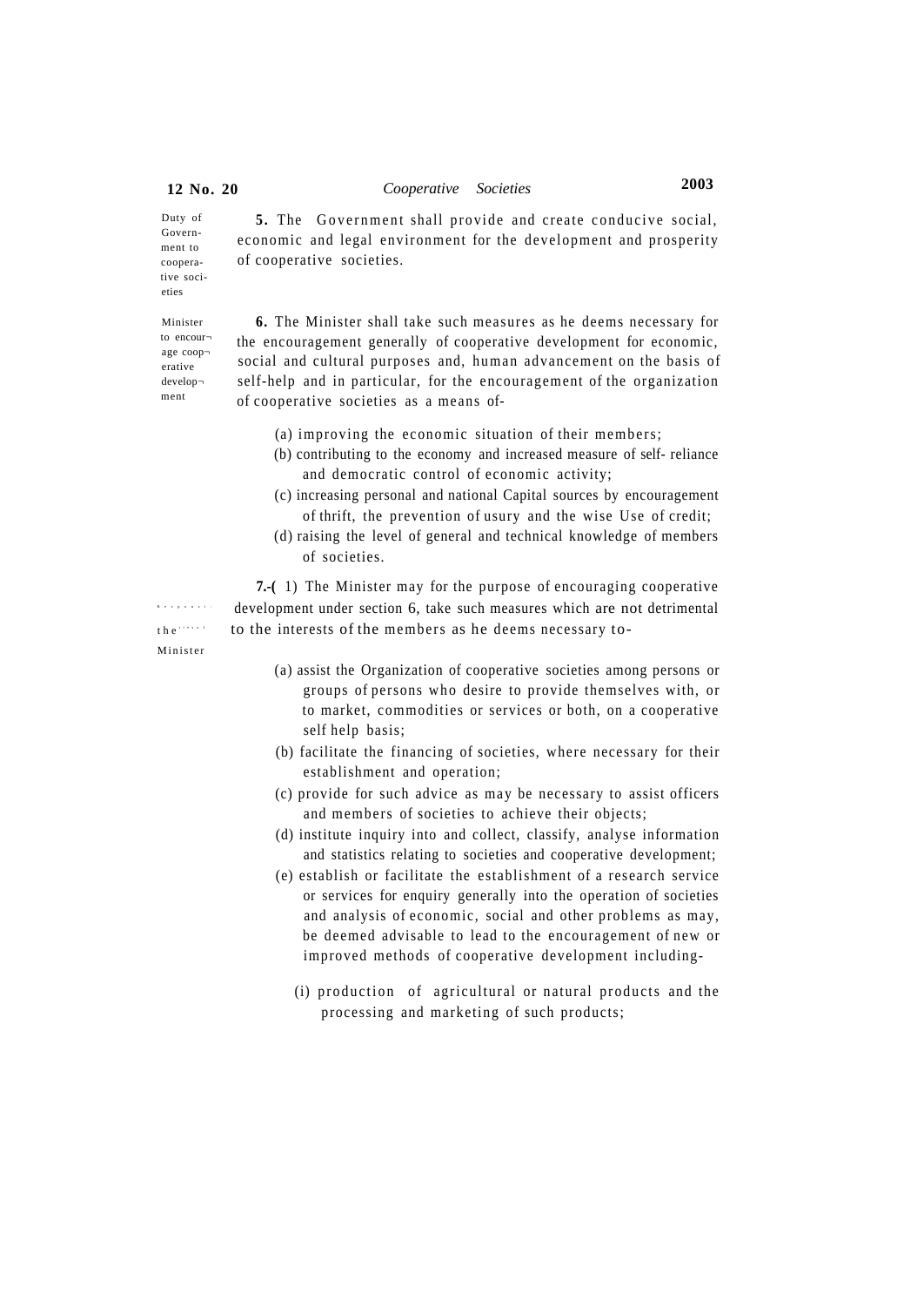**Duty of Government to cooperative societies**

**5.** The Government shall provide and create conducive social, economic and legal environment for the development and prosperity of cooperative societies.

**Minister to encourage cooperative development**

**6.** The Minister shall take such measures as he deems necessary for the encouragement generally of cooperative development for economic, social and cultural purposes and, human advancement on the basis of self-help and in particular, for the encouragement of the organization of cooperative societies as a means of-

(a) improving the economic situation of their members;

(b) contributing to the economy and increased measure of self- reliance and democratic control of economic activity;

(c) increasing personal and national Capital sources by encouragement of thrift, the prevention of usury and the wise Use of credit;

(d) raising the level of general and technical knowledge of members of societies.

**Functions of the Minister**

**7.-(** 1) The Minister may for the purpose of encouraging cooperative development under section 6, take such measures which are not detrimental to the interests of the members as he deems necessary to-

(a) assist the Organization of cooperative societies among persons or groups of persons who desire to provide themselves with, or to market, commodities or services or both, on a cooperative self help basis;

(b) facilitate the financing of societies, where necessary for their establishment and operation;

(c) provide for such advice as may be necessary to assist officers and members of societies to achieve their objects;

(d) institute inquiry into and collect, classify, analyse information and statistics relating to societies and cooperative development;

(e) establish or facilitate the establishment of a research service or services for enquiry generally into the operation of societies and analysis of economic, social and other problems as may, be deemed advisable to lead to the encouragement of new or improved methods of cooperative development including-

(i) production of agricultural or natural products and the processing and marketing of such products;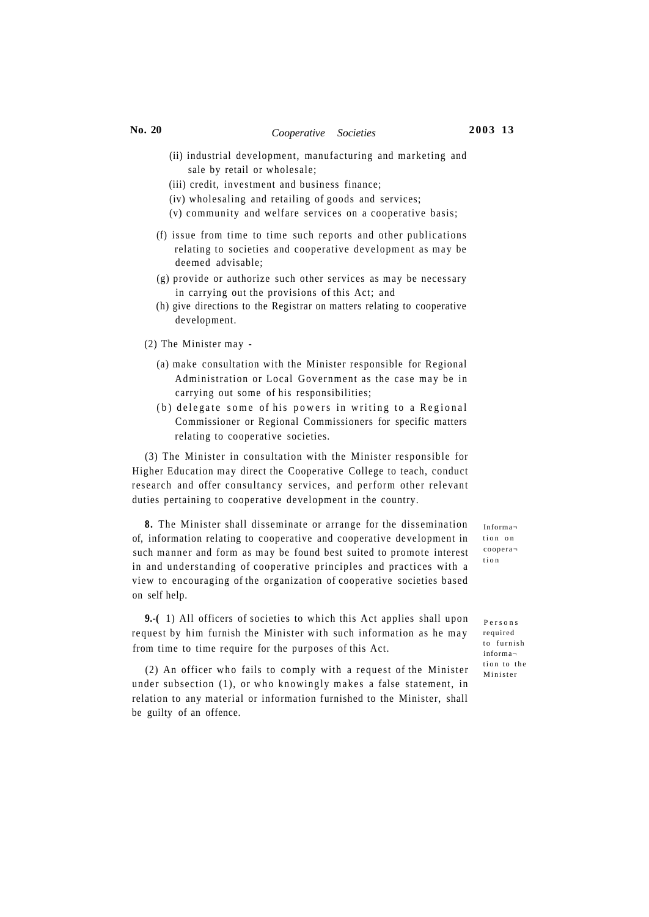(ii) industrial development, manufacturing and marketing and sale by retail or wholesale;

(iii) credit, investment and business finance;

(iv) wholesaling and retailing of goods and services;

(v) community and welfare services on a cooperative basis;

(f) issue from time to time such reports and other publications relating to societies and cooperative development as may be deemed advisable;

(g) provide or authorize such other services as may be necessary in carrying out the provisions of this Act; and

(h) give directions to the Registrar on matters relating to cooperative development.

(2) The Minister may -

(a) make consultation with the Minister responsible for Regional Administration or Local Government as the case may be in carrying out some of his responsibilities;

(b) delegate some of his powers in writing to a Regional Commissioner or Regional Commissioners for specific matters relating to cooperative societies.

(3) The Minister in consultation with the Minister responsible for Higher Education may direct the Cooperative College to teach, conduct research and offer consultancy services, and perform other relevant duties pertaining to cooperative development in the country.

*Information on cooperation*

**8.** The Minister shall disseminate or arrange for the dissemination of, information relating to cooperative and cooperative development in such manner and form as may be found best suited to promote interest in and understanding of cooperative principles and practices with a view to encouraging of the organization of cooperative societies based on self help.

*Persons required to furnish information to the Minister*

**9.-(** 1) All officers of societies to which this Act applies shall upon request by him furnish the Minister with such information as he may from time to time require for the purposes of this Act.

(2) An officer who fails to comply with a request of the Minister under subsection (1), or who knowingly makes a false statement, in relation to any material or information furnished to the Minister, shall be guilty of an offence.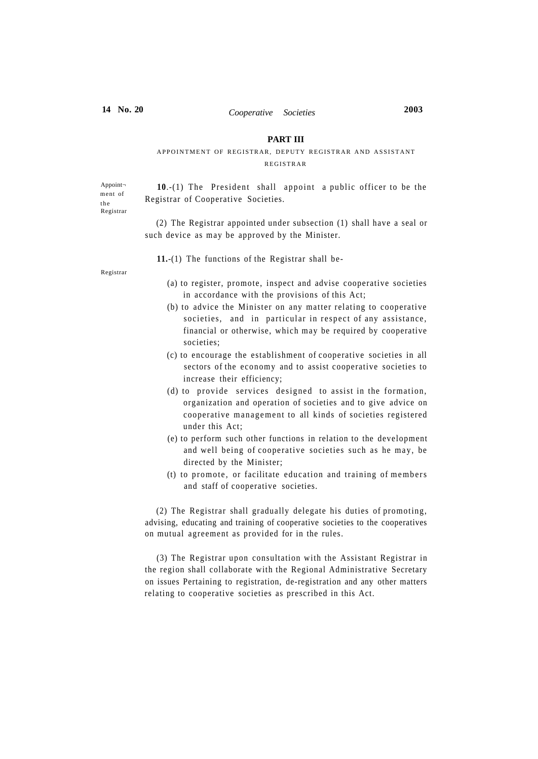## PART III

### APPOINTMENT OF REGISTRAR, DEPUTY REGISTRAR AND ASSISTANT REGISTRAR

Appointment of the Registrar

**10**.-(1) The President shall appoint a public officer to be the Registrar of Cooperative Societies.

(2) The Registrar appointed under subsection (1) shall have a seal or such device as may be approved by the Minister.

Registrar

**11.**-(1) The functions of the Registrar shall be-

(a) to register, promote, inspect and advise cooperative societies in accordance with the provisions of this Act;

(b) to advice the Minister on any matter relating to cooperative societies, and in particular in respect of any assistance, financial or otherwise, which may be required by cooperative societies;

(c) to encourage the establishment of cooperative societies in all sectors of the economy and to assist cooperative societies to increase their efficiency;

(d) to provide services designed to assist in the formation, organization and operation of societies and to give advice on cooperative management to all kinds of societies registered under this Act;

(e) to perform such other functions in relation to the development and well being of cooperative societies such as he may, be directed by the Minister;

(t) to promote, or facilitate education and training of members and staff of cooperative societies.

(2) The Registrar shall gradually delegate his duties of promoting, advising, educating and training of cooperative societies to the cooperatives on mutual agreement as provided for in the rules.

(3) The Registrar upon consultation with the Assistant Registrar in the region shall collaborate with the Regional Administrative Secretary on issues Pertaining to registration, de-registration and any other matters relating to cooperative societies as prescribed in this Act.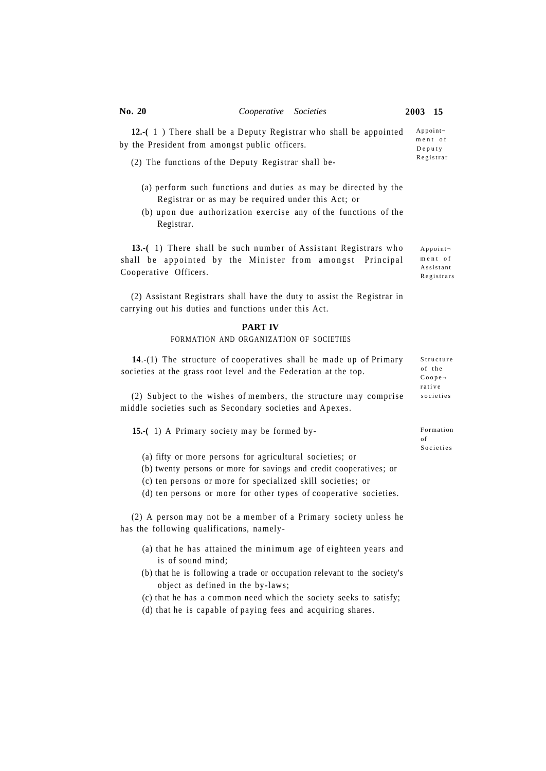**12.-(** 1 ) There shall be a Deputy Registrar who shall be appointed by the President from amongst public officers.

Appointment of Deputy Registrar

(2) The functions of the Deputy Registrar shall be-

(a) perform such functions and duties as may be directed by the Registrar or as may be required under this Act; or

(b) upon due authorization exercise any of the functions of the Registrar.

**13.-(** 1) There shall be such number of Assistant Registrars who shall be appointed by the Minister from amongst Principal Cooperative Officers.

Appointment of Assistant Registrars

(2) Assistant Registrars shall have the duty to assist the Registrar in carrying out his duties and functions under this Act.

## PART IV

### FORMATION AND ORGANIZATION OF SOCIETIES

**14**.-(1) The structure of cooperatives shall be made up of Primary societies at the grass root level and the Federation at the top.

Structure of the Cooperative societies

(2) Subject to the wishes of members, the structure may comprise middle societies such as Secondary societies and Apexes.

**15.-(** 1) A Primary society may be formed by-

Formation of Societies

(a) fifty or more persons for agricultural societies; or

(b) twenty persons or more for savings and credit cooperatives; or

(c) ten persons or more for specialized skill societies; or

(d) ten persons or more for other types of cooperative societies.

(2) A person may not be a member of a Primary society unless he has the following qualifications, namely-

(a) that he has attained the minimum age of eighteen years and is of sound mind;

(b) that he is following a trade or occupation relevant to the society's object as defined in the by-laws;

(c) that he has a common need which the society seeks to satisfy;

(d) that he is capable of paying fees and acquiring shares.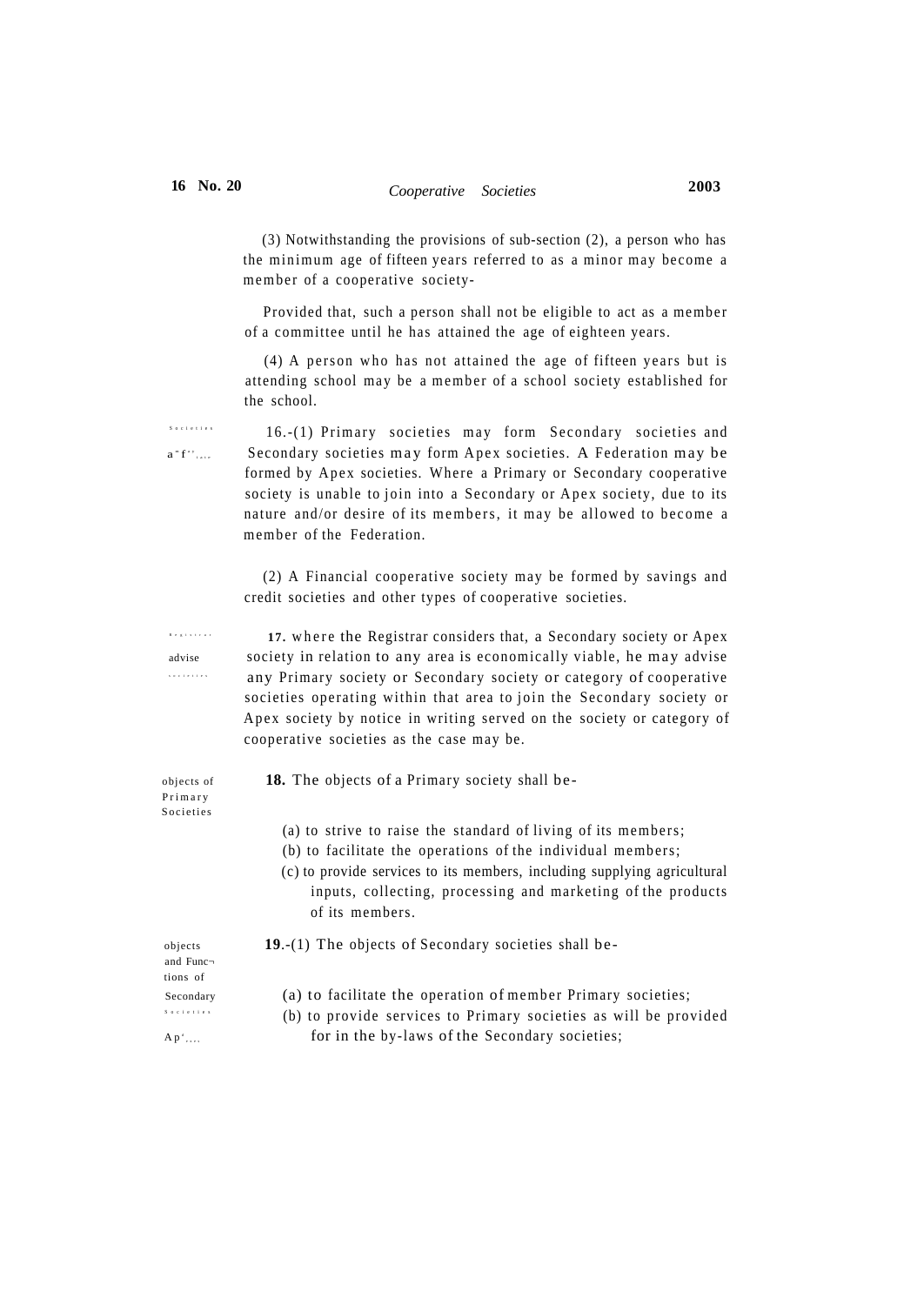(3) Notwithstanding the provisions of sub-section (2), a person who has the minimum age of fifteen years referred to as a minor may become a member of a cooperative society-

Provided that, such a person shall not be eligible to act as a member of a committee until he has attained the age of eighteen years.

(4) A person who has not attained the age of fifteen years but is attending school may be a member of a school society established for the school.

Societies a-f...

16.-(1) Primary societies may form Secondary societies and Secondary societies may form Apex societies. A Federation may be formed by Apex societies. Where a Primary or Secondary cooperative society is unable to join into a Secondary or Apex society, due to its nature and/or desire of its members, it may be allowed to become a member of the Federation.

(2) A Financial cooperative society may be formed by savings and credit societies and other types of cooperative societies.

Registrar advise societies

**17.** where the Registrar considers that, a Secondary society or Apex society in relation to any area is economically viable, he may advise any Primary society or Secondary society or category of cooperative societies operating within that area to join the Secondary society or Apex society by notice in writing served on the society or category of cooperative societies as the case may be.

objects of Primary Societies

**18.** The objects of a Primary society shall be-

(a) to strive to raise the standard of living of its members;
(b) to facilitate the operations of the individual members;
(c) to provide services to its members, including supplying agricultural inputs, collecting, processing and marketing of the products of its members.

objects and Functions of Secondary Societies Ap...

**19**.-(1) The objects of Secondary societies shall be-

(a) to facilitate the operation of member Primary societies;
(b) to provide services to Primary societies as will be provided for in the by-laws of the Secondary societies;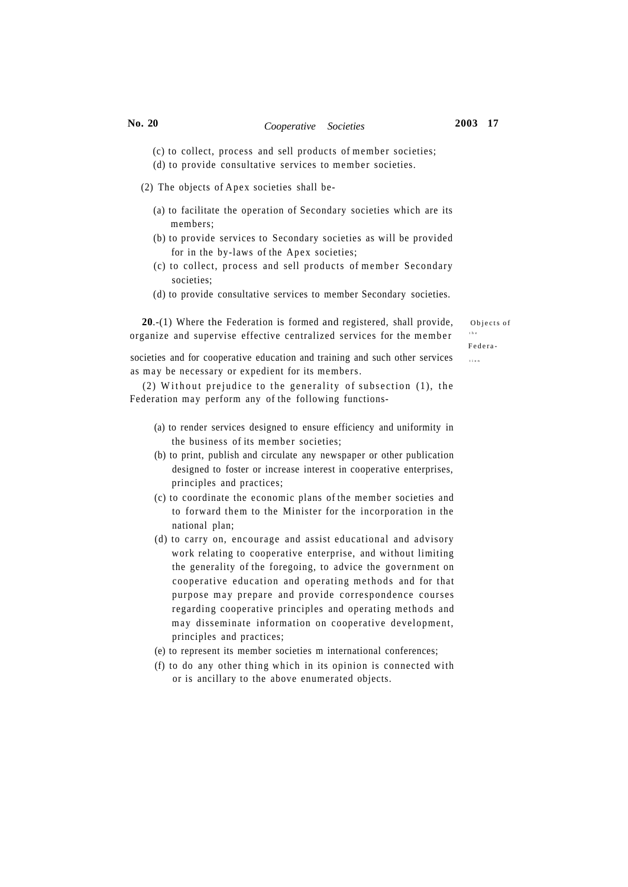(c) to collect, process and sell products of member societies;

(d) to provide consultative services to member societies.

(2) The objects of Apex societies shall be-

(a) to facilitate the operation of Secondary societies which are its members;

(b) to provide services to Secondary societies as will be provided for in the by-laws of the Apex societies;

(c) to collect, process and sell products of member Secondary societies;

(d) to provide consultative services to member Secondary societies.

Objects of the Federation

**20**.-(1) Where the Federation is formed and registered, shall provide, organize and supervise effective centralized services for the member societies and for cooperative education and training and such other services as may be necessary or expedient for its members.

(2) Without prejudice to the generality of subsection (1), the Federation may perform any of the following functions-

(a) to render services designed to ensure efficiency and uniformity in the business of its member societies;

(b) to print, publish and circulate any newspaper or other publication designed to foster or increase interest in cooperative enterprises, principles and practices;

(c) to coordinate the economic plans of the member societies and to forward them to the Minister for the incorporation in the national plan;

(d) to carry on, encourage and assist educational and advisory work relating to cooperative enterprise, and without limiting the generality of the foregoing, to advice the government on cooperative education and operating methods and for that purpose may prepare and provide correspondence courses regarding cooperative principles and operating methods and may disseminate information on cooperative development, principles and practices;

(e) to represent its member societies m international conferences;

(f) to do any other thing which in its opinion is connected with or is ancillary to the above enumerated objects.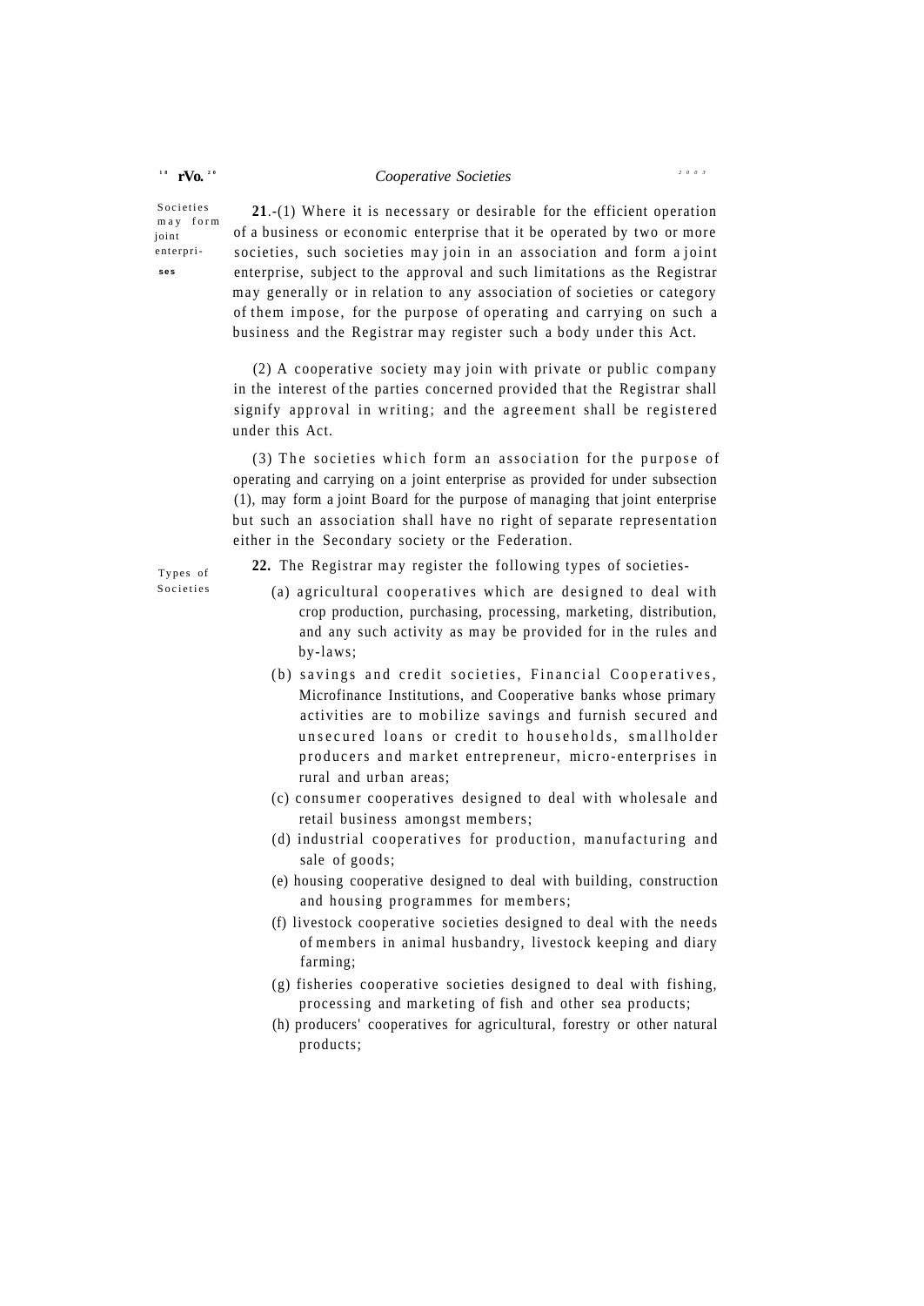Societies may form joint enterprises

**21**.-(1) Where it is necessary or desirable for the efficient operation of a business or economic enterprise that it be operated by two or more societies, such societies may join in an association and form a joint enterprise, subject to the approval and such limitations as the Registrar may generally or in relation to any association of societies or category of them impose, for the purpose of operating and carrying on such a business and the Registrar may register such a body under this Act.

(2) A cooperative society may join with private or public company in the interest of the parties concerned provided that the Registrar shall signify approval in writing; and the agreement shall be registered under this Act.

(3) The societies which form an association for the purpose of operating and carrying on a joint enterprise as provided for under subsection (1), may form a joint Board for the purpose of managing that joint enterprise but such an association shall have no right of separate representation either in the Secondary society or the Federation.

Types of Societies

**22.** The Registrar may register the following types of societies-

(a) agricultural cooperatives which are designed to deal with crop production, purchasing, processing, marketing, distribution, and any such activity as may be provided for in the rules and by-laws;

(b) savings and credit societies, Financial Cooperatives, Microfinance Institutions, and Cooperative banks whose primary activities are to mobilize savings and furnish secured and unsecured loans or credit to households, smallholder producers and market entrepreneur, micro-enterprises in rural and urban areas;

(c) consumer cooperatives designed to deal with wholesale and retail business amongst members;

(d) industrial cooperatives for production, manufacturing and sale of goods;

(e) housing cooperative designed to deal with building, construction and housing programmes for members;

(f) livestock cooperative societies designed to deal with the needs of members in animal husbandry, livestock keeping and diary farming;

(g) fisheries cooperative societies designed to deal with fishing, processing and marketing of fish and other sea products;

(h) producers' cooperatives for agricultural, forestry or other natural products;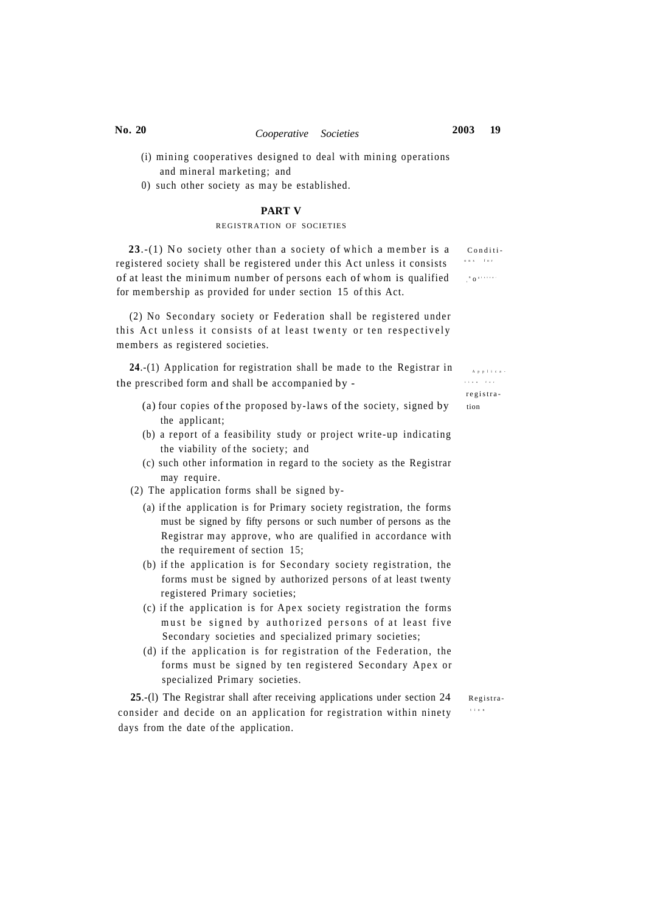(i) mining cooperatives designed to deal with mining operations and mineral marketing; and

0) such other society as may be established.

## PART V

### REGISTRATION OF SOCIETIES

Conditions for registration

**23**.-(1) No society other than a society of which a member is a registered society shall be registered under this Act unless it consists of at least the minimum number of persons each of whom is qualified for membership as provided for under section 15 of this Act.

(2) No Secondary society or Federation shall be registered under this Act unless it consists of at least twenty or ten respectively members as registered societies.

Application for registration

**24**.-(1) Application for registration shall be made to the Registrar in the prescribed form and shall be accompanied by -

(a) four copies of the proposed by-laws of the society, signed by the applicant;

(b) a report of a feasibility study or project write-up indicating the viability of the society; and

(c) such other information in regard to the society as the Registrar may require.

(2) The application forms shall be signed by-

(a) if the application is for Primary society registration, the forms must be signed by fifty persons or such number of persons as the Registrar may approve, who are qualified in accordance with the requirement of section 15;

(b) if the application is for Secondary society registration, the forms must be signed by authorized persons of at least twenty registered Primary societies;

(c) if the application is for Apex society registration the forms must be signed by authorized persons of at least five Secondary societies and specialized primary societies;

(d) if the application is for registration of the Federation, the forms must be signed by ten registered Secondary Apex or specialized Primary societies.

Registration

**25**.-(l) The Registrar shall after receiving applications under section 24 consider and decide on an application for registration within ninety days from the date of the application.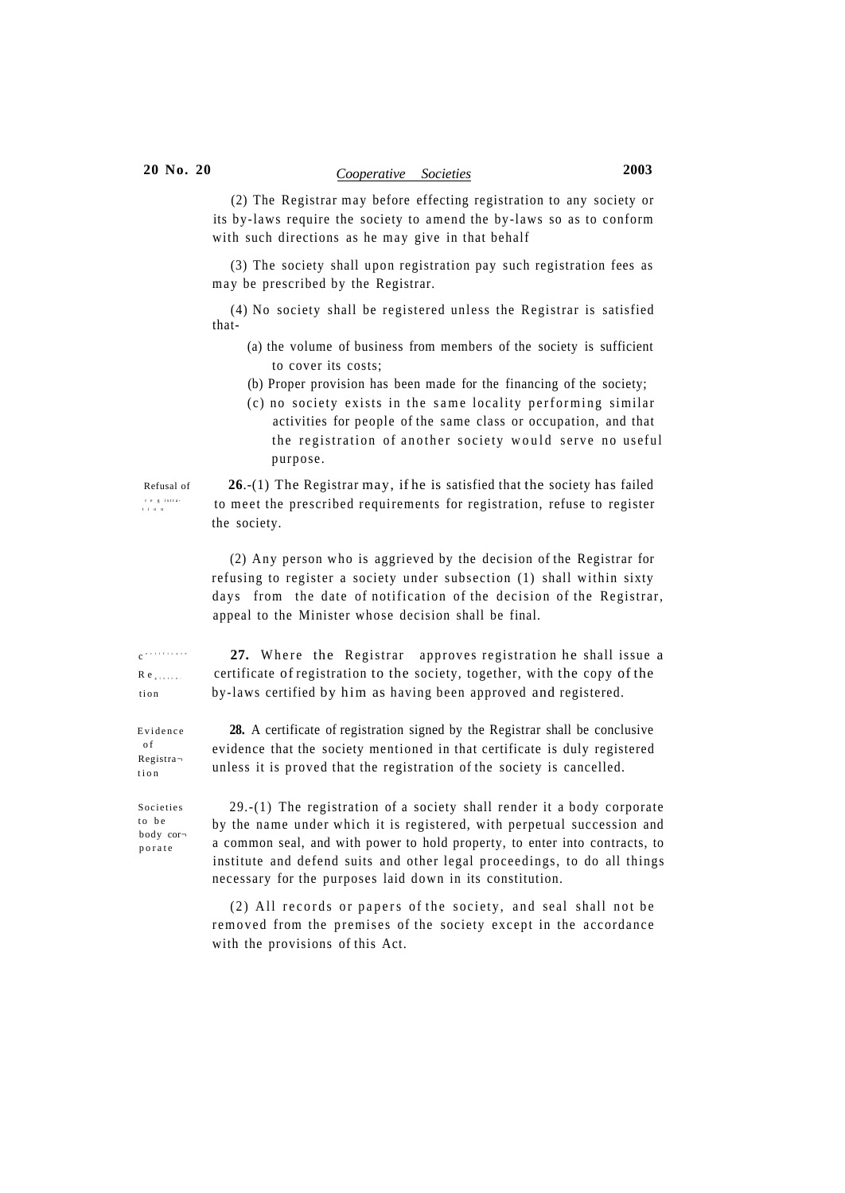(2) The Registrar may before effecting registration to any society or its by-laws require the society to amend the by-laws so as to conform with such directions as he may give in that behalf

(3) The society shall upon registration pay such registration fees as may be prescribed by the Registrar.

(4) No society shall be registered unless the Registrar is satisfied that-

(a) the volume of business from members of the society is sufficient to cover its costs;

(b) Proper provision has been made for the financing of the society;

(c) no society exists in the same locality performing similar activities for people of the same class or occupation, and that the registration of another society would serve no useful purpose.

Refusal of registration

**26**.-(1) The Registrar may, if he is satisfied that the society has failed to meet the prescribed requirements for registration, refuse to register the society.

(2) Any person who is aggrieved by the decision of the Registrar for refusing to register a society under subsection (1) shall within sixty days from the date of notification of the decision of the Registrar, appeal to the Minister whose decision shall be final.

Certificate of Registration

**27.** Where the Registrar approves registration he shall issue a certificate of registration to the society, together, with the copy of the by-laws certified by him as having been approved and registered.

Evidence of Registration

**28.** A certificate of registration signed by the Registrar shall be conclusive evidence that the society mentioned in that certificate is duly registered unless it is proved that the registration of the society is cancelled.

Societies to be body corporate

29.-(1) The registration of a society shall render it a body corporate by the name under which it is registered, with perpetual succession and a common seal, and with power to hold property, to enter into contracts, to institute and defend suits and other legal proceedings, to do all things necessary for the purposes laid down in its constitution.

(2) All records or papers of the society, and seal shall not be removed from the premises of the society except in the accordance with the provisions of this Act.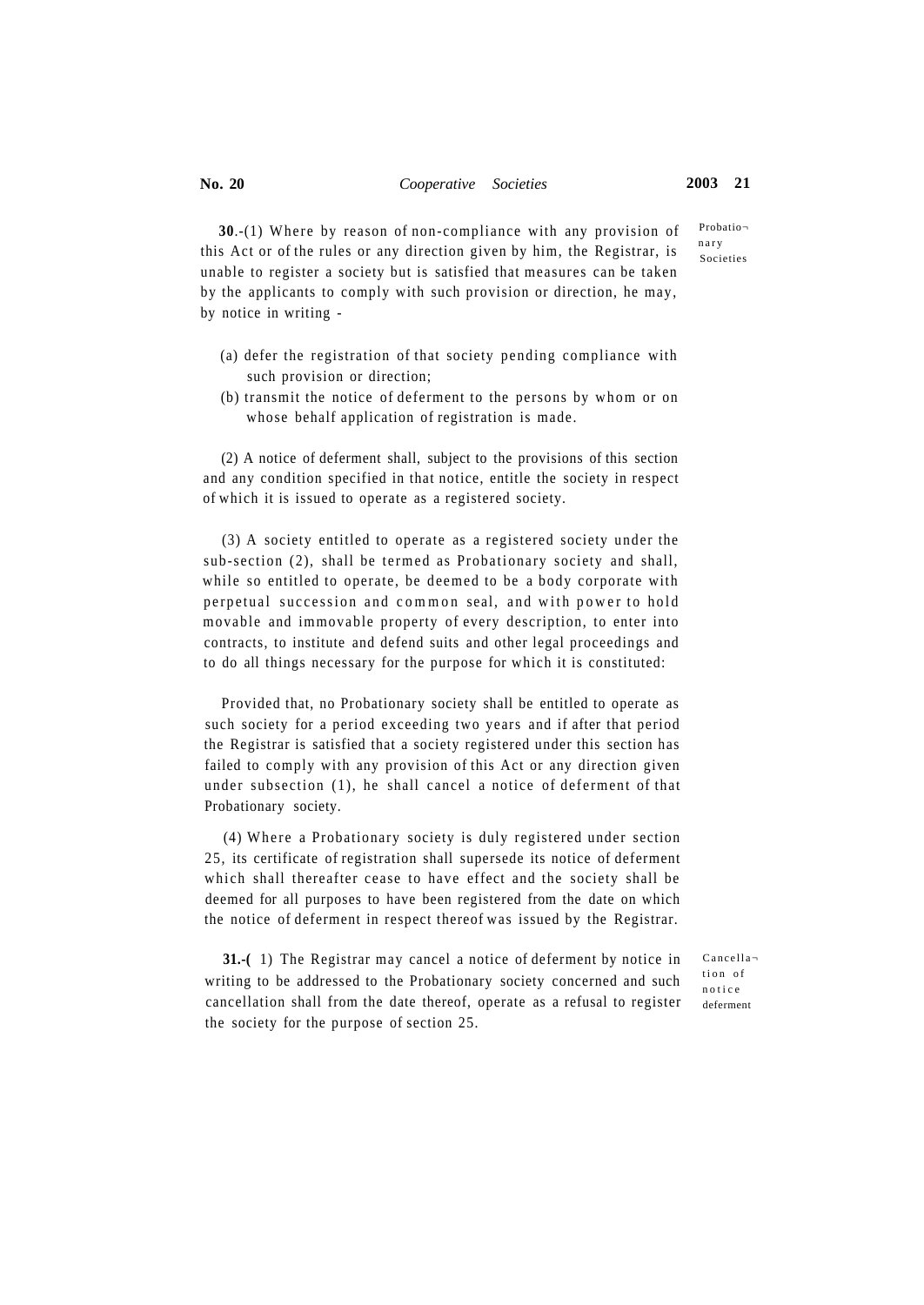**30**.-(1) Where by reason of non-compliance with any provision of this Act or of the rules or any direction given by him, the Registrar, is unable to register a society but is satisfied that measures can be taken by the applicants to comply with such provision or direction, he may, by notice in writing -

Probationary Societies

(a) defer the registration of that society pending compliance with such provision or direction;

(b) transmit the notice of deferment to the persons by whom or on whose behalf application of registration is made.

(2) A notice of deferment shall, subject to the provisions of this section and any condition specified in that notice, entitle the society in respect of which it is issued to operate as a registered society.

(3) A society entitled to operate as a registered society under the sub-section (2), shall be termed as Probationary society and shall, while so entitled to operate, be deemed to be a body corporate with perpetual succession and common seal, and with power to hold movable and immovable property of every description, to enter into contracts, to institute and defend suits and other legal proceedings and to do all things necessary for the purpose for which it is constituted:

Provided that, no Probationary society shall be entitled to operate as such society for a period exceeding two years and if after that period the Registrar is satisfied that a society registered under this section has failed to comply with any provision of this Act or any direction given under subsection (1), he shall cancel a notice of deferment of that Probationary society.

(4) Where a Probationary society is duly registered under section 25, its certificate of registration shall supersede its notice of deferment which shall thereafter cease to have effect and the society shall be deemed for all purposes to have been registered from the date on which the notice of deferment in respect thereof was issued by the Registrar.

**31.-(** 1) The Registrar may cancel a notice of deferment by notice in writing to be addressed to the Probationary society concerned and such cancellation shall from the date thereof, operate as a refusal to register the society for the purpose of section 25.

Cancellation of notice deferment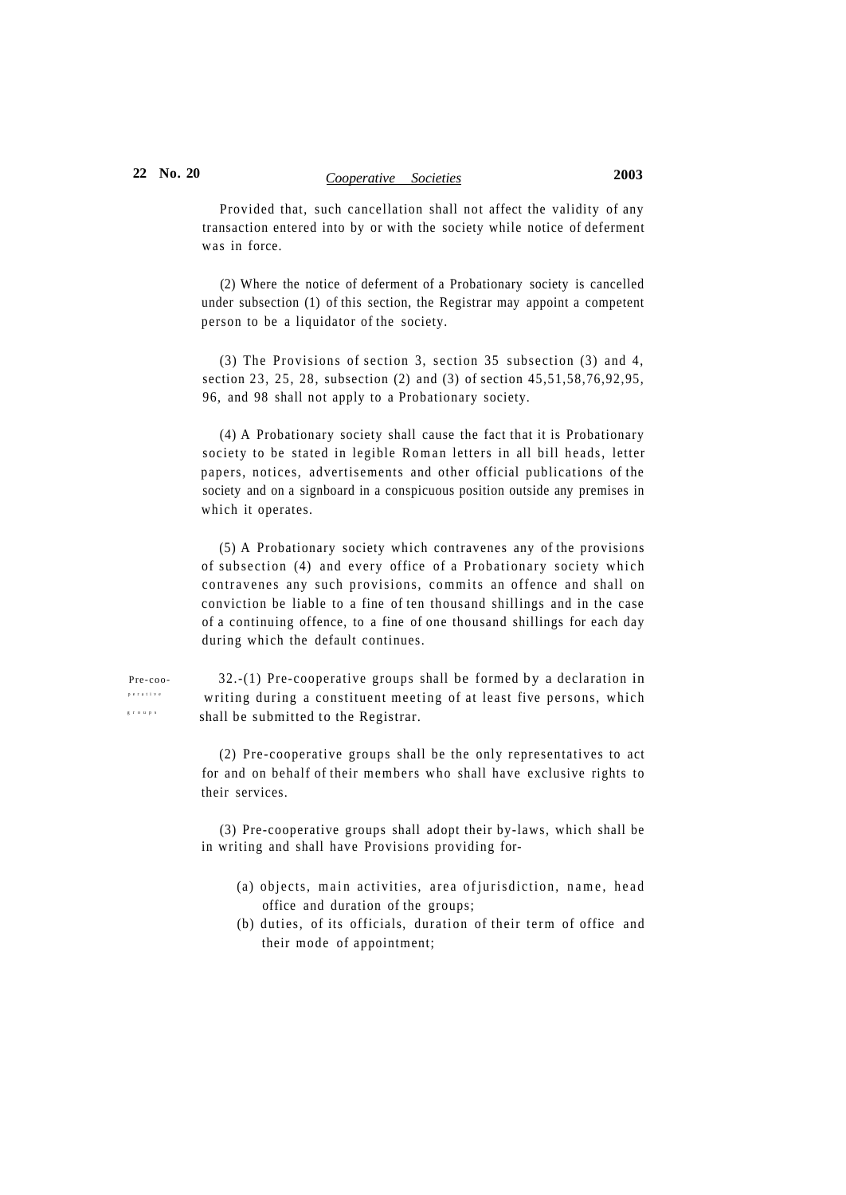Provided that, such cancellation shall not affect the validity of any transaction entered into by or with the society while notice of deferment was in force.

(2) Where the notice of deferment of a Probationary society is cancelled under subsection (1) of this section, the Registrar may appoint a competent person to be a liquidator of the society.

(3) The Provisions of section 3, section 35 subsection (3) and 4, section 23, 25, 28, subsection (2) and (3) of section 45,51,58,76,92,95, 96, and 98 shall not apply to a Probationary society.

(4) A Probationary society shall cause the fact that it is Probationary society to be stated in legible Roman letters in all bill heads, letter papers, notices, advertisements and other official publications of the society and on a signboard in a conspicuous position outside any premises in which it operates.

(5) A Probationary society which contravenes any of the provisions of subsection (4) and every office of a Probationary society which contravenes any such provisions, commits an offence and shall on conviction be liable to a fine of ten thousand shillings and in the case of a continuing offence, to a fine of one thousand shillings for each day during which the default continues.

Pre-cooperative groups

32.-(1) Pre-cooperative groups shall be formed by a declaration in writing during a constituent meeting of at least five persons, which shall be submitted to the Registrar.

(2) Pre-cooperative groups shall be the only representatives to act for and on behalf of their members who shall have exclusive rights to their services.

(3) Pre-cooperative groups shall adopt their by-laws, which shall be in writing and shall have Provisions providing for-

(a) objects, main activities, area of jurisdiction, name, head office and duration of the groups;

(b) duties, of its officials, duration of their term of office and their mode of appointment;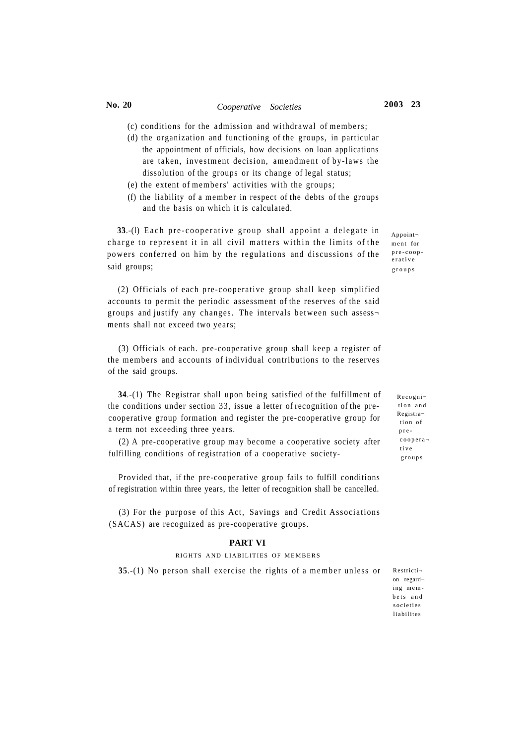(c) conditions for the admission and withdrawal of members;

(d) the organization and functioning of the groups, in particular the appointment of officials, how decisions on loan applications are taken, investment decision, amendment of by-laws the dissolution of the groups or its change of legal status;

(e) the extent of members' activities with the groups;

(f) the liability of a member in respect of the debts of the groups and the basis on which it is calculated.

*Appointment for pre-cooperative groups*

**33**.-(l) Each pre-cooperative group shall appoint a delegate in charge to represent it in all civil matters within the limits of the powers conferred on him by the regulations and discussions of the said groups;

(2) Officials of each pre-cooperative group shall keep simplified accounts to permit the periodic assessment of the reserves of the said groups and justify any changes. The intervals between such assessments shall not exceed two years;

(3) Officials of each. pre-cooperative group shall keep a register of the members and accounts of individual contributions to the reserves of the said groups.

*Recognition and Registration of pre-cooperative groups*

**34**.-(1) The Registrar shall upon being satisfied of the fulfillment of the conditions under section 33, issue a letter of recognition of the pre-cooperative group formation and register the pre-cooperative group for a term not exceeding three years.

(2) A pre-cooperative group may become a cooperative society after fulfilling conditions of registration of a cooperative society-

Provided that, if the pre-cooperative group fails to fulfill conditions of registration within three years, the letter of recognition shall be cancelled.

(3) For the purpose of this Act, Savings and Credit Associations (SACAS) are recognized as pre-cooperative groups.

## PART VI

### RIGHTS AND LIABILITIES OF MEMBERS

*Restriction regarding membets and societies liabilites*

**35**.-(1) No person shall exercise the rights of a member unless or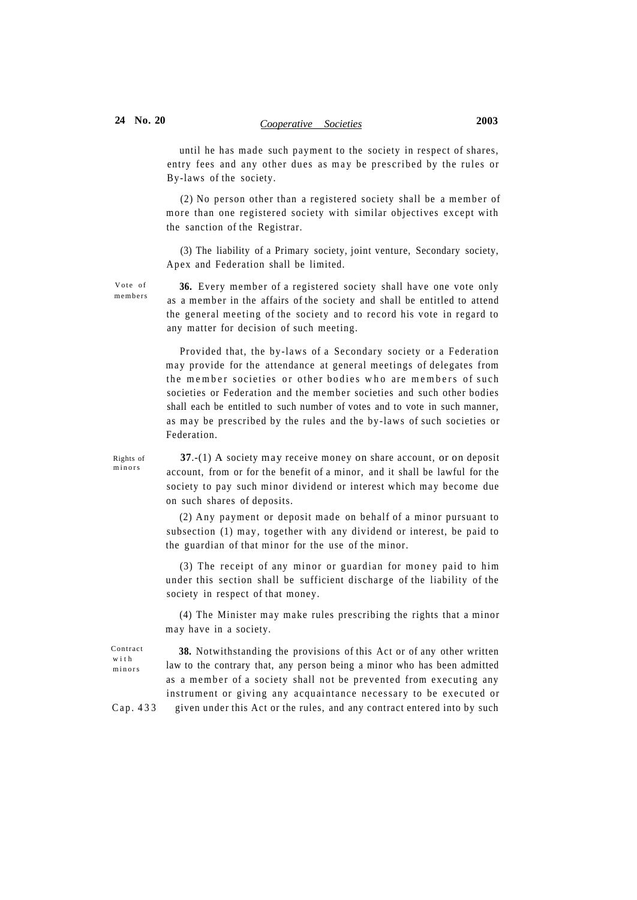until he has made such payment to the society in respect of shares, entry fees and any other dues as may be prescribed by the rules or By-laws of the society.

(2) No person other than a registered society shall be a member of more than one registered society with similar objectives except with the sanction of the Registrar.

(3) The liability of a Primary society, joint venture, Secondary society, Apex and Federation shall be limited.

Vote of members

**36.** Every member of a registered society shall have one vote only as a member in the affairs of the society and shall be entitled to attend the general meeting of the society and to record his vote in regard to any matter for decision of such meeting.

Provided that, the by-laws of a Secondary society or a Federation may provide for the attendance at general meetings of delegates from the member societies or other bodies who are members of such societies or Federation and the member societies and such other bodies shall each be entitled to such number of votes and to vote in such manner, as may be prescribed by the rules and the by-laws of such societies or Federation.

Rights of minors

**37**.-(1) A society may receive money on share account, or on deposit account, from or for the benefit of a minor, and it shall be lawful for the society to pay such minor dividend or interest which may become due on such shares of deposits.

(2) Any payment or deposit made on behalf of a minor pursuant to subsection (1) may, together with any dividend or interest, be paid to the guardian of that minor for the use of the minor.

(3) The receipt of any minor or guardian for money paid to him under this section shall be sufficient discharge of the liability of the society in respect of that money.

(4) The Minister may make rules prescribing the rights that a minor may have in a society.

Contract with minors

**38.** Notwithstanding the provisions of this Act or of any other written law to the contrary that, any person being a minor who has been admitted as a member of a society shall not be prevented from executing any instrument or giving any acquaintance necessary to be executed or given under this Act or the rules, and any contract entered into by such

Cap. 433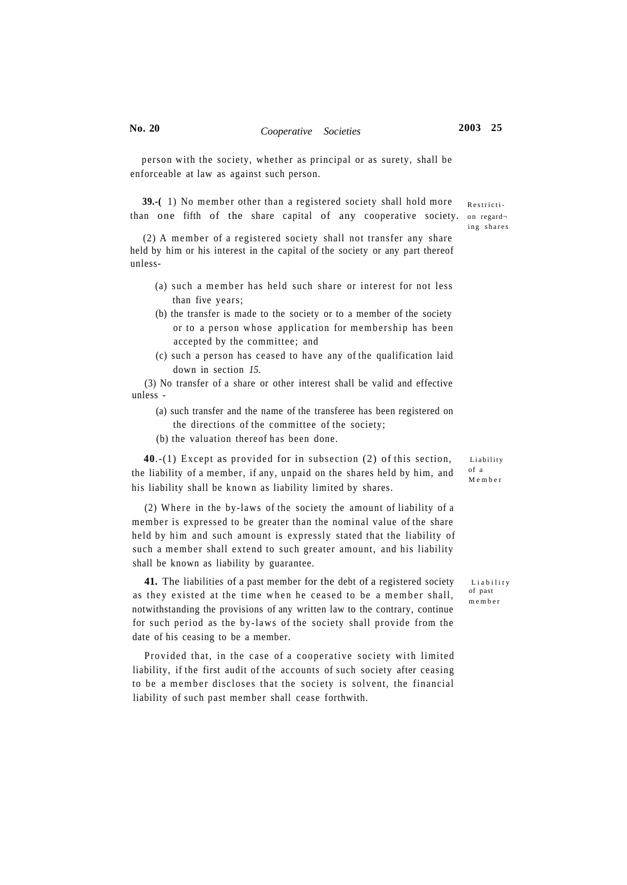person with the society, whether as principal or as surety, shall be enforceable at law as against such person.

**39.-(** 1) No member other than a registered society shall hold more than one fifth of the share capital of any cooperative society.

Restriction regarding shares

(2) A member of a registered society shall not transfer any share held by him or his interest in the capital of the society or any part thereof unless-

(a) such a member has held such share or interest for not less than five years;

(b) the transfer is made to the society or to a member of the society or to a person whose application for membership has been accepted by the committee; and

(c) such a person has ceased to have any of the qualification laid down in section *15.*

(3) No transfer of a share or other interest shall be valid and effective unless -

(a) such transfer and the name of the transferee has been registered on the directions of the committee of the society;

(b) the valuation thereof has been done.

**40**.-(1) Except as provided for in subsection (2) of this section, the liability of a member, if any, unpaid on the shares held by him, and his liability shall be known as liability limited by shares.

Liability of a Member

(2) Where in the by-laws of the society the amount of liability of a member is expressed to be greater than the nominal value of the share held by him and such amount is expressly stated that the liability of such a member shall extend to such greater amount, and his liability shall be known as liability by guarantee.

**41.** The liabilities of a past member for the debt of a registered society as they existed at the time when he ceased to be a member shall, notwithstanding the provisions of any written law to the contrary, continue for such period as the by-laws of the society shall provide from the date of his ceasing to be a member.

Liability of past member

Provided that, in the case of a cooperative society with limited liability, if the first audit of the accounts of such society after ceasing to be a member discloses that the society is solvent, the financial liability of such past member shall cease forthwith.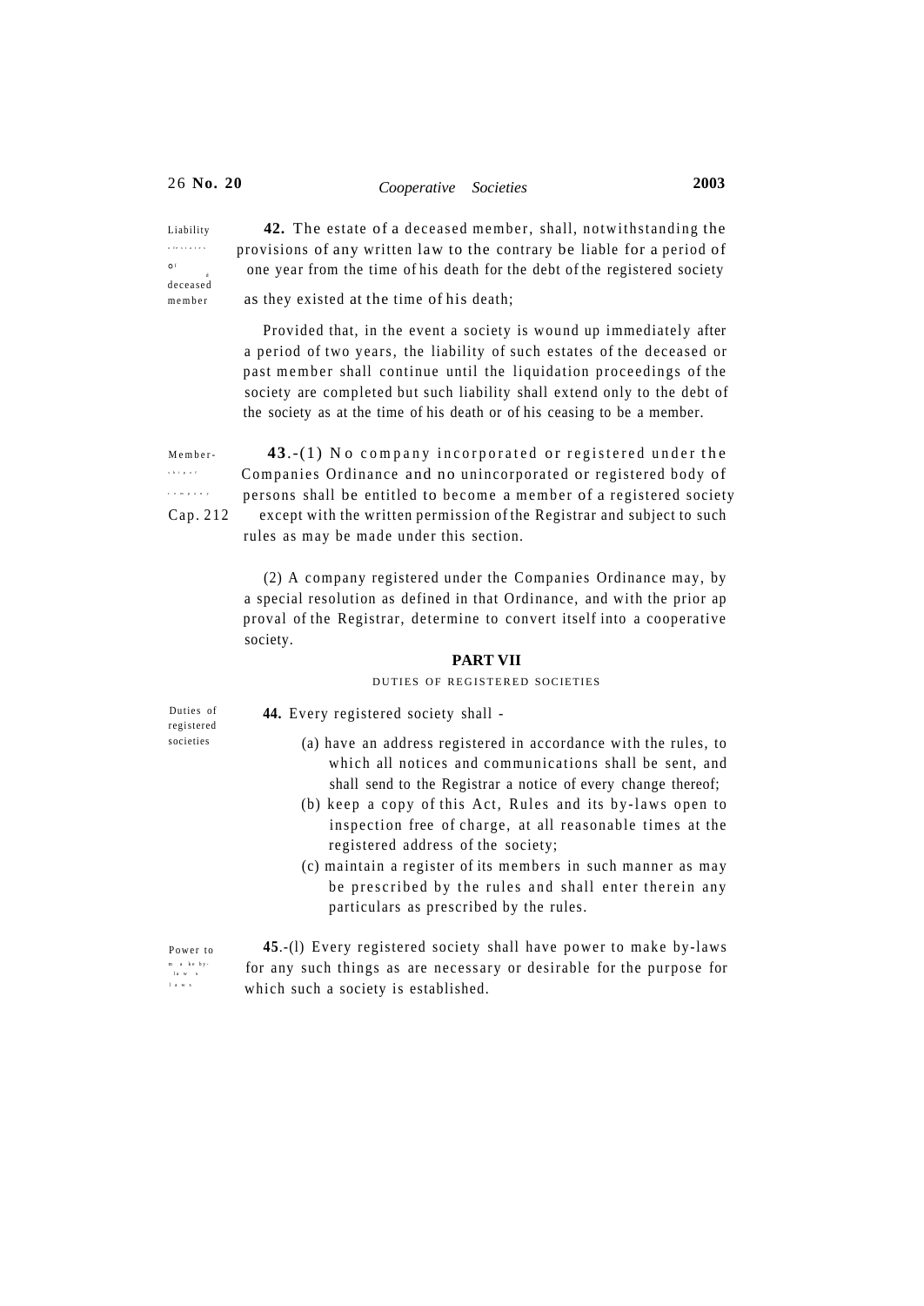Liability of a deceased member

**42.** The estate of a deceased member, shall, notwithstanding the provisions of any written law to the contrary be liable for a period of one year from the time of his death for the debt of the registered society as they existed at the time of his death;

Provided that, in the event a society is wound up immediately after a period of two years, the liability of such estates of the deceased or past member shall continue until the liquidation proceedings of the society are completed but such liability shall extend only to the debt of the society as at the time of his death or of his ceasing to be a member.

Membership of company Cap. 212

**43**.-(1) No company incorporated or registered under the Companies Ordinance and no unincorporated or registered body of persons shall be entitled to become a member of a registered society except with the written permission of the Registrar and subject to such rules as may be made under this section.

(2) A company registered under the Companies Ordinance may, by a special resolution as defined in that Ordinance, and with the prior approval of the Registrar, determine to convert itself into a cooperative society.

## PART VII

### DUTIES OF REGISTERED SOCIETIES

Duties of registered societies

**44.** Every registered society shall -

(a) have an address registered in accordance with the rules, to which all notices and communications shall be sent, and shall send to the Registrar a notice of every change thereof;

(b) keep a copy of this Act, Rules and its by-laws open to inspection free of charge, at all reasonable times at the registered address of the society;

(c) maintain a register of its members in such manner as may be prescribed by the rules and shall enter therein any particulars as prescribed by the rules.

Power to make by-laws

**45**.-(l) Every registered society shall have power to make by-laws for any such things as are necessary or desirable for the purpose for which such a society is established.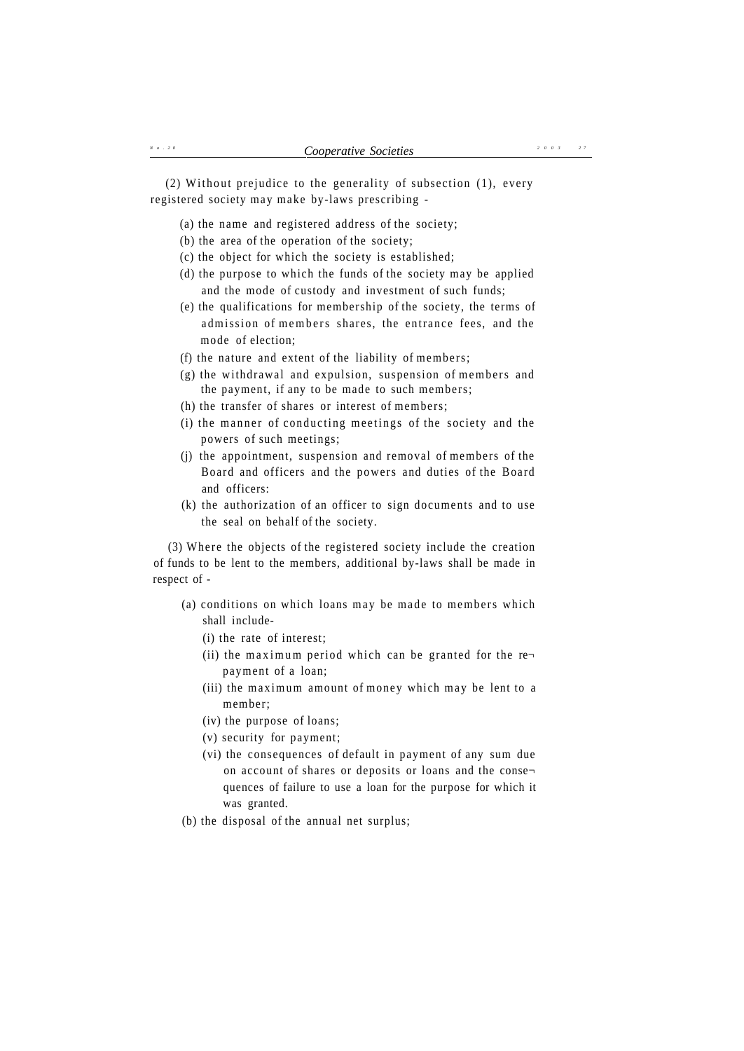(2) Without prejudice to the generality of subsection (1), every registered society may make by-laws prescribing -

(a) the name and registered address of the society;

(b) the area of the operation of the society;

(c) the object for which the society is established;

(d) the purpose to which the funds of the society may be applied and the mode of custody and investment of such funds;

(e) the qualifications for membership of the society, the terms of admission of members shares, the entrance fees, and the mode of election;

(f) the nature and extent of the liability of members;

(g) the withdrawal and expulsion, suspension of members and the payment, if any to be made to such members;

(h) the transfer of shares or interest of members;

(i) the manner of conducting meetings of the society and the powers of such meetings;

(j) the appointment, suspension and removal of members of the Board and officers and the powers and duties of the Board and officers:

(k) the authorization of an officer to sign documents and to use the seal on behalf of the society.

(3) Where the objects of the registered society include the creation of funds to be lent to the members, additional by-laws shall be made in respect of -

(a) conditions on which loans may be made to members which shall include-

(i) the rate of interest;

(ii) the maximum period which can be granted for the re¬payment of a loan;

(iii) the maximum amount of money which may be lent to a member;

(iv) the purpose of loans;

(v) security for payment;

(vi) the consequences of default in payment of any sum due on account of shares or deposits or loans and the conse¬quences of failure to use a loan for the purpose for which it was granted.

(b) the disposal of the annual net surplus;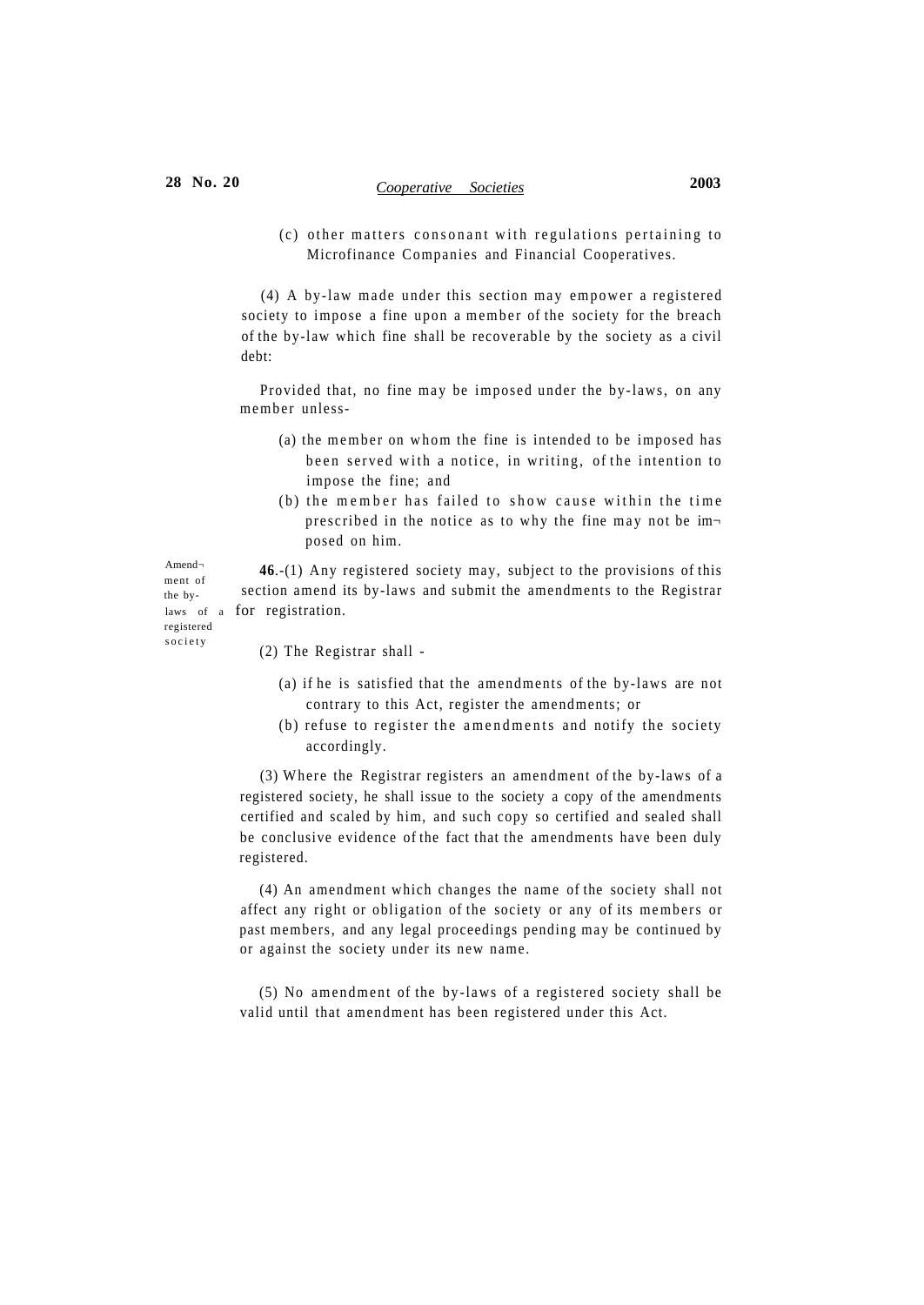(c) other matters consonant with regulations pertaining to Microfinance Companies and Financial Cooperatives.

(4) A by-law made under this section may empower a registered society to impose a fine upon a member of the society for the breach of the by-law which fine shall be recoverable by the society as a civil debt:

Provided that, no fine may be imposed under the by-laws, on any member unless-

(a) the member on whom the fine is intended to be imposed has been served with a notice, in writing, of the intention to impose the fine; and

(b) the member has failed to show cause within the time prescribed in the notice as to why the fine may not be imposed on him.

Amendment of the by-laws of a registered society

**46**.-(1) Any registered society may, subject to the provisions of this section amend its by-laws and submit the amendments to the Registrar for registration.

(2) The Registrar shall -

(a) if he is satisfied that the amendments of the by-laws are not contrary to this Act, register the amendments; or

(b) refuse to register the amendments and notify the society accordingly.

(3) Where the Registrar registers an amendment of the by-laws of a registered society, he shall issue to the society a copy of the amendments certified and scaled by him, and such copy so certified and sealed shall be conclusive evidence of the fact that the amendments have been duly registered.

(4) An amendment which changes the name of the society shall not affect any right or obligation of the society or any of its members or past members, and any legal proceedings pending may be continued by or against the society under its new name.

(5) No amendment of the by-laws of a registered society shall be valid until that amendment has been registered under this Act.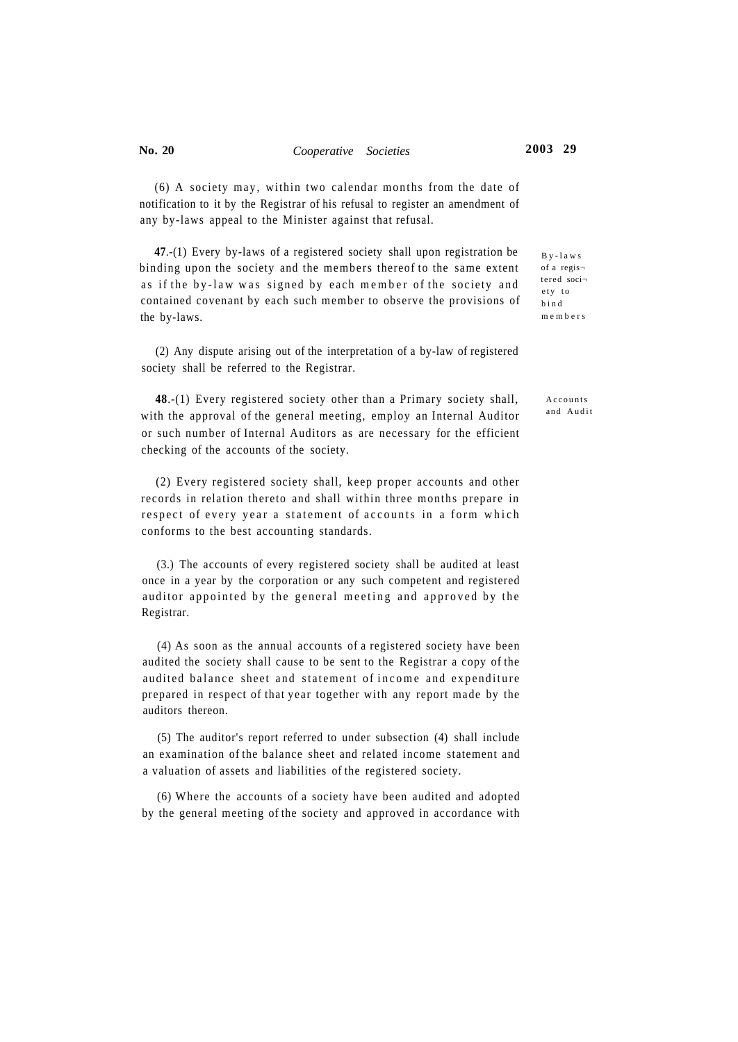(6) A society may, within two calendar months from the date of notification to it by the Registrar of his refusal to register an amendment of any by-laws appeal to the Minister against that refusal.

*By-laws of a registered society to bind members*

**47**.-(1) Every by-laws of a registered society shall upon registration be binding upon the society and the members thereof to the same extent as if the by-law was signed by each member of the society and contained covenant by each such member to observe the provisions of the by-laws.

(2) Any dispute arising out of the interpretation of a by-law of registered society shall be referred to the Registrar.

*Accounts and Audit*

**48**.-(1) Every registered society other than a Primary society shall, with the approval of the general meeting, employ an Internal Auditor or such number of Internal Auditors as are necessary for the efficient checking of the accounts of the society.

(2) Every registered society shall, keep proper accounts and other records in relation thereto and shall within three months prepare in respect of every year a statement of accounts in a form which conforms to the best accounting standards.

(3.) The accounts of every registered society shall be audited at least once in a year by the corporation or any such competent and registered auditor appointed by the general meeting and approved by the Registrar.

(4) As soon as the annual accounts of a registered society have been audited the society shall cause to be sent to the Registrar a copy of the audited balance sheet and statement of income and expenditure prepared in respect of that year together with any report made by the auditors thereon.

(5) The auditor's report referred to under subsection (4) shall include an examination of the balance sheet and related income statement and a valuation of assets and liabilities of the registered society.

(6) Where the accounts of a society have been audited and adopted by the general meeting of the society and approved in accordance with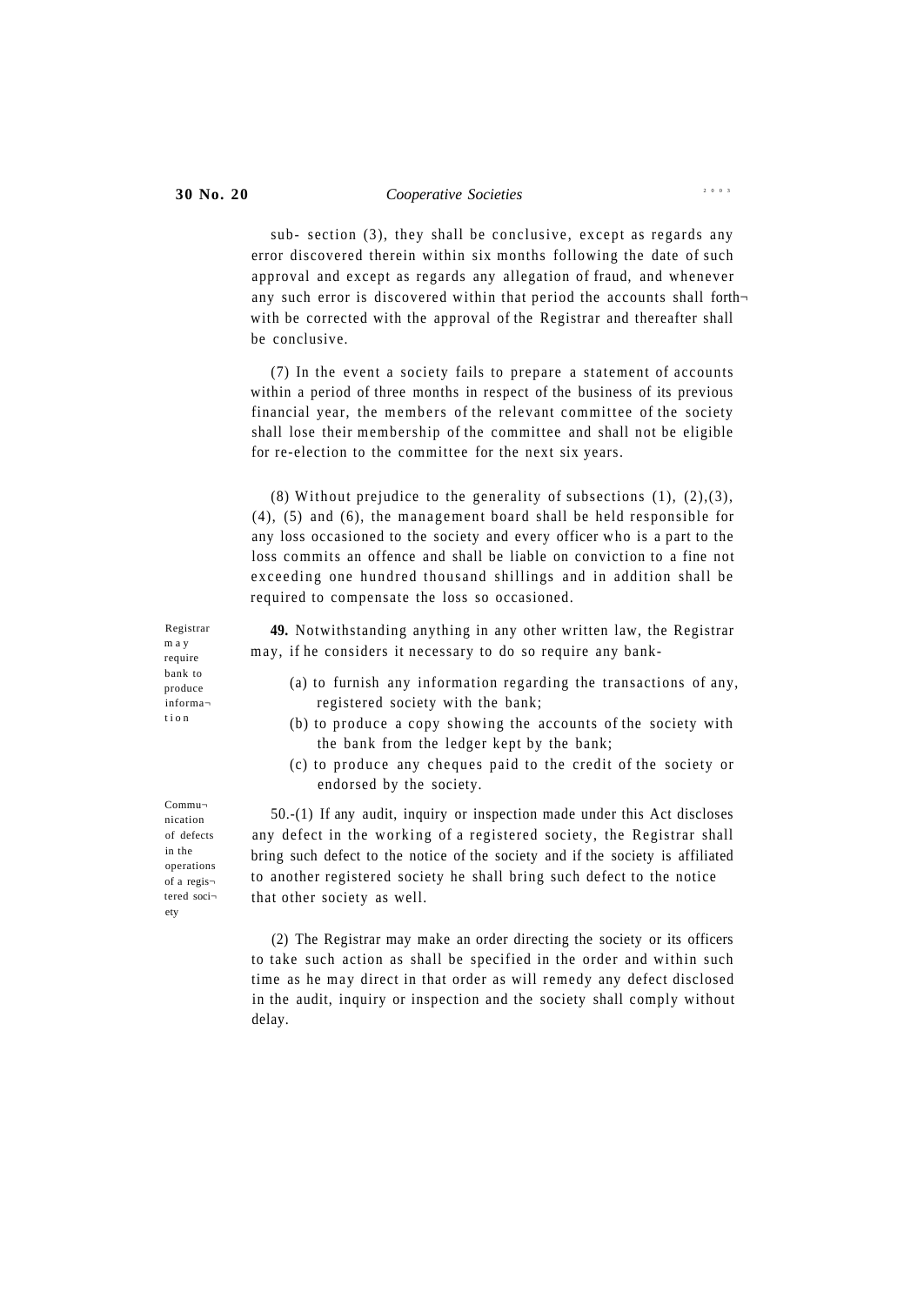sub- section (3), they shall be conclusive, except as regards any error discovered therein within six months following the date of such approval and except as regards any allegation of fraud, and whenever any such error is discovered within that period the accounts shall forthwith be corrected with the approval of the Registrar and thereafter shall be conclusive.

(7) In the event a society fails to prepare a statement of accounts within a period of three months in respect of the business of its previous financial year, the members of the relevant committee of the society shall lose their membership of the committee and shall not be eligible for re-election to the committee for the next six years.

(8) Without prejudice to the generality of subsections (1), (2),(3), (4), (5) and (6), the management board shall be held responsible for any loss occasioned to the society and every officer who is a part to the loss commits an offence and shall be liable on conviction to a fine not exceeding one hundred thousand shillings and in addition shall be required to compensate the loss so occasioned.

*Registrar may require bank to produce information*

**49.** Notwithstanding anything in any other written law, the Registrar may, if he considers it necessary to do so require any bank-

(a) to furnish any information regarding the transactions of any, registered society with the bank;

(b) to produce a copy showing the accounts of the society with the bank from the ledger kept by the bank;

(c) to produce any cheques paid to the credit of the society or endorsed by the society.

*Communication of defects in the operations of a registered society*

50.-(1) If any audit, inquiry or inspection made under this Act discloses any defect in the working of a registered society, the Registrar shall bring such defect to the notice of the society and if the society is affiliated to another registered society he shall bring such defect to the notice that other society as well.

(2) The Registrar may make an order directing the society or its officers to take such action as shall be specified in the order and within such time as he may direct in that order as will remedy any defect disclosed in the audit, inquiry or inspection and the society shall comply without delay.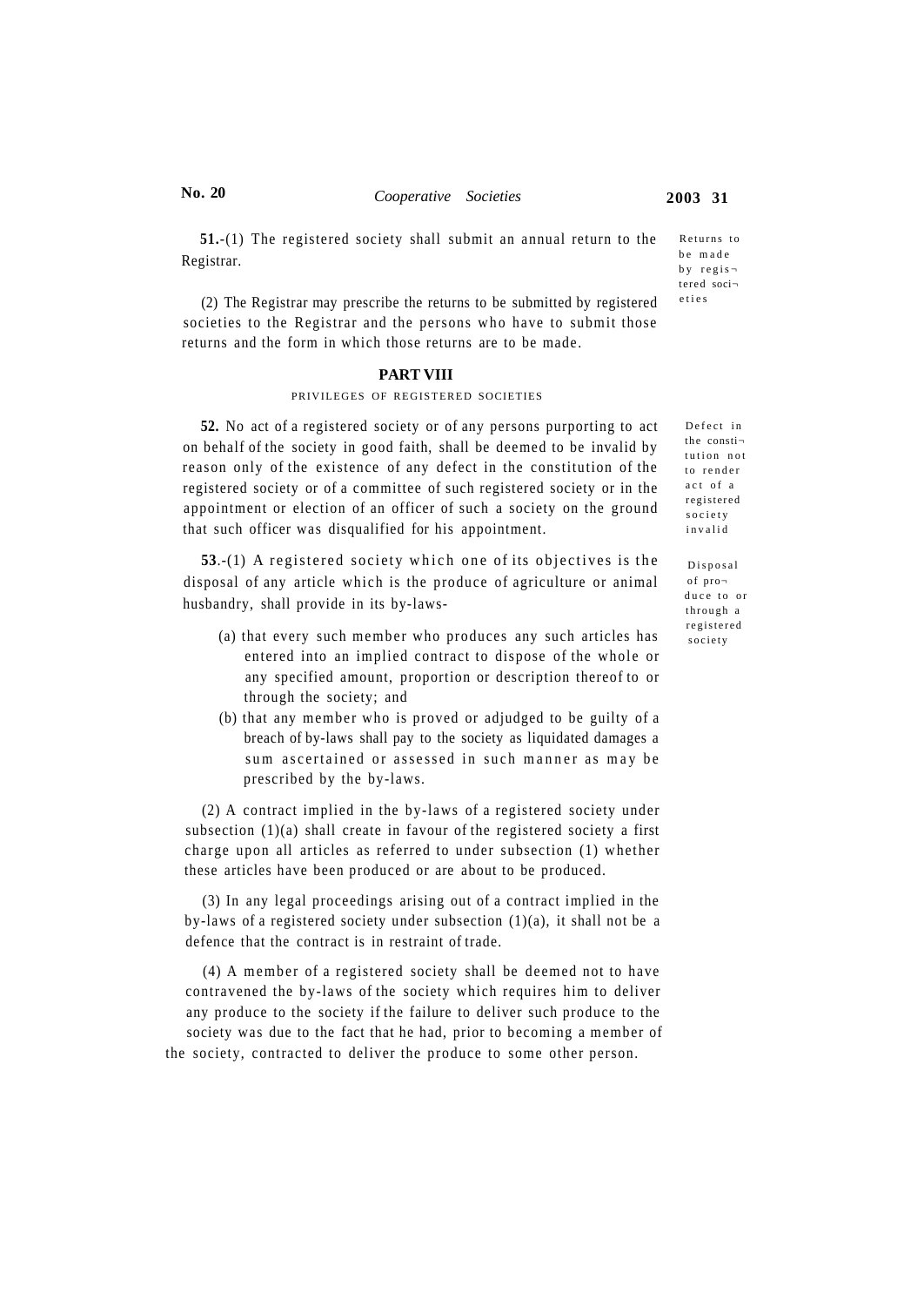**51.**-(1) The registered society shall submit an annual return to the Registrar.

Returns to be made by registered societies

(2) The Registrar may prescribe the returns to be submitted by registered societies to the Registrar and the persons who have to submit those returns and the form in which those returns are to be made.

## PART VIII

### PRIVILEGES OF REGISTERED SOCIETIES

Defect in the constitution not to render act of a registered society invalid

**52.** No act of a registered society or of any persons purporting to act on behalf of the society in good faith, shall be deemed to be invalid by reason only of the existence of any defect in the constitution of the registered society or of a committee of such registered society or in the appointment or election of an officer of such a society on the ground that such officer was disqualified for his appointment.

Disposal of produce to or through a registered society

**53**.-(1) A registered society which one of its objectives is the disposal of any article which is the produce of agriculture or animal husbandry, shall provide in its by-laws-

(a) that every such member who produces any such articles has entered into an implied contract to dispose of the whole or any specified amount, proportion or description thereof to or through the society; and

(b) that any member who is proved or adjudged to be guilty of a breach of by-laws shall pay to the society as liquidated damages a sum ascertained or assessed in such manner as may be prescribed by the by-laws.

(2) A contract implied in the by-laws of a registered society under subsection (1)(a) shall create in favour of the registered society a first charge upon all articles as referred to under subsection (1) whether these articles have been produced or are about to be produced.

(3) In any legal proceedings arising out of a contract implied in the by-laws of a registered society under subsection (1)(a), it shall not be a defence that the contract is in restraint of trade.

(4) A member of a registered society shall be deemed not to have contravened the by-laws of the society which requires him to deliver any produce to the society if the failure to deliver such produce to the society was due to the fact that he had, prior to becoming a member of the society, contracted to deliver the produce to some other person.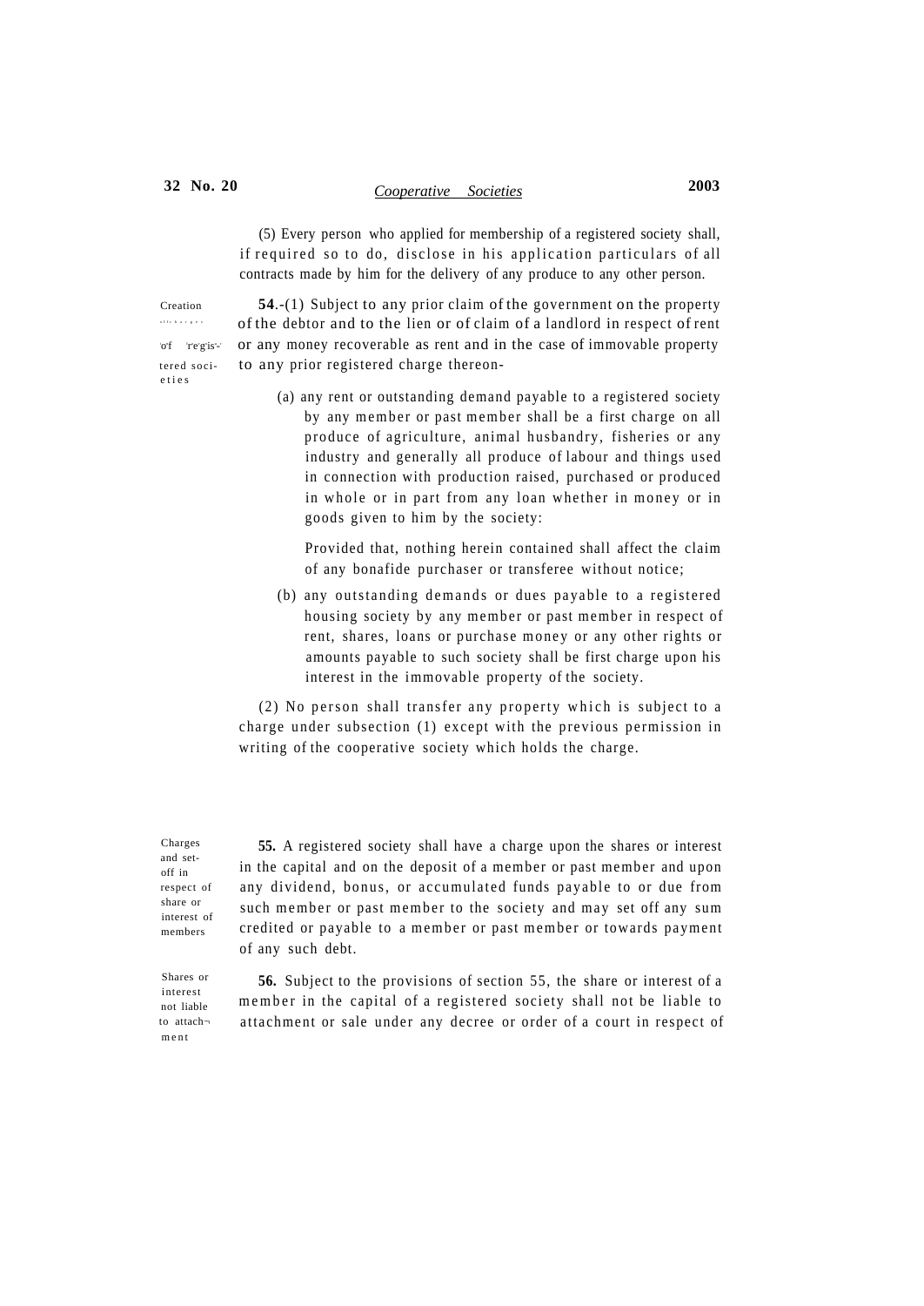(5) Every person who applied for membership of a registered society shall, if required so to do, disclose in his application particulars of all contracts made by him for the delivery of any produce to any other person.

Creation of charge in favour of registered societies

**54**.-(1) Subject to any prior claim of the government on the property of the debtor and to the lien or of claim of a landlord in respect of rent or any money recoverable as rent and in the case of immovable property to any prior registered charge thereon-

(a) any rent or outstanding demand payable to a registered society by any member or past member shall be a first charge on all produce of agriculture, animal husbandry, fisheries or any industry and generally all produce of labour and things used in connection with production raised, purchased or produced in whole or in part from any loan whether in money or in goods given to him by the society:

Provided that, nothing herein contained shall affect the claim of any bonafide purchaser or transferee without notice;

(b) any outstanding demands or dues payable to a registered housing society by any member or past member in respect of rent, shares, loans or purchase money or any other rights or amounts payable to such society shall be first charge upon his interest in the immovable property of the society.

(2) No person shall transfer any property which is subject to a charge under subsection (1) except with the previous permission in writing of the cooperative society which holds the charge.

Charges and set-off in respect of share or interest of members

**55.** A registered society shall have a charge upon the shares or interest in the capital and on the deposit of a member or past member and upon any dividend, bonus, or accumulated funds payable to or due from such member or past member to the society and may set off any sum credited or payable to a member or past member or towards payment of any such debt.

Shares or interest not liable to attachment

**56.** Subject to the provisions of section 55, the share or interest of a member in the capital of a registered society shall not be liable to attachment or sale under any decree or order of a court in respect of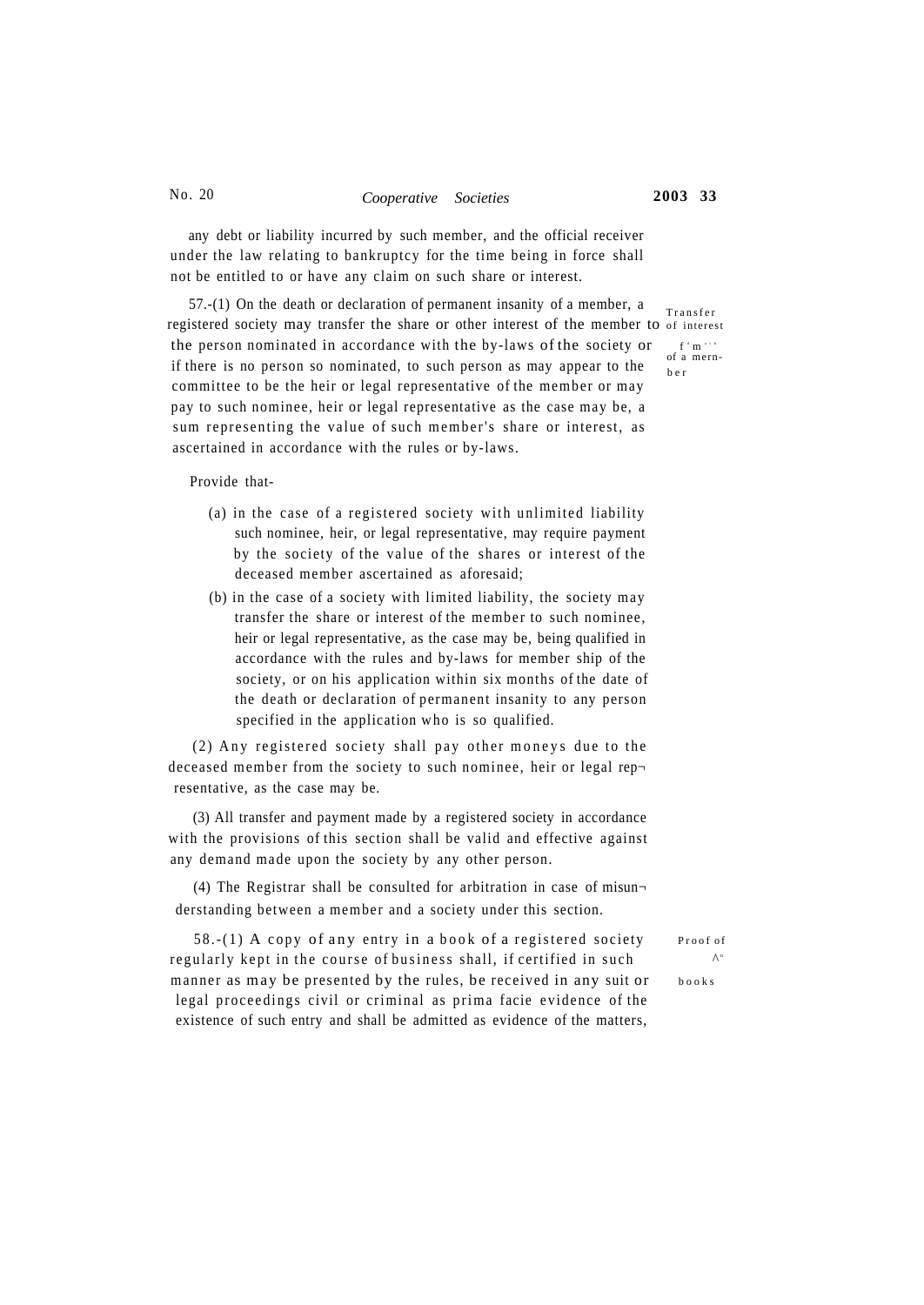any debt or liability incurred by such member, and the official receiver under the law relating to bankruptcy for the time being in force shall not be entitled to or have any claim on such share or interest.

Transfer of interest of a member

57.-(1) On the death or declaration of permanent insanity of a member, a registered society may transfer the share or other interest of the member to the person nominated in accordance with the by-laws of the society or if there is no person so nominated, to such person as may appear to the committee to be the heir or legal representative of the member or may pay to such nominee, heir or legal representative as the case may be, a sum representing the value of such member's share or interest, as ascertained in accordance with the rules or by-laws.

Provide that-

(a) in the case of a registered society with unlimited liability such nominee, heir, or legal representative, may require payment by the society of the value of the shares or interest of the deceased member ascertained as aforesaid;

(b) in the case of a society with limited liability, the society may transfer the share or interest of the member to such nominee, heir or legal representative, as the case may be, being qualified in accordance with the rules and by-laws for member ship of the society, or on his application within six months of the date of the death or declaration of permanent insanity to any person specified in the application who is so qualified.

(2) Any registered society shall pay other moneys due to the deceased member from the society to such nominee, heir or legal representative, as the case may be.

(3) All transfer and payment made by a registered society in accordance with the provisions of this section shall be valid and effective against any demand made upon the society by any other person.

(4) The Registrar shall be consulted for arbitration in case of misunderstanding between a member and a society under this section.

Proof of entry in books

58.-(1) A copy of any entry in a book of a registered society regularly kept in the course of business shall, if certified in such manner as may be presented by the rules, be received in any suit or legal proceedings civil or criminal as prima facie evidence of the existence of such entry and shall be admitted as evidence of the matters,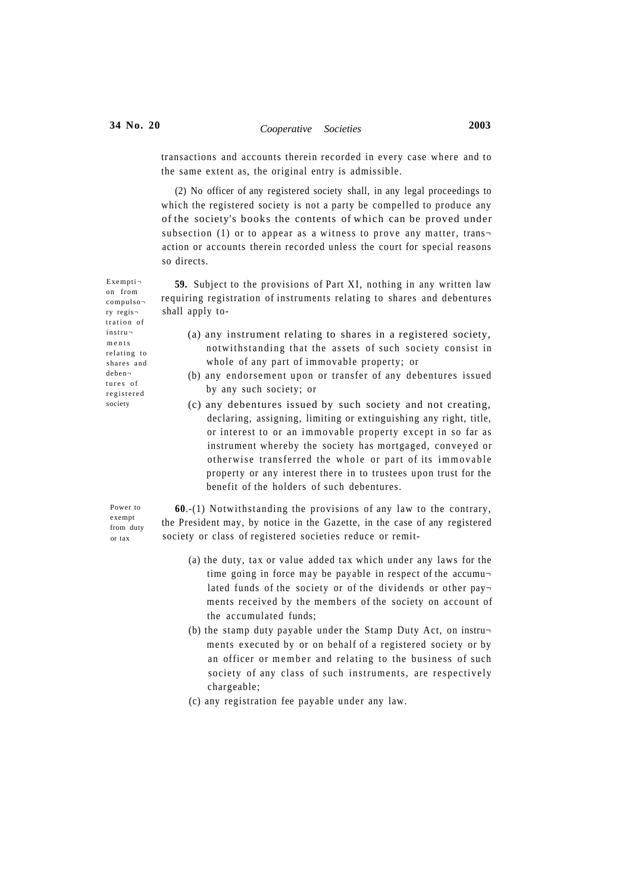transactions and accounts therein recorded in every case where and to the same extent as, the original entry is admissible.

(2) No officer of any registered society shall, in any legal proceedings to which the registered society is not a party be compelled to produce any of the society's books the contents of which can be proved under subsection (1) or to appear as a witness to prove any matter, transaction or accounts therein recorded unless the court for special reasons so directs.

Exemption from compulsory registration of instruments relating to shares and debentures of registered society

**59.** Subject to the provisions of Part XI, nothing in any written law requiring registration of instruments relating to shares and debentures shall apply to-

(a) any instrument relating to shares in a registered society, notwithstanding that the assets of such society consist in whole of any part of immovable property; or

(b) any endorsement upon or transfer of any debentures issued by any such society; or

(c) any debentures issued by such society and not creating, declaring, assigning, limiting or extinguishing any right, title, or interest to or an immovable property except in so far as instrument whereby the society has mortgaged, conveyed or otherwise transferred the whole or part of its immovable property or any interest there in to trustees upon trust for the benefit of the holders of such debentures.

Power to exempt from duty or tax

**60**.-(1) Notwithstanding the provisions of any law to the contrary, the President may, by notice in the Gazette, in the case of any registered society or class of registered societies reduce or remit-

(a) the duty, tax or value added tax which under any laws for the time going in force may be payable in respect of the accumulated funds of the society or of the dividends or other payments received by the members of the society on account of the accumulated funds;

(b) the stamp duty payable under the Stamp Duty Act, on instruments executed by or on behalf of a registered society or by an officer or member and relating to the business of such society of any class of such instruments, are respectively chargeable;

(c) any registration fee payable under any law.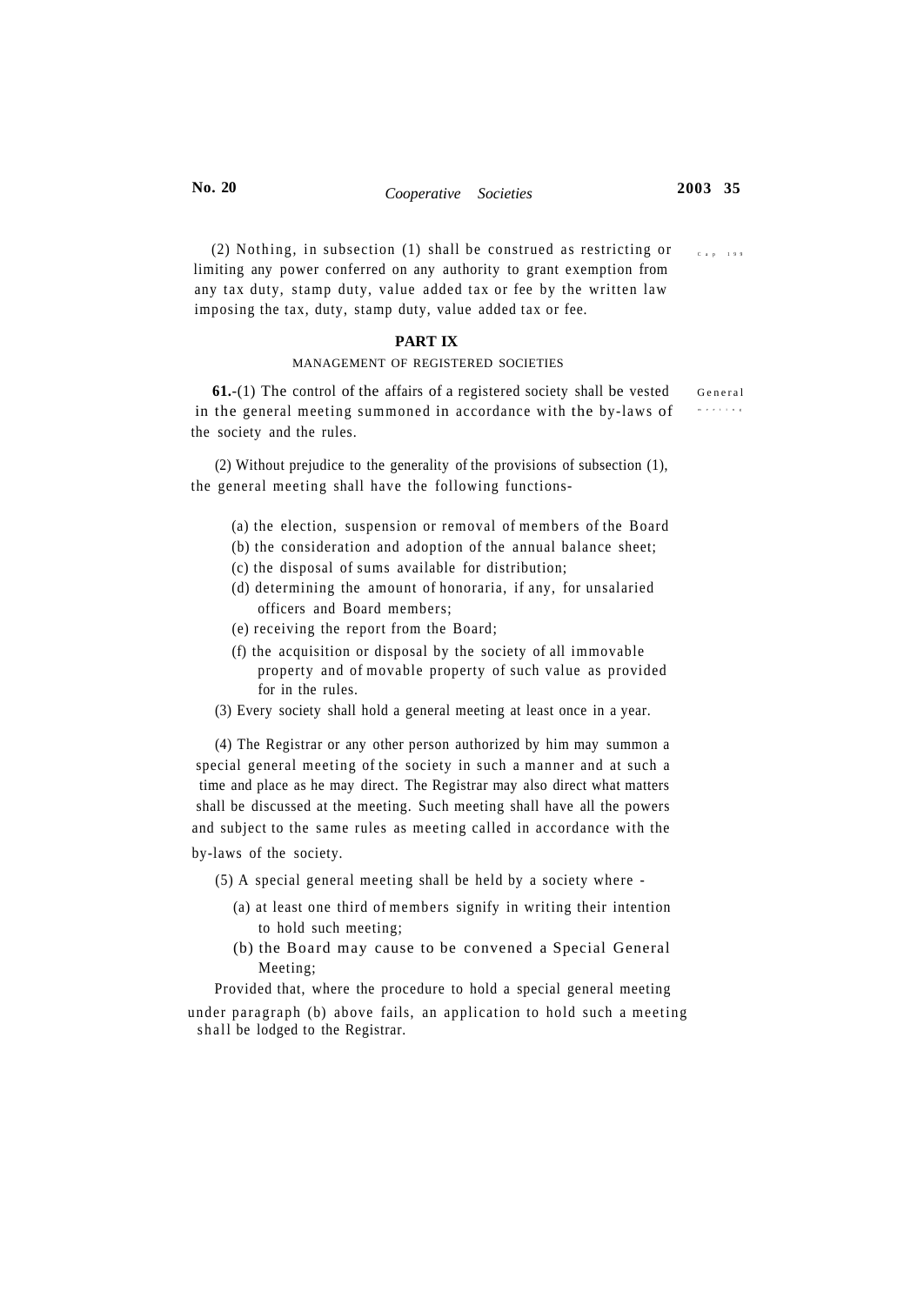(2) Nothing, in subsection (1) shall be construed as restricting or limiting any power conferred on any authority to grant exemption from any tax duty, stamp duty, value added tax or fee by the written law imposing the tax, duty, stamp duty, value added tax or fee.

Cap 198

## PART IX

### MANAGEMENT OF REGISTERED SOCIETIES

General meeting

**61.**-(1) The control of the affairs of a registered society shall be vested in the general meeting summoned in accordance with the by-laws of the society and the rules.

(2) Without prejudice to the generality of the provisions of subsection (1), the general meeting shall have the following functions-

(a) the election, suspension or removal of members of the Board
(b) the consideration and adoption of the annual balance sheet;
(c) the disposal of sums available for distribution;
(d) determining the amount of honoraria, if any, for unsalaried officers and Board members;
(e) receiving the report from the Board;
(f) the acquisition or disposal by the society of all immovable property and of movable property of such value as provided for in the rules.

(3) Every society shall hold a general meeting at least once in a year.

(4) The Registrar or any other person authorized by him may summon a special general meeting of the society in such a manner and at such a time and place as he may direct. The Registrar may also direct what matters shall be discussed at the meeting. Such meeting shall have all the powers and subject to the same rules as meeting called in accordance with the by-laws of the society.

(5) A special general meeting shall be held by a society where -

(a) at least one third of members signify in writing their intention to hold such meeting;
(b) the Board may cause to be convened a Special General Meeting;

Provided that, where the procedure to hold a special general meeting under paragraph (b) above fails, an application to hold such a meeting shall be lodged to the Registrar.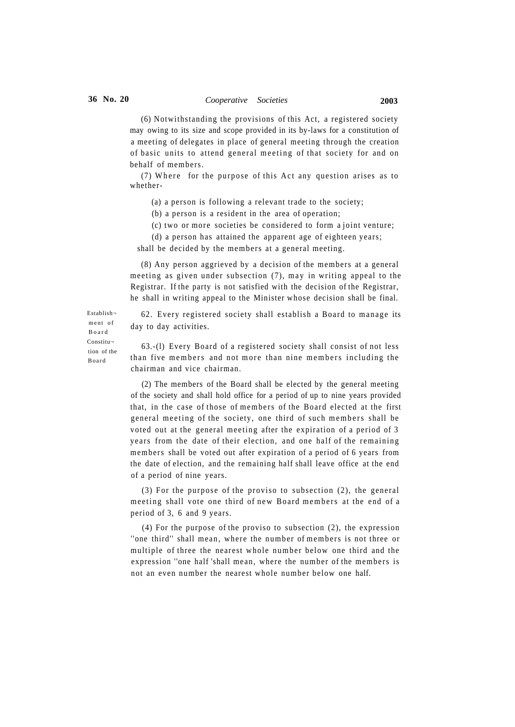(6) Notwithstanding the provisions of this Act, a registered society may owing to its size and scope provided in its by-laws for a constitution of a meeting of delegates in place of general meeting through the creation of basic units to attend general meeting of that society for and on behalf of members.

(7) Where for the purpose of this Act any question arises as to whether-

(a) a person is following a relevant trade to the society;

(b) a person is a resident in the area of operation;

(c) two or more societies be considered to form a joint venture;

(d) a person has attained the apparent age of eighteen years;

shall be decided by the members at a general meeting.

(8) Any person aggrieved by a decision of the members at a general meeting as given under subsection (7), may in writing appeal to the Registrar. If the party is not satisfied with the decision of the Registrar, he shall in writing appeal to the Minister whose decision shall be final.

*Establishment of Board*

62. Every registered society shall establish a Board to manage its day to day activities.

*Constitution of the Board*

63.-(l) Every Board of a registered society shall consist of not less than five members and not more than nine members including the chairman and vice chairman.

(2) The members of the Board shall be elected by the general meeting of the society and shall hold office for a period of up to nine years provided that, in the case of those of members of the Board elected at the first general meeting of the society, one third of such members shall be voted out at the general meeting after the expiration of a period of 3 years from the date of their election, and one half of the remaining members shall be voted out after expiration of a period of 6 years from the date of election, and the remaining half shall leave office at the end of a period of nine years.

(3) For the purpose of the proviso to subsection (2), the general meeting shall vote one third of new Board members at the end of a period of 3, 6 and 9 years.

(4) For the purpose of the proviso to subsection (2), the expression ''one third'' shall mean, where the number of members is not three or multiple of three the nearest whole number below one third and the expression ''one half 'shall mean, where the number of the members is not an even number the nearest whole number below one half.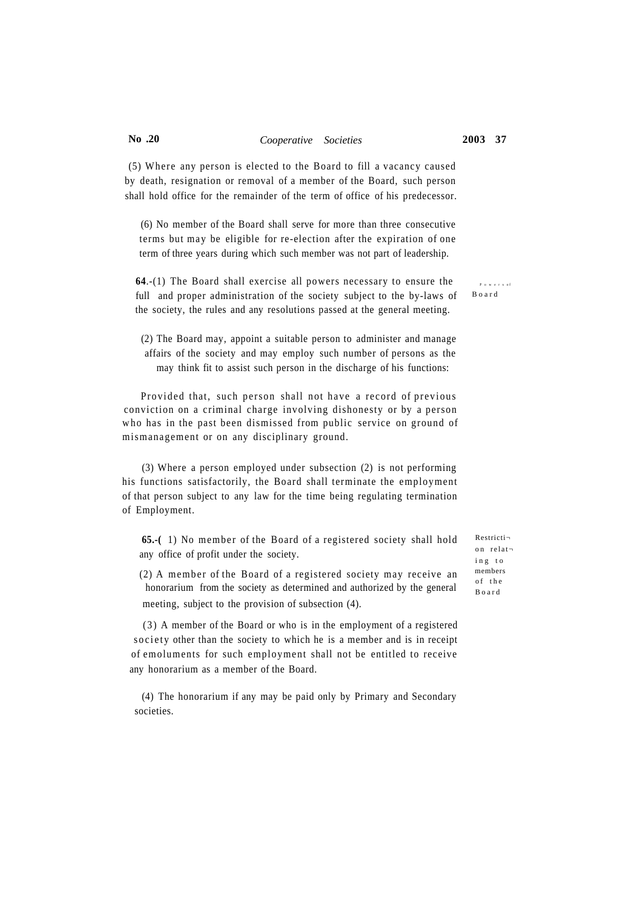(5) Where any person is elected to the Board to fill a vacancy caused by death, resignation or removal of a member of the Board, such person shall hold office for the remainder of the term of office of his predecessor.

(6) No member of the Board shall serve for more than three consecutive terms but may be eligible for re-election after the expiration of one term of three years during which such member was not part of leadership.

Powers of Board

**64**.-(1) The Board shall exercise all powers necessary to ensure the full and proper administration of the society subject to the by-laws of the society, the rules and any resolutions passed at the general meeting.

(2) The Board may, appoint a suitable person to administer and manage affairs of the society and may employ such number of persons as the may think fit to assist such person in the discharge of his functions:

Provided that, such person shall not have a record of previous conviction on a criminal charge involving dishonesty or by a person who has in the past been dismissed from public service on ground of mismanagement or on any disciplinary ground.

(3) Where a person employed under subsection (2) is not performing his functions satisfactorily, the Board shall terminate the employment of that person subject to any law for the time being regulating termination of Employment.

Restriction relating to members of the Board

**65.-(** 1) No member of the Board of a registered society shall hold any office of profit under the society.

(2) A member of the Board of a registered society may receive an honorarium from the society as determined and authorized by the general meeting, subject to the provision of subsection (4).

(3) A member of the Board or who is in the employment of a registered society other than the society to which he is a member and is in receipt of emoluments for such employment shall not be entitled to receive any honorarium as a member of the Board.

(4) The honorarium if any may be paid only by Primary and Secondary societies.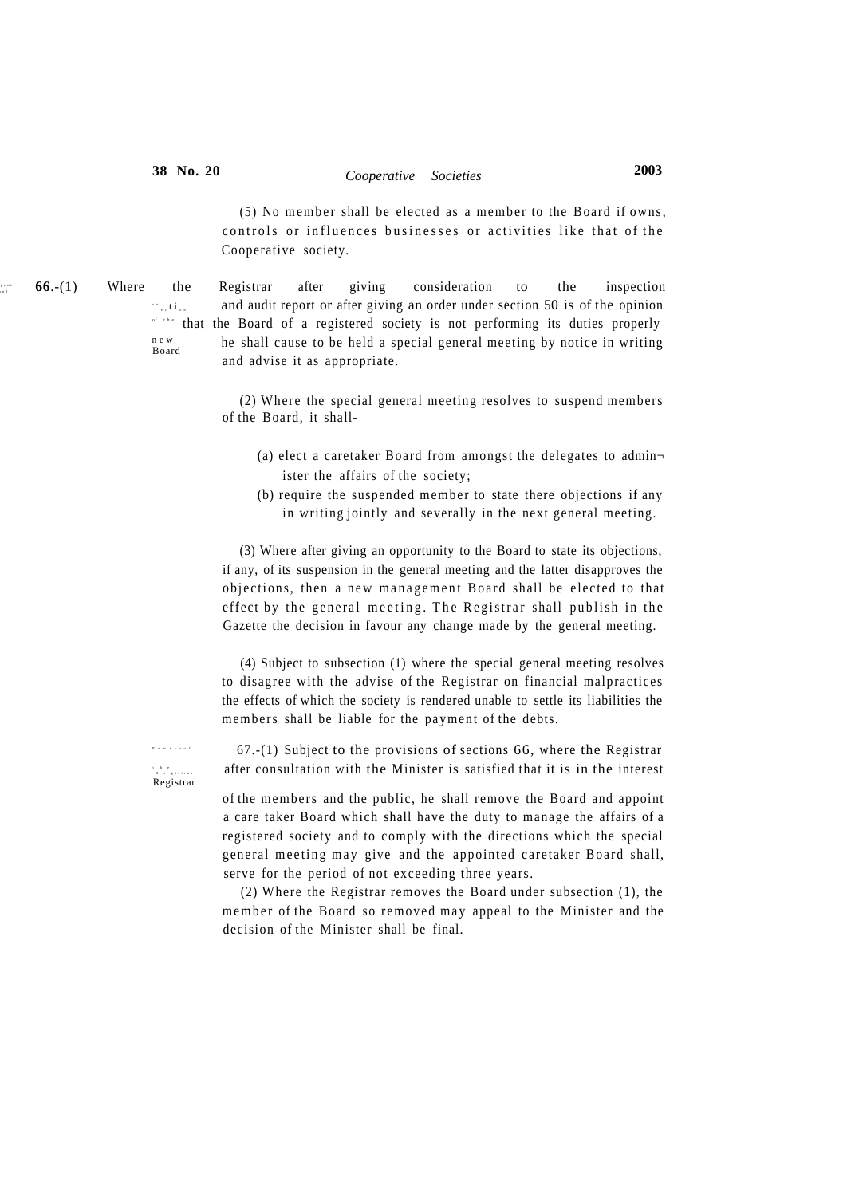(5) No member shall be elected as a member to the Board if owns, controls or influences businesses or activities like that of the Cooperative society.

Election of the new Board

**66**.-(1) Where the Registrar after giving consideration to the inspection and audit report or after giving an order under section 50 is of the opinion that the Board of a registered society is not performing its duties properly he shall cause to be held a special general meeting by notice in writing and advise it as appropriate.

(2) Where the special general meeting resolves to suspend members of the Board, it shall-

(a) elect a caretaker Board from amongst the delegates to administer the affairs of the society;

(b) require the suspended member to state there objections if any in writing jointly and severally in the next general meeting.

(3) Where after giving an opportunity to the Board to state its objections, if any, of its suspension in the general meeting and the latter disapproves the objections, then a new management Board shall be elected to that effect by the general meeting. The Registrar shall publish in the Gazette the decision in favour any change made by the general meeting.

(4) Subject to subsection (1) where the special general meeting resolves to disagree with the advise of the Registrar on financial malpractices the effects of which the society is rendered unable to settle its liabilities the members shall be liable for the payment of the debts.

Powers of the Registrar

67.-(1) Subject to the provisions of sections 66, where the Registrar after consultation with the Minister is satisfied that it is in the interest of the members and the public, he shall remove the Board and appoint a care taker Board which shall have the duty to manage the affairs of a registered society and to comply with the directions which the special general meeting may give and the appointed caretaker Board shall, serve for the period of not exceeding three years.

(2) Where the Registrar removes the Board under subsection (1), the member of the Board so removed may appeal to the Minister and the decision of the Minister shall be final.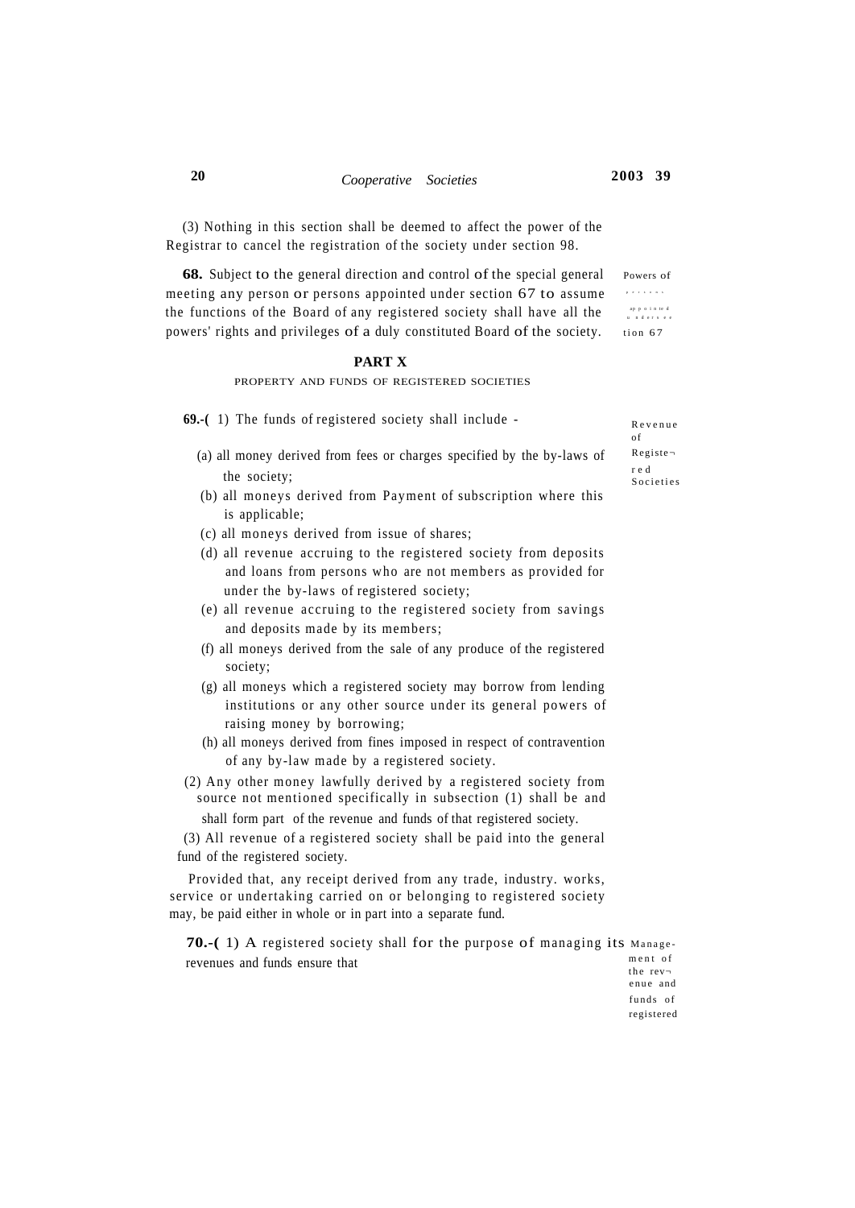(3) Nothing in this section shall be deemed to affect the power of the Registrar to cancel the registration of the society under section 98.

**68.** Subject to the general direction and control of the special general meeting any person or persons appointed under section 67 to assume the functions of the Board of any registered society shall have all the powers' rights and privileges of a duly constituted Board of the society.

Powers of persons appointed under section 67

## PART X

PROPERTY AND FUNDS OF REGISTERED SOCIETIES

**69.-(** 1) The funds of registered society shall include -

Revenue of Registered Societies

(a) all money derived from fees or charges specified by the by-laws of the society;

(b) all moneys derived from Payment of subscription where this is applicable;

(c) all moneys derived from issue of shares;

(d) all revenue accruing to the registered society from deposits and loans from persons who are not members as provided for under the by-laws of registered society;

(e) all revenue accruing to the registered society from savings and deposits made by its members;

(f) all moneys derived from the sale of any produce of the registered society;

(g) all moneys which a registered society may borrow from lending institutions or any other source under its general powers of raising money by borrowing;

(h) all moneys derived from fines imposed in respect of contravention of any by-law made by a registered society.

(2) Any other money lawfully derived by a registered society from source not mentioned specifically in subsection (1) shall be and shall form part of the revenue and funds of that registered society.

(3) All revenue of a registered society shall be paid into the general fund of the registered society.

Provided that, any receipt derived from any trade, industry. works, service or undertaking carried on or belonging to registered society may, be paid either in whole or in part into a separate fund.

**70.-(** 1) A registered society shall for the purpose of managing its revenues and funds ensure that

Management of the revenue and funds of registered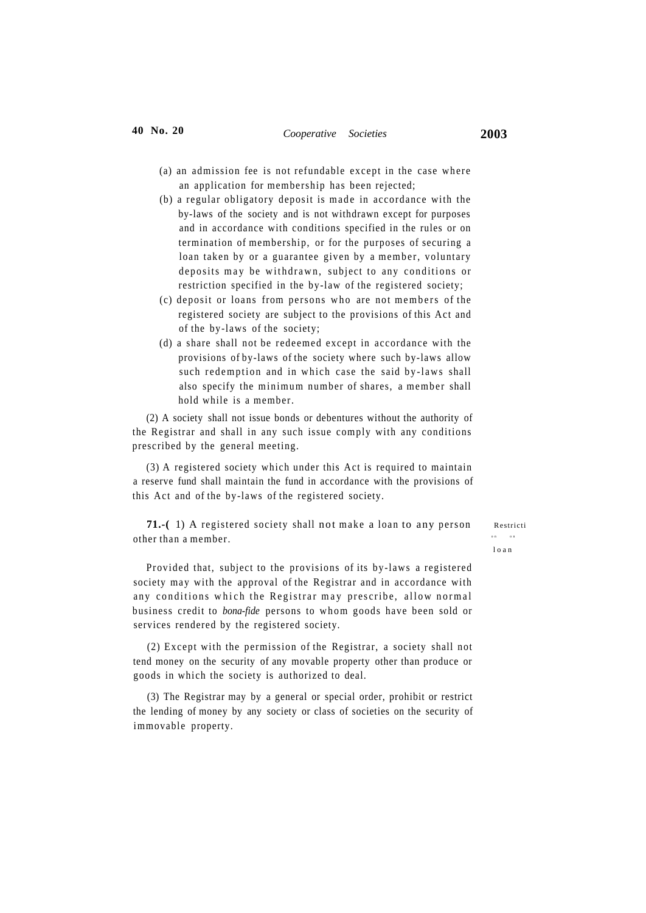(a) an admission fee is not refundable except in the case where an application for membership has been rejected;

(b) a regular obligatory deposit is made in accordance with the by-laws of the society and is not withdrawn except for purposes and in accordance with conditions specified in the rules or on termination of membership, or for the purposes of securing a loan taken by or a guarantee given by a member, voluntary deposits may be withdrawn, subject to any conditions or restriction specified in the by-law of the registered society;

(c) deposit or loans from persons who are not members of the registered society are subject to the provisions of this Act and of the by-laws of the society;

(d) a share shall not be redeemed except in accordance with the provisions of by-laws of the society where such by-laws allow such redemption and in which case the said by-laws shall also specify the minimum number of shares, a member shall hold while is a member.

(2) A society shall not issue bonds or debentures without the authority of the Registrar and shall in any such issue comply with any conditions prescribed by the general meeting.

(3) A registered society which under this Act is required to maintain a reserve fund shall maintain the fund in accordance with the provisions of this Act and of the by-laws of the registered society.

Restriction on loan

**71.-(** 1) A registered society shall not make a loan to any person other than a member.

Provided that, subject to the provisions of its by-laws a registered society may with the approval of the Registrar and in accordance with any conditions which the Registrar may prescribe, allow normal business credit to *bona-fide* persons to whom goods have been sold or services rendered by the registered society.

(2) Except with the permission of the Registrar, a society shall not tend money on the security of any movable property other than produce or goods in which the society is authorized to deal.

(3) The Registrar may by a general or special order, prohibit or restrict the lending of money by any society or class of societies on the security of immovable property.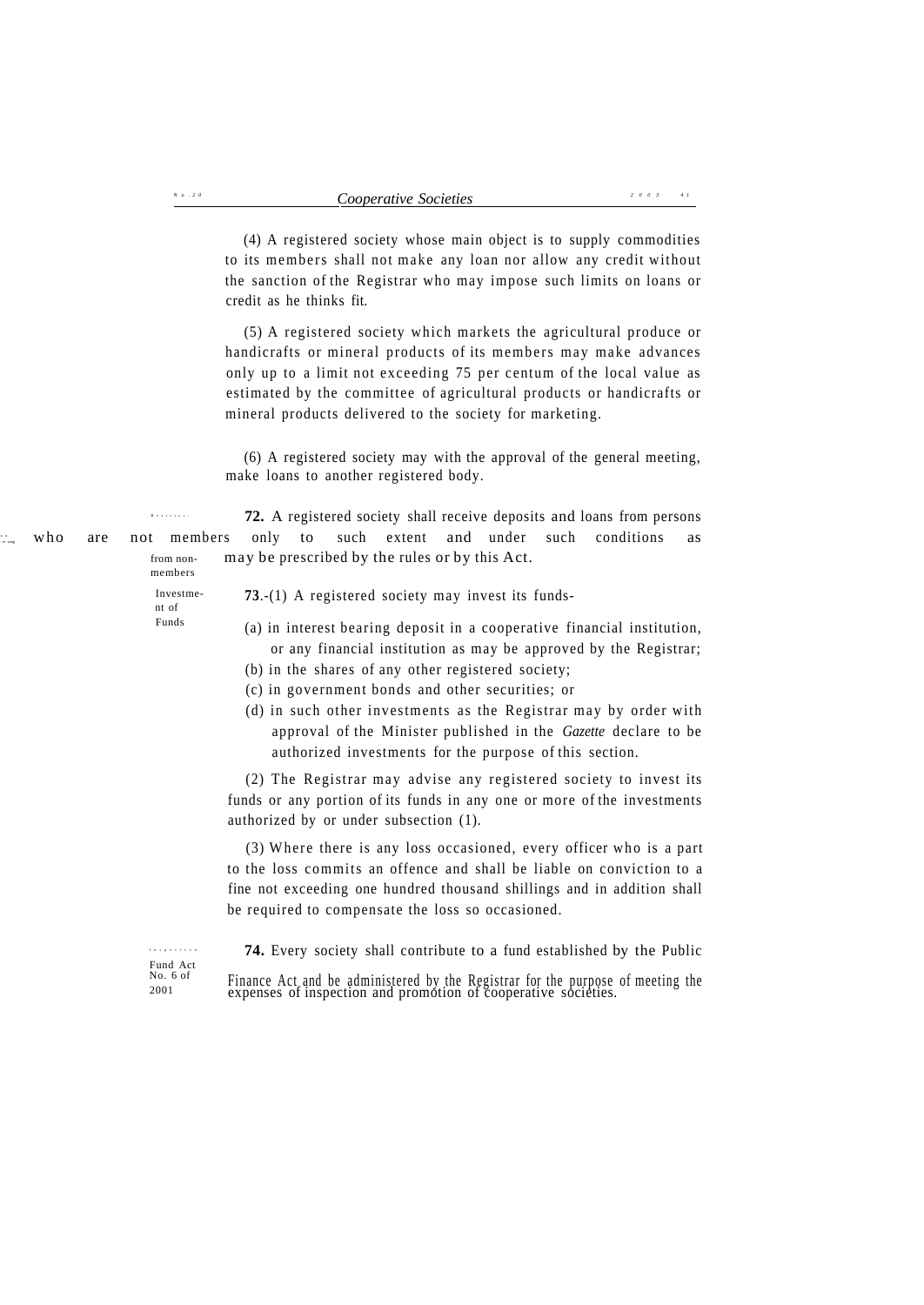(4) A registered society whose main object is to supply commodities to its members shall not make any loan nor allow any credit without the sanction of the Registrar who may impose such limits on loans or credit as he thinks fit.

(5) A registered society which markets the agricultural produce or handicrafts or mineral products of its members may make advances only up to a limit not exceeding 75 per centum of the local value as estimated by the committee of agricultural products or handicrafts or mineral products delivered to the society for marketing.

(6) A registered society may with the approval of the general meeting, make loans to another registered body.

Receipt of deposits from non-members

**72.** A registered society shall receive deposits and loans from persons who are not members only to such extent and under such conditions as may be prescribed by the rules or by this Act.

Investment of Funds

**73**.-(1) A registered society may invest its funds-

(a) in interest bearing deposit in a cooperative financial institution, or any financial institution as may be approved by the Registrar;

(b) in the shares of any other registered society;

(c) in government bonds and other securities; or

(d) in such other investments as the Registrar may by order with approval of the Minister published in the *Gazette* declare to be authorized investments for the purpose of this section.

(2) The Registrar may advise any registered society to invest its funds or any portion of its funds in any one or more of the investments authorized by or under subsection (1).

(3) Where there is any loss occasioned, every officer who is a part to the loss commits an offence and shall be liable on conviction to a fine not exceeding one hundred thousand shillings and in addition shall be required to compensate the loss so occasioned.

Fund Act No. 6 of 2001

**74.** Every society shall contribute to a fund established by the Public Finance Act and be administered by the Registrar for the purpose of meeting the expenses of inspection and promotion of cooperative societies.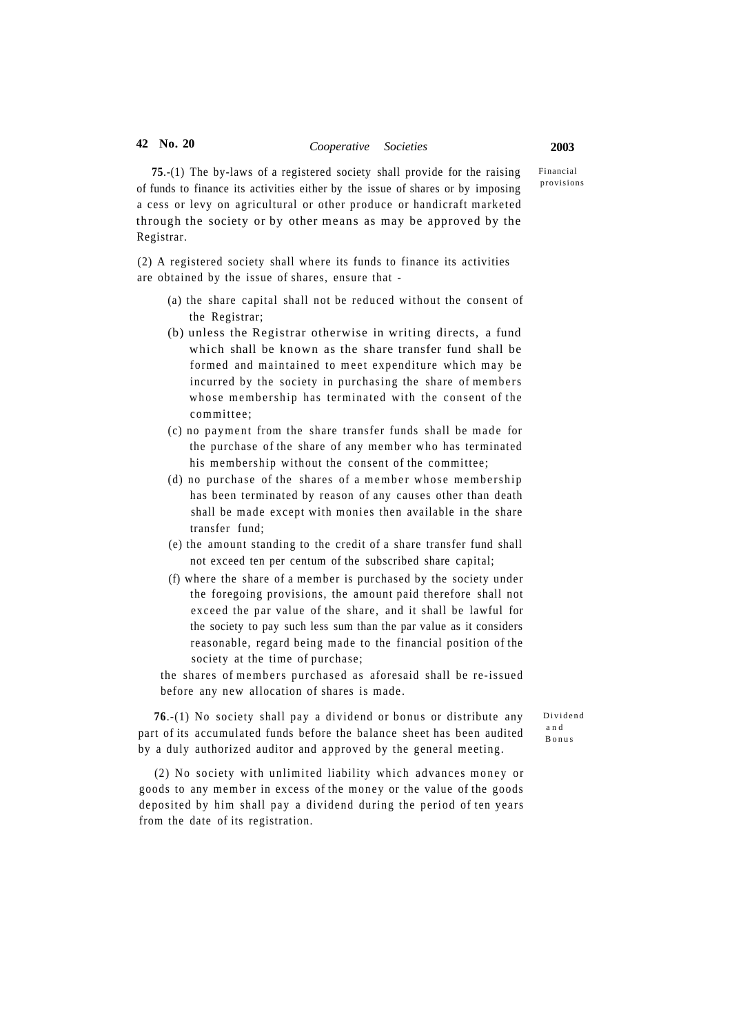Financial provisions

**75**.-(1) The by-laws of a registered society shall provide for the raising of funds to finance its activities either by the issue of shares or by imposing a cess or levy on agricultural or other produce or handicraft marketed through the society or by other means as may be approved by the Registrar.

(2) A registered society shall where its funds to finance its activities are obtained by the issue of shares, ensure that -

(a) the share capital shall not be reduced without the consent of the Registrar;

(b) unless the Registrar otherwise in writing directs, a fund which shall be known as the share transfer fund shall be formed and maintained to meet expenditure which may be incurred by the society in purchasing the share of members whose membership has terminated with the consent of the committee;

(c) no payment from the share transfer funds shall be made for the purchase of the share of any member who has terminated his membership without the consent of the committee;

(d) no purchase of the shares of a member whose membership has been terminated by reason of any causes other than death shall be made except with monies then available in the share transfer fund;

(e) the amount standing to the credit of a share transfer fund shall not exceed ten per centum of the subscribed share capital;

(f) where the share of a member is purchased by the society under the foregoing provisions, the amount paid therefore shall not exceed the par value of the share, and it shall be lawful for the society to pay such less sum than the par value as it considers reasonable, regard being made to the financial position of the society at the time of purchase;

the shares of members purchased as aforesaid shall be re-issued before any new allocation of shares is made.

Dividend and Bonus

**76**.-(1) No society shall pay a dividend or bonus or distribute any part of its accumulated funds before the balance sheet has been audited by a duly authorized auditor and approved by the general meeting.

(2) No society with unlimited liability which advances money or goods to any member in excess of the money or the value of the goods deposited by him shall pay a dividend during the period of ten years from the date of its registration.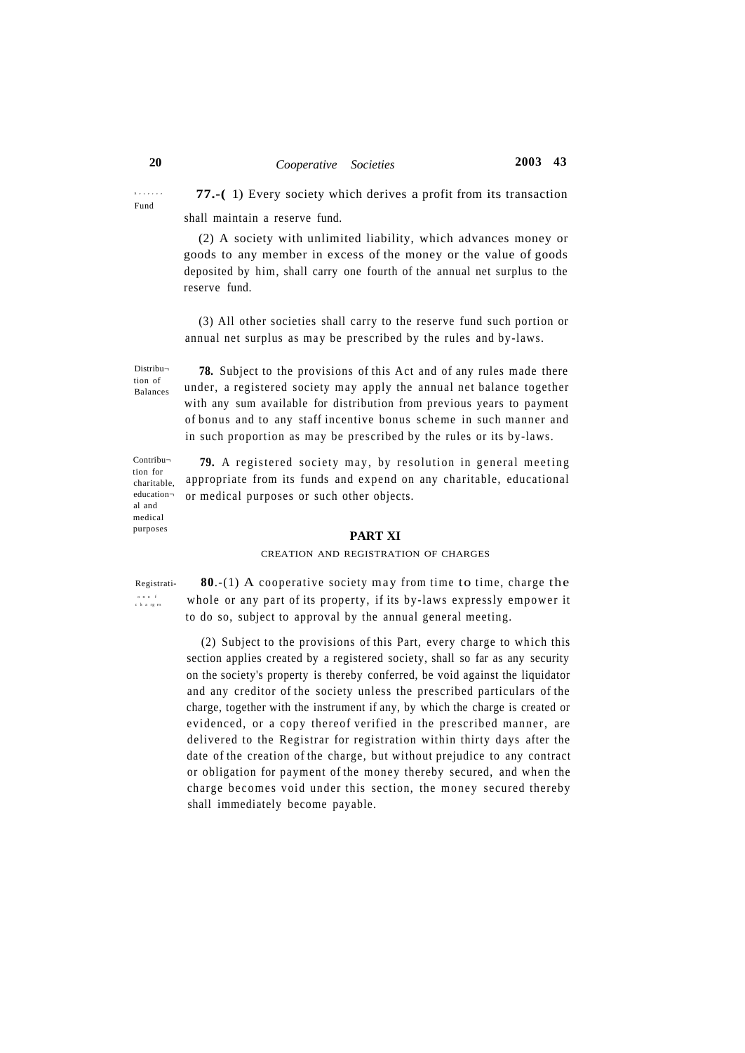Reserve Fund

**77.-(** 1) Every society which derives a profit from its transaction shall maintain a reserve fund.

(2) A society with unlimited liability, which advances money or goods to any member in excess of the money or the value of goods deposited by him, shall carry one fourth of the annual net surplus to the reserve fund.

(3) All other societies shall carry to the reserve fund such portion or annual net surplus as may be prescribed by the rules and by-laws.

Distribution of Balances

**78.** Subject to the provisions of this Act and of any rules made there under, a registered society may apply the annual net balance together with any sum available for distribution from previous years to payment of bonus and to any staff incentive bonus scheme in such manner and in such proportion as may be prescribed by the rules or its by-laws.

Contribution for charitable, educational and medical purposes

**79.** A registered society may, by resolution in general meeting appropriate from its funds and expend on any charitable, educational or medical purposes or such other objects.

## PART XI

### CREATION AND REGISTRATION OF CHARGES

Registration of charges

**80**.-(1) A cooperative society may from time to time, charge the whole or any part of its property, if its by-laws expressly empower it to do so, subject to approval by the annual general meeting.

(2) Subject to the provisions of this Part, every charge to which this section applies created by a registered society, shall so far as any security on the society's property is thereby conferred, be void against the liquidator and any creditor of the society unless the prescribed particulars of the charge, together with the instrument if any, by which the charge is created or evidenced, or a copy thereof verified in the prescribed manner, are delivered to the Registrar for registration within thirty days after the date of the creation of the charge, but without prejudice to any contract or obligation for payment of the money thereby secured, and when the charge becomes void under this section, the money secured thereby shall immediately become payable.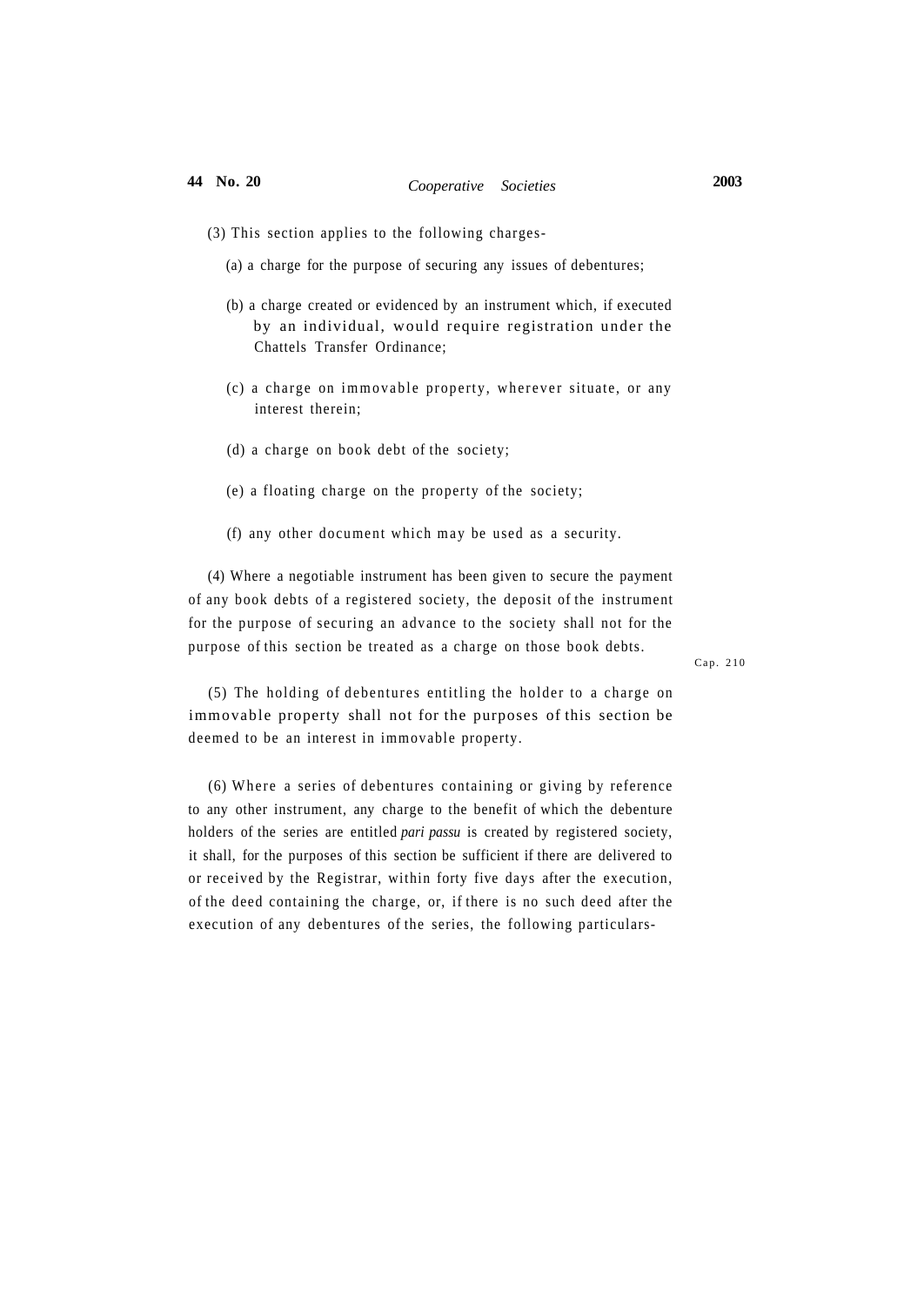(3) This section applies to the following charges-

(a) a charge for the purpose of securing any issues of debentures;

(b) a charge created or evidenced by an instrument which, if executed by an individual, would require registration under the Chattels Transfer Ordinance;

(c) a charge on immovable property, wherever situate, or any interest therein;

(d) a charge on book debt of the society;

(e) a floating charge on the property of the society;

(f) any other document which may be used as a security.

(4) Where a negotiable instrument has been given to secure the payment of any book debts of a registered society, the deposit of the instrument for the purpose of securing an advance to the society shall not for the purpose of this section be treated as a charge on those book debts.

Cap. 210

(5) The holding of debentures entitling the holder to a charge on immovable property shall not for the purposes of this section be deemed to be an interest in immovable property.

(6) Where a series of debentures containing or giving by reference to any other instrument, any charge to the benefit of which the debenture holders of the series are entitled *pari passu* is created by registered society, it shall, for the purposes of this section be sufficient if there are delivered to or received by the Registrar, within forty five days after the execution, of the deed containing the charge, or, if there is no such deed after the execution of any debentures of the series, the following particulars-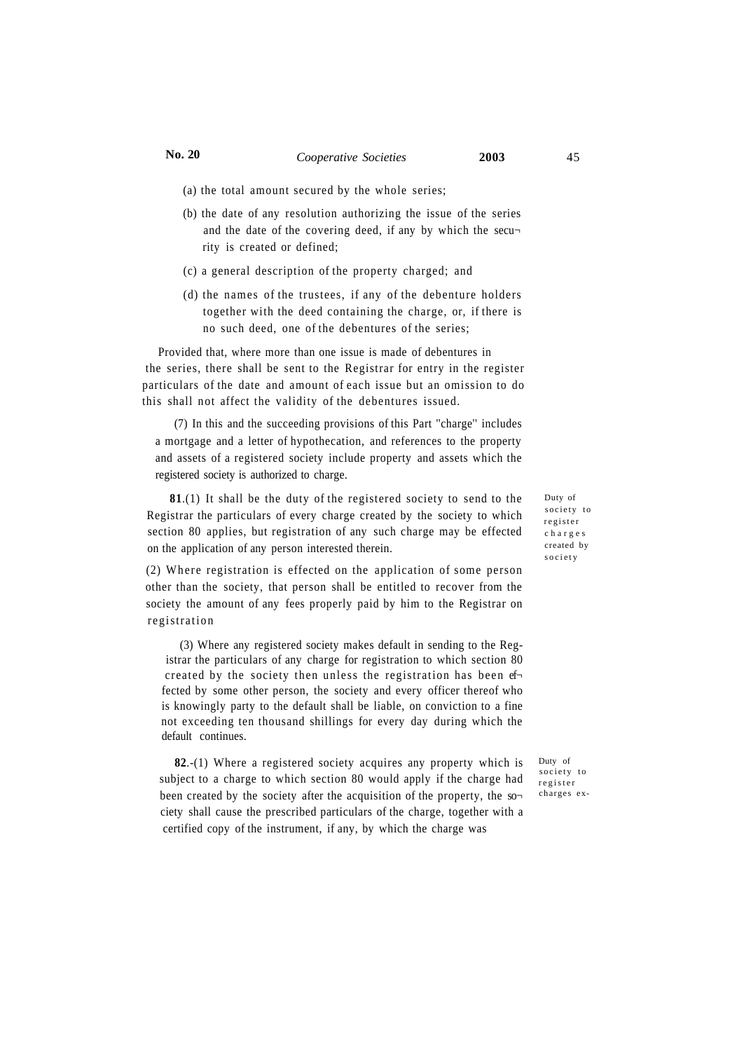(a) the total amount secured by the whole series;

(b) the date of any resolution authorizing the issue of the series and the date of the covering deed, if any by which the security is created or defined;

(c) a general description of the property charged; and

(d) the names of the trustees, if any of the debenture holders together with the deed containing the charge, or, if there is no such deed, one of the debentures of the series;

Provided that, where more than one issue is made of debentures in the series, there shall be sent to the Registrar for entry in the register particulars of the date and amount of each issue but an omission to do this shall not affect the validity of the debentures issued.

(7) In this and the succeeding provisions of this Part "charge" includes a mortgage and a letter of hypothecation, and references to the property and assets of a registered society include property and assets which the registered society is authorized to charge.

Duty of society to register charges created by society

**81**.(1) It shall be the duty of the registered society to send to the Registrar the particulars of every charge created by the society to which section 80 applies, but registration of any such charge may be effected on the application of any person interested therein.

(2) Where registration is effected on the application of some person other than the society, that person shall be entitled to recover from the society the amount of any fees properly paid by him to the Registrar on registration

(3) Where any registered society makes default in sending to the Registrar the particulars of any charge for registration to which section 80 created by the society then unless the registration has been effected by some other person, the society and every officer thereof who is knowingly party to the default shall be liable, on conviction to a fine not exceeding ten thousand shillings for every day during which the default continues.

Duty of society to register charges ex-

**82**.-(1) Where a registered society acquires any property which is subject to a charge to which section 80 would apply if the charge had been created by the society after the acquisition of the property, the society shall cause the prescribed particulars of the charge, together with a certified copy of the instrument, if any, by which the charge was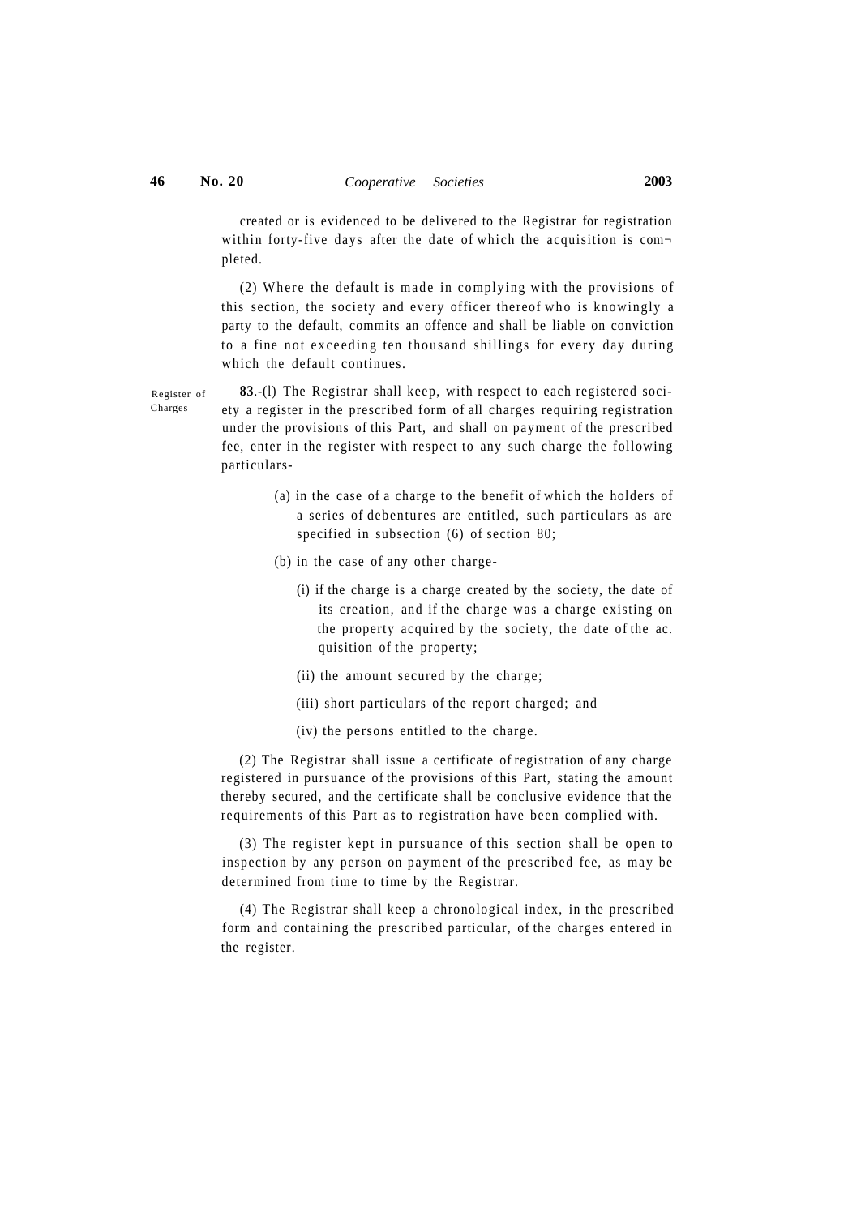created or is evidenced to be delivered to the Registrar for registration within forty-five days after the date of which the acquisition is completed.

(2) Where the default is made in complying with the provisions of this section, the society and every officer thereof who is knowingly a party to the default, commits an offence and shall be liable on conviction to a fine not exceeding ten thousand shillings for every day during which the default continues.

Register of Charges

**83**.-(l) The Registrar shall keep, with respect to each registered society a register in the prescribed form of all charges requiring registration under the provisions of this Part, and shall on payment of the prescribed fee, enter in the register with respect to any such charge the following particulars-

(a) in the case of a charge to the benefit of which the holders of a series of debentures are entitled, such particulars as are specified in subsection (6) of section 80;

(b) in the case of any other charge-

(i) if the charge is a charge created by the society, the date of its creation, and if the charge was a charge existing on the property acquired by the society, the date of the ac. quisition of the property;

(ii) the amount secured by the charge;

(iii) short particulars of the report charged; and

(iv) the persons entitled to the charge.

(2) The Registrar shall issue a certificate of registration of any charge registered in pursuance of the provisions of this Part, stating the amount thereby secured, and the certificate shall be conclusive evidence that the requirements of this Part as to registration have been complied with.

(3) The register kept in pursuance of this section shall be open to inspection by any person on payment of the prescribed fee, as may be determined from time to time by the Registrar.

(4) The Registrar shall keep a chronological index, in the prescribed form and containing the prescribed particular, of the charges entered in the register.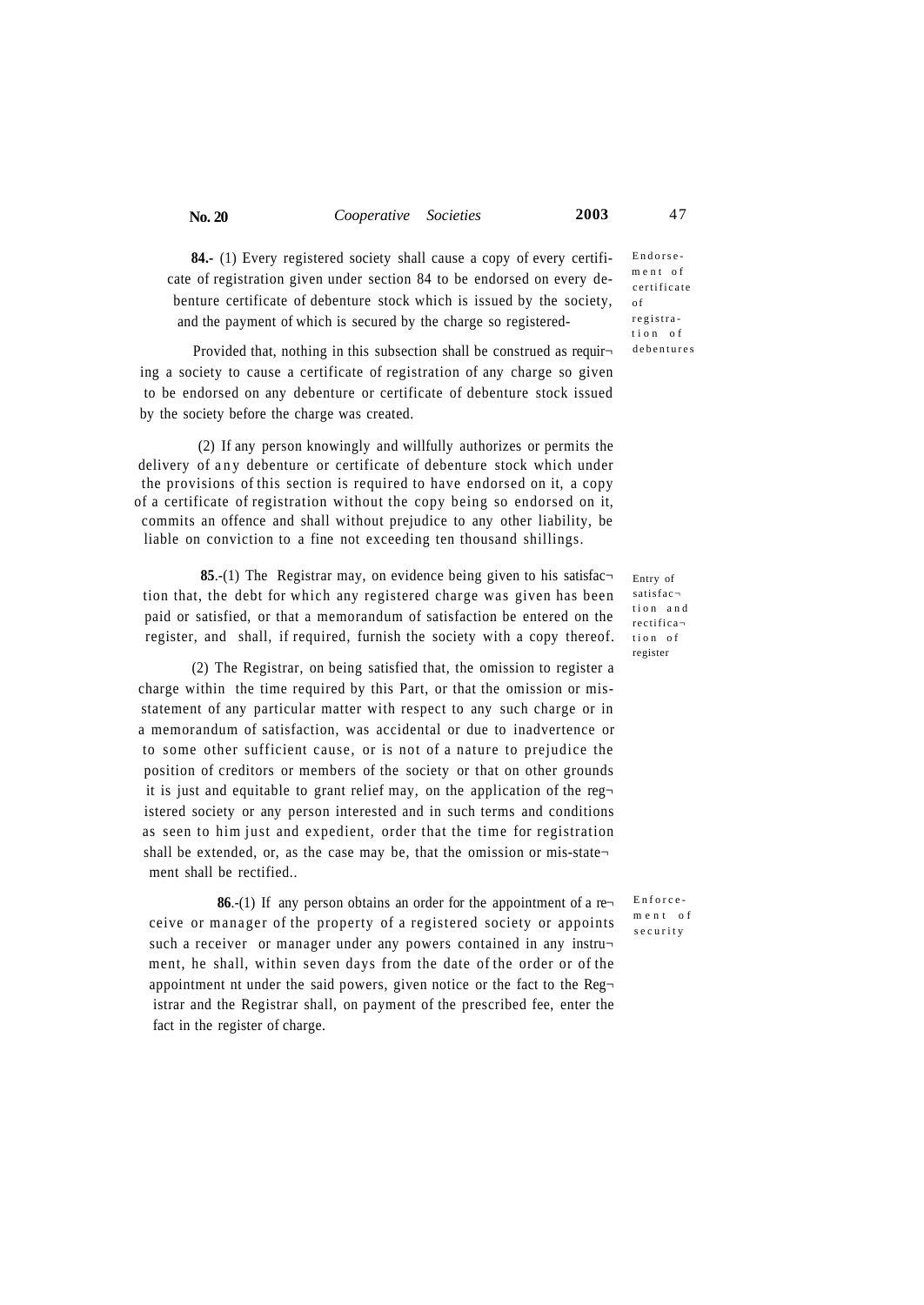**84.-** (1) Every registered society shall cause a copy of every certificate of registration given under section 84 to be endorsed on every debenture certificate of debenture stock which is issued by the society, and the payment of which is secured by the charge so registered-

*Endorsement of certificate of registration of debentures*

Provided that, nothing in this subsection shall be construed as requiring a society to cause a certificate of registration of any charge so given to be endorsed on any debenture or certificate of debenture stock issued by the society before the charge was created.

(2) If any person knowingly and willfully authorizes or permits the delivery of any debenture or certificate of debenture stock which under the provisions of this section is required to have endorsed on it, a copy of a certificate of registration without the copy being so endorsed on it, commits an offence and shall without prejudice to any other liability, be liable on conviction to a fine not exceeding ten thousand shillings.

**85**.-(1) The Registrar may, on evidence being given to his satisfaction that, the debt for which any registered charge was given has been paid or satisfied, or that a memorandum of satisfaction be entered on the register, and shall, if required, furnish the society with a copy thereof.

*Entry of satisfaction and rectification of register*

(2) The Registrar, on being satisfied that, the omission to register a charge within the time required by this Part, or that the omission or misstatement of any particular matter with respect to any such charge or in a memorandum of satisfaction, was accidental or due to inadvertence or to some other sufficient cause, or is not of a nature to prejudice the position of creditors or members of the society or that on other grounds it is just and equitable to grant relief may, on the application of the registered society or any person interested and in such terms and conditions as seen to him just and expedient, order that the time for registration shall be extended, or, as the case may be, that the omission or mis-statement shall be rectified..

**86**.-(1) If any person obtains an order for the appointment of a receive or manager of the property of a registered society or appoints such a receiver or manager under any powers contained in any instrument, he shall, within seven days from the date of the order or of the appointment nt under the said powers, given notice or the fact to the Registrar and the Registrar shall, on payment of the prescribed fee, enter the fact in the register of charge.

*Enforcement of security*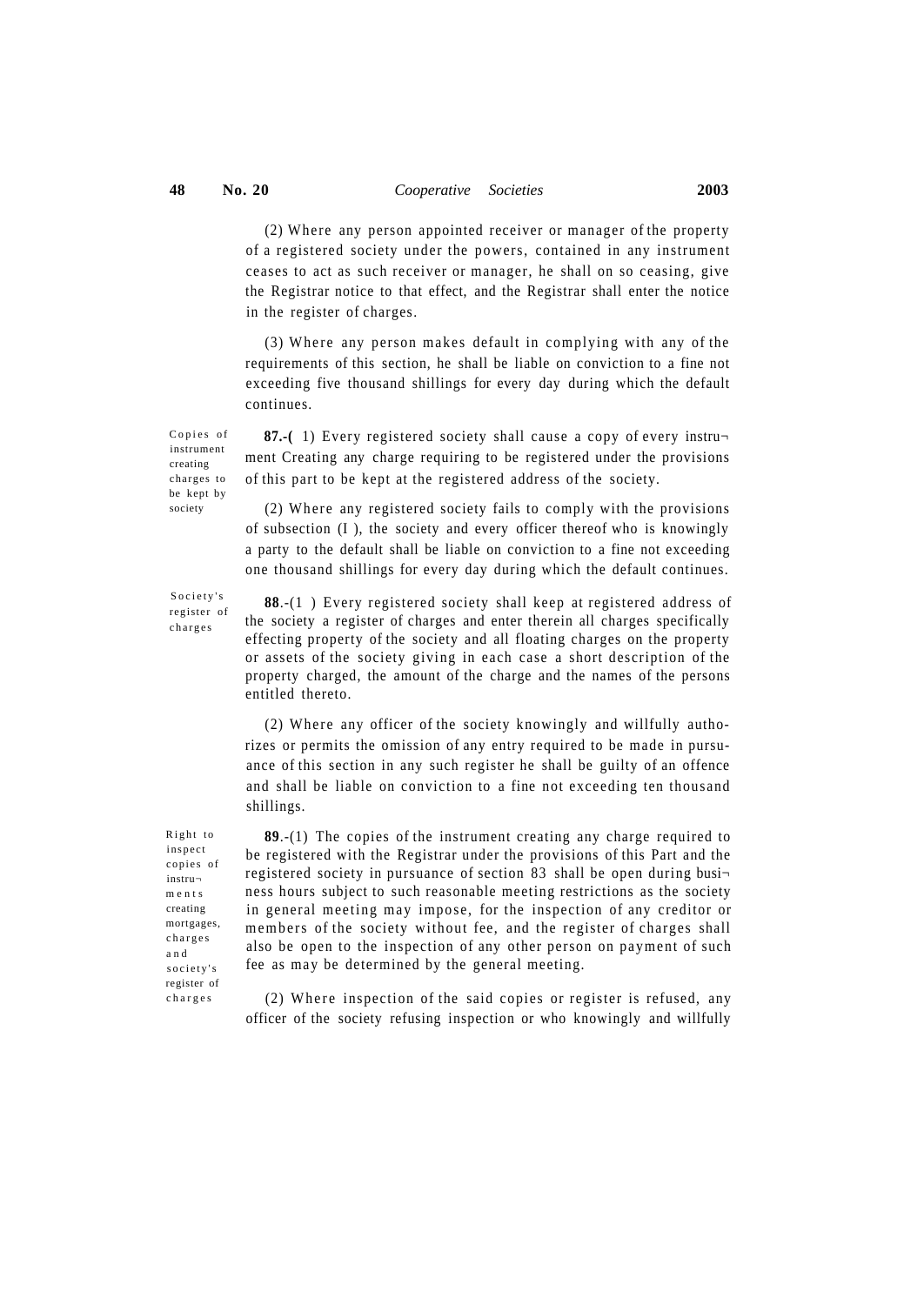(2) Where any person appointed receiver or manager of the property of a registered society under the powers, contained in any instrument ceases to act as such receiver or manager, he shall on so ceasing, give the Registrar notice to that effect, and the Registrar shall enter the notice in the register of charges.

(3) Where any person makes default in complying with any of the requirements of this section, he shall be liable on conviction to a fine not exceeding five thousand shillings for every day during which the default continues.

Copies of instrument creating charges to be kept by society

**87.-(** 1) Every registered society shall cause a copy of every instrument Creating any charge requiring to be registered under the provisions of this part to be kept at the registered address of the society.

(2) Where any registered society fails to comply with the provisions of subsection (I ), the society and every officer thereof who is knowingly a party to the default shall be liable on conviction to a fine not exceeding one thousand shillings for every day during which the default continues.

Society's register of charges

**88**.-(1 ) Every registered society shall keep at registered address of the society a register of charges and enter therein all charges specifically effecting property of the society and all floating charges on the property or assets of the society giving in each case a short description of the property charged, the amount of the charge and the names of the persons entitled thereto.

(2) Where any officer of the society knowingly and willfully authorizes or permits the omission of any entry required to be made in pursuance of this section in any such register he shall be guilty of an offence and shall be liable on conviction to a fine not exceeding ten thousand shillings.

Right to inspect copies of instruments creating mortgages, charges and society's register of charges

**89**.-(1) The copies of the instrument creating any charge required to be registered with the Registrar under the provisions of this Part and the registered society in pursuance of section 83 shall be open during business hours subject to such reasonable meeting restrictions as the society in general meeting may impose, for the inspection of any creditor or members of the society without fee, and the register of charges shall also be open to the inspection of any other person on payment of such fee as may be determined by the general meeting.

(2) Where inspection of the said copies or register is refused, any officer of the society refusing inspection or who knowingly and willfully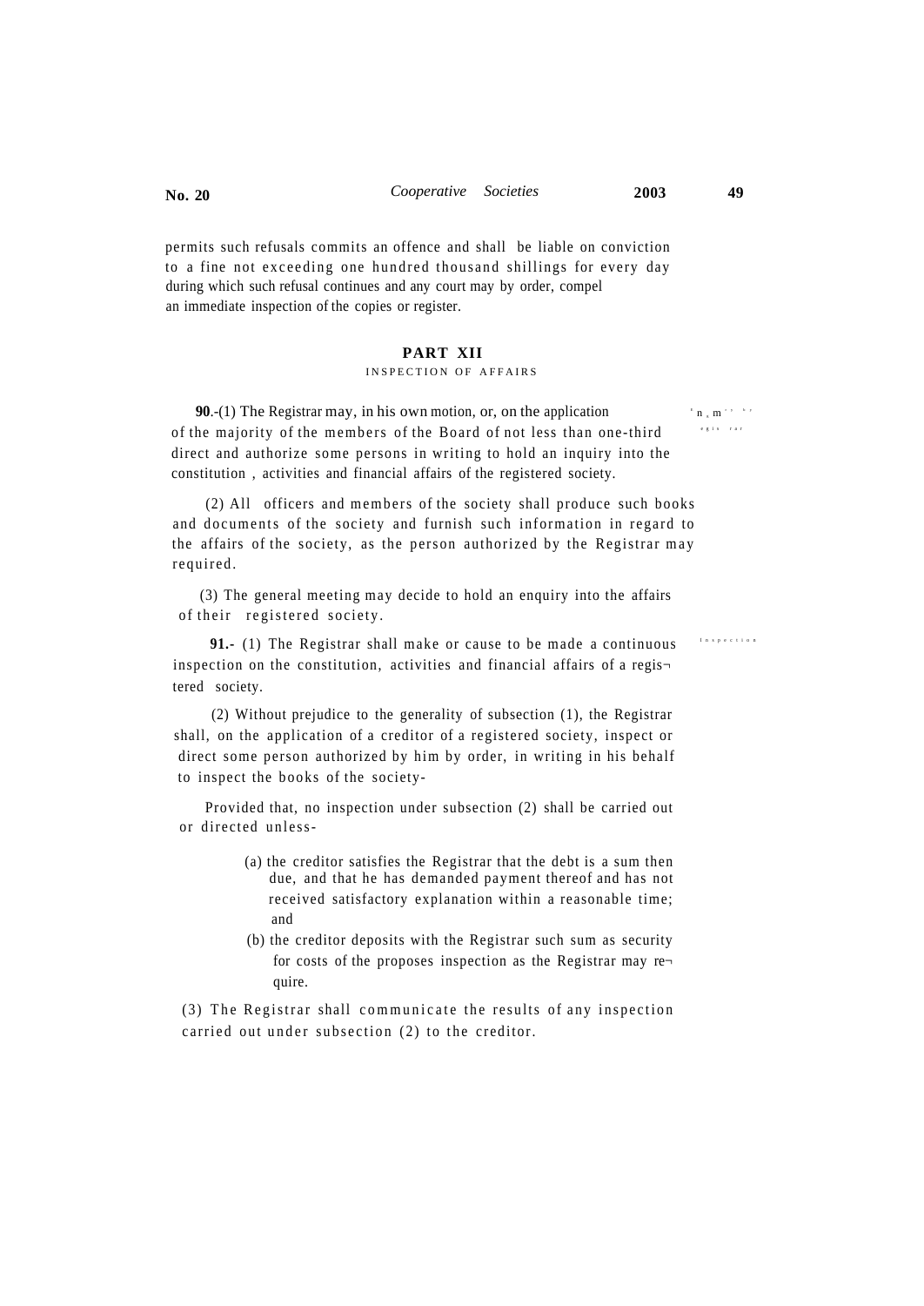permits such refusals commits an offence and shall be liable on conviction to a fine not exceeding one hundred thousand shillings for every day during which such refusal continues and any court may by order, compel an immediate inspection of the copies or register.

## PART XII

### INSPECTION OF AFFAIRS

**90**.-(1) The Registrar may, in his own motion, or, on the application of the majority of the members of the Board of not less than one-third direct and authorize some persons in writing to hold an inquiry into the constitution , activities and financial affairs of the registered society.

(2) All officers and members of the society shall produce such books and documents of the society and furnish such information in regard to the affairs of the society, as the person authorized by the Registrar may required.

(3) The general meeting may decide to hold an enquiry into the affairs of their registered society.

**91.-** (1) The Registrar shall make or cause to be made a continuous inspection on the constitution, activities and financial affairs of a registered society.

(2) Without prejudice to the generality of subsection (1), the Registrar shall, on the application of a creditor of a registered society, inspect or direct some person authorized by him by order, in writing in his behalf to inspect the books of the society-

Provided that, no inspection under subsection (2) shall be carried out or directed unless-

(a) the creditor satisfies the Registrar that the debt is a sum then due, and that he has demanded payment thereof and has not received satisfactory explanation within a reasonable time; and

(b) the creditor deposits with the Registrar such sum as security for costs of the proposes inspection as the Registrar may require.

(3) The Registrar shall communicate the results of any inspection carried out under subsection (2) to the creditor.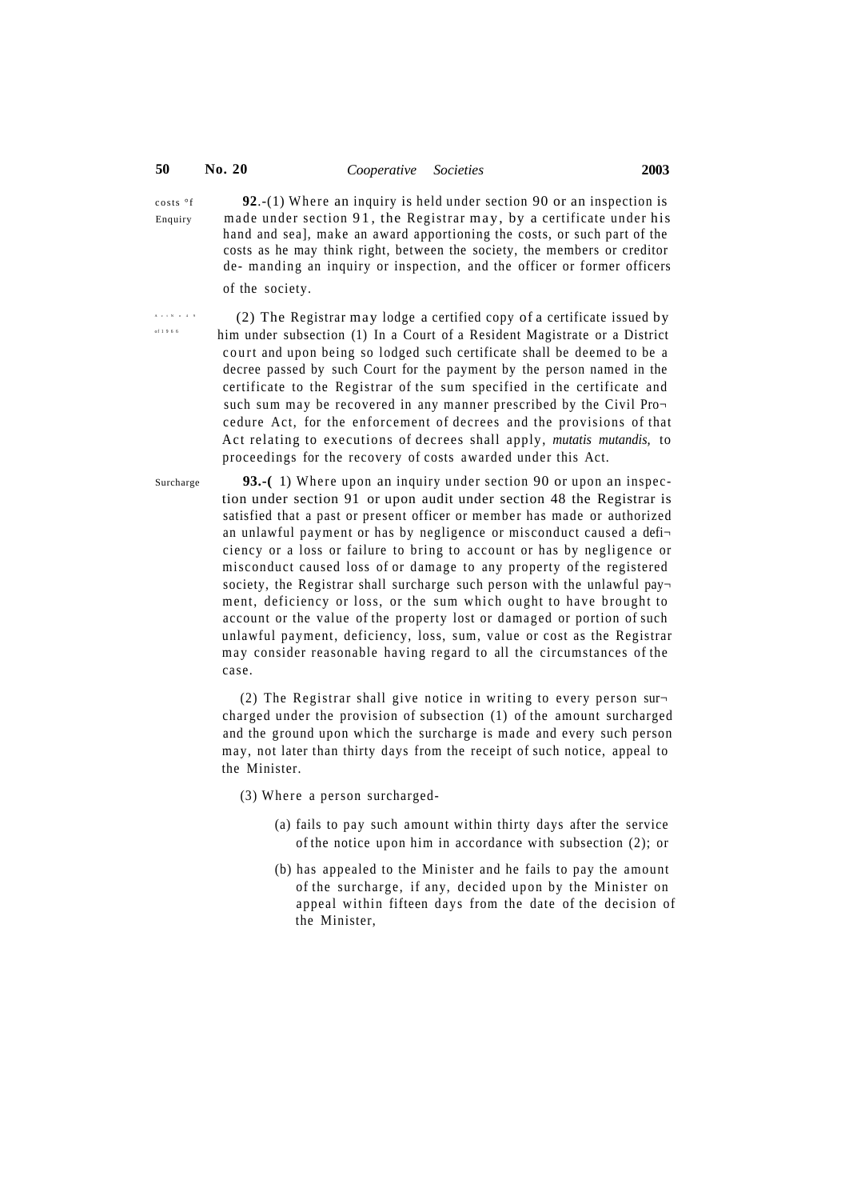Costs of Enquiry

**92**.-(1) Where an inquiry is held under section 90 or an inspection is made under section 91, the Registrar may, by a certificate under his hand and sea], make an award apportioning the costs, or such part of the costs as he may think right, between the society, the members or creditor de- manding an inquiry or inspection, and the officer or former officers of the society.

Act No. 49 of 1966

(2) The Registrar may lodge a certified copy of a certificate issued by him under subsection (1) In a Court of a Resident Magistrate or a District court and upon being so lodged such certificate shall be deemed to be a decree passed by such Court for the payment by the person named in the certificate to the Registrar of the sum specified in the certificate and such sum may be recovered in any manner prescribed by the Civil Procedure Act, for the enforcement of decrees and the provisions of that Act relating to executions of decrees shall apply, *mutatis mutandis,* to proceedings for the recovery of costs awarded under this Act.

Surcharge

**93.-(** 1) Where upon an inquiry under section 90 or upon an inspection under section 91 or upon audit under section 48 the Registrar is satisfied that a past or present officer or member has made or authorized an unlawful payment or has by negligence or misconduct caused a deficiency or a loss or failure to bring to account or has by negligence or misconduct caused loss of or damage to any property of the registered society, the Registrar shall surcharge such person with the unlawful payment, deficiency or loss, or the sum which ought to have brought to account or the value of the property lost or damaged or portion of such unlawful payment, deficiency, loss, sum, value or cost as the Registrar may consider reasonable having regard to all the circumstances of the case.

(2) The Registrar shall give notice in writing to every person surcharged under the provision of subsection (1) of the amount surcharged and the ground upon which the surcharge is made and every such person may, not later than thirty days from the receipt of such notice, appeal to the Minister.

(3) Where a person surcharged-

(a) fails to pay such amount within thirty days after the service of the notice upon him in accordance with subsection (2); or

(b) has appealed to the Minister and he fails to pay the amount of the surcharge, if any, decided upon by the Minister on appeal within fifteen days from the date of the decision of the Minister,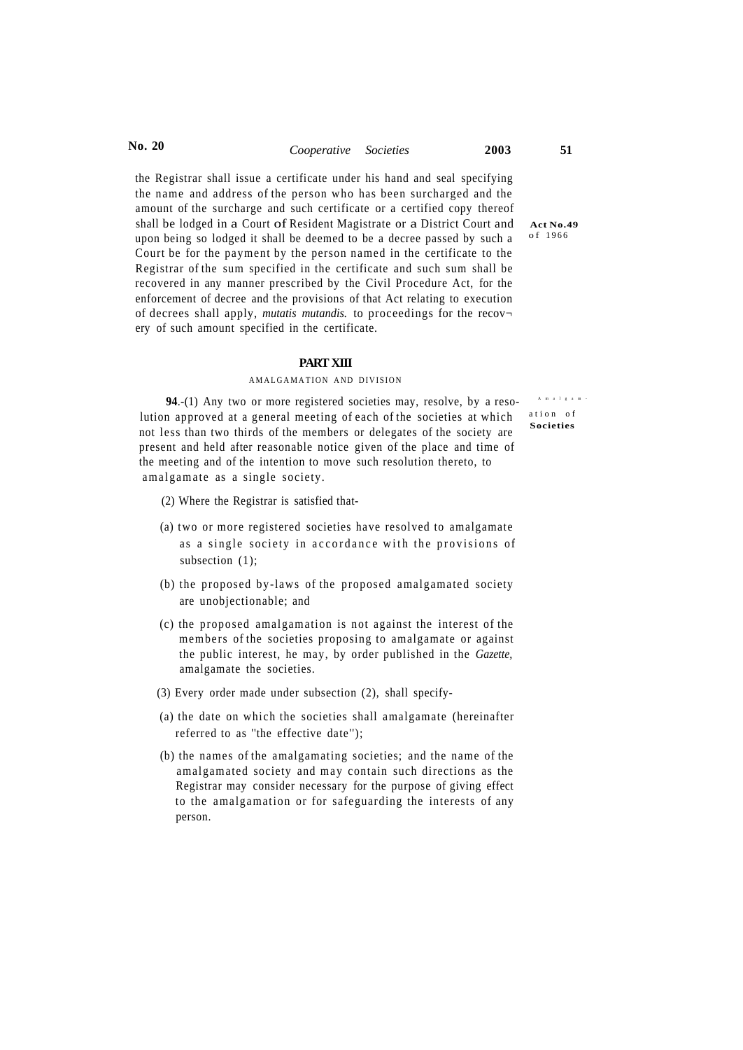the Registrar shall issue a certificate under his hand and seal specifying the name and address of the person who has been surcharged and the amount of the surcharge and such certificate or a certified copy thereof shall be lodged in a Court of Resident Magistrate or a District Court and upon being so lodged it shall be deemed to be a decree passed by such a Court be for the payment by the person named in the certificate to the Registrar of the sum specified in the certificate and such sum shall be recovered in any manner prescribed by the Civil Procedure Act, for the enforcement of decree and the provisions of that Act relating to execution of decrees shall apply, *mutatis mutandis.* to proceedings for the recovery of such amount specified in the certificate.

**Act No.49 of 1966**

## PART XIII

### AMALGAMATION AND DIVISION

**Amalgamation of Societies**

**94**.-(1) Any two or more registered societies may, resolve, by a resolution approved at a general meeting of each of the societies at which not less than two thirds of the members or delegates of the society are present and held after reasonable notice given of the place and time of the meeting and of the intention to move such resolution thereto, to amalgamate as a single society.

(2) Where the Registrar is satisfied that-

(a) two or more registered societies have resolved to amalgamate as a single society in accordance with the provisions of subsection (1);

(b) the proposed by-laws of the proposed amalgamated society are unobjectionable; and

(c) the proposed amalgamation is not against the interest of the members of the societies proposing to amalgamate or against the public interest, he may, by order published in the *Gazette,* amalgamate the societies.

(3) Every order made under subsection (2), shall specify-

(a) the date on which the societies shall amalgamate (hereinafter referred to as "the effective date");

(b) the names of the amalgamating societies; and the name of the amalgamated society and may contain such directions as the Registrar may consider necessary for the purpose of giving effect to the amalgamation or for safeguarding the interests of any person.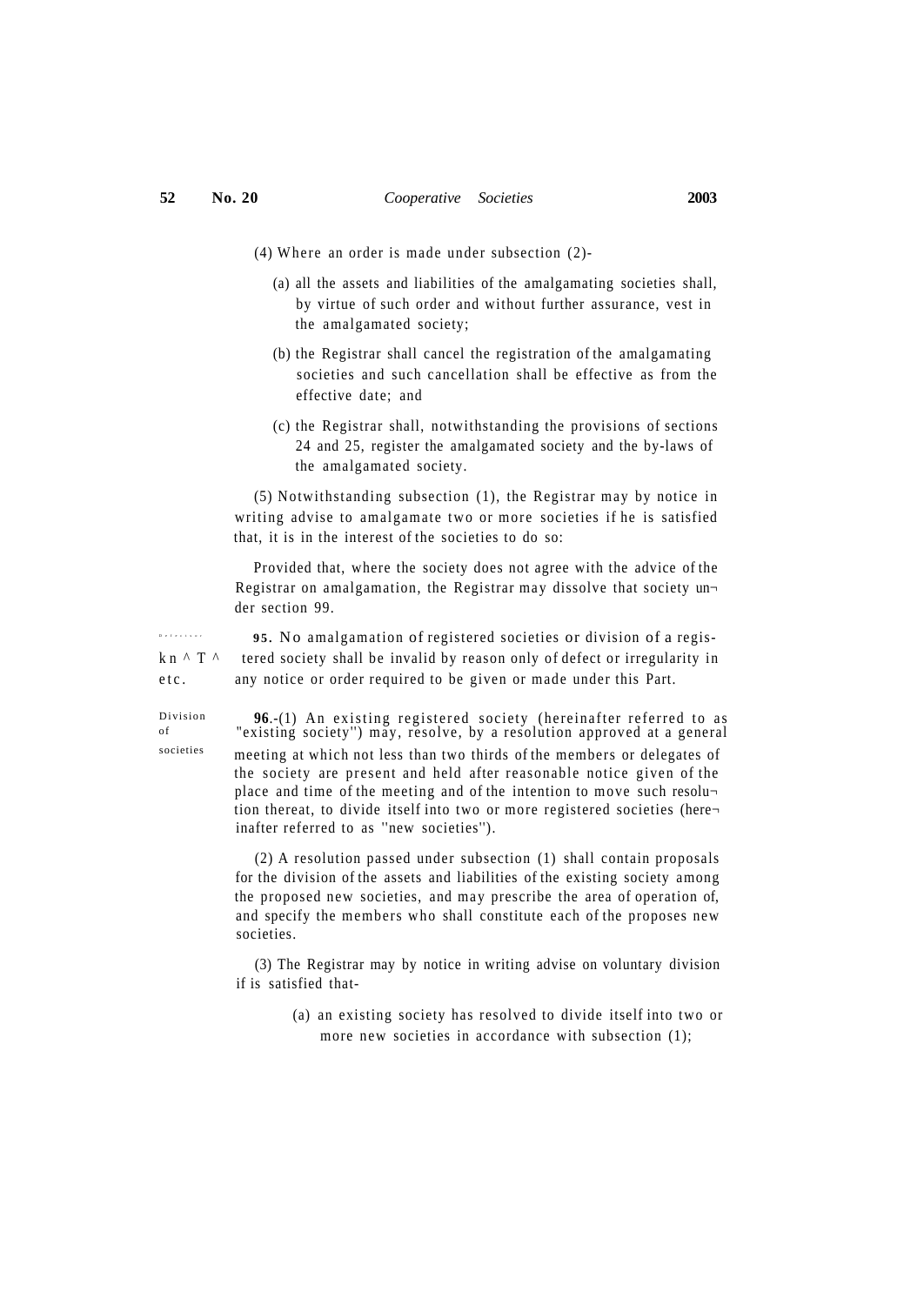(4) Where an order is made under subsection (2)-

(a) all the assets and liabilities of the amalgamating societies shall, by virtue of such order and without further assurance, vest in the amalgamated society;

(b) the Registrar shall cancel the registration of the amalgamating societies and such cancellation shall be effective as from the effective date; and

(c) the Registrar shall, notwithstanding the provisions of sections 24 and 25, register the amalgamated society and the by-laws of the amalgamated society.

(5) Notwithstanding subsection (1), the Registrar may by notice in writing advise to amalgamate two or more societies if he is satisfied that, it is in the interest of the societies to do so:

Provided that, where the society does not agree with the advice of the Registrar on amalgamation, the Registrar may dissolve that society under section 99.

Defects in notice, etc.

**95.** No amalgamation of registered societies or division of a registered society shall be invalid by reason only of defect or irregularity in any notice or order required to be given or made under this Part.

Division of societies

**96**.-(1) An existing registered society (hereinafter referred to as "existing society") may, resolve, by a resolution approved at a general meeting at which not less than two thirds of the members or delegates of the society are present and held after reasonable notice given of the place and time of the meeting and of the intention to move such resolution thereat, to divide itself into two or more registered societies (hereinafter referred to as "new societies").

(2) A resolution passed under subsection (1) shall contain proposals for the division of the assets and liabilities of the existing society among the proposed new societies, and may prescribe the area of operation of, and specify the members who shall constitute each of the proposes new societies.

(3) The Registrar may by notice in writing advise on voluntary division if is satisfied that-

(a) an existing society has resolved to divide itself into two or more new societies in accordance with subsection (1);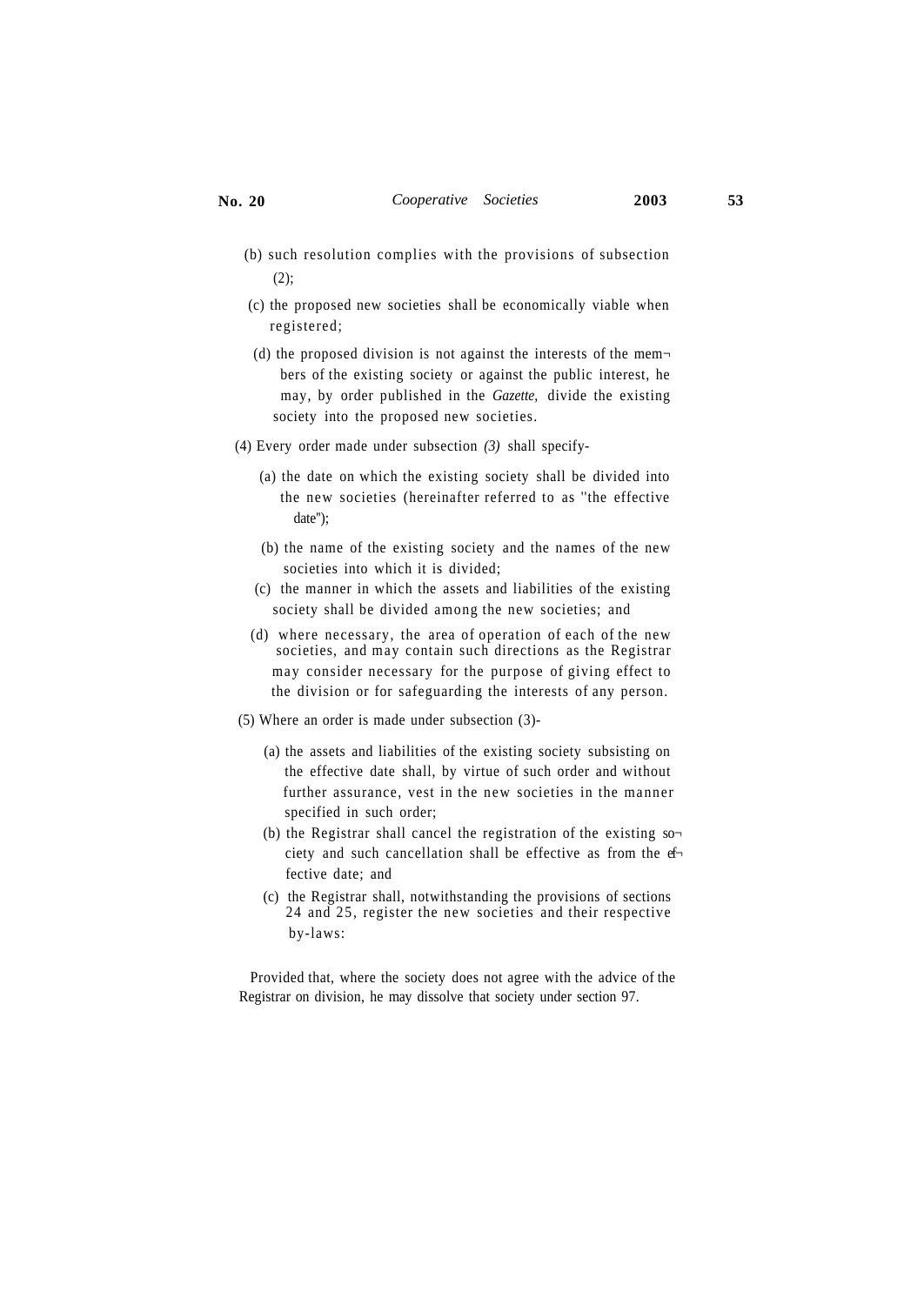(b) such resolution complies with the provisions of subsection (2);

(c) the proposed new societies shall be economically viable when registered;

(d) the proposed division is not against the interests of the members of the existing society or against the public interest, he may, by order published in the *Gazette,* divide the existing society into the proposed new societies.

(4) Every order made under subsection *(3)* shall specify-

(a) the date on which the existing society shall be divided into the new societies (hereinafter referred to as "the effective date");

(b) the name of the existing society and the names of the new societies into which it is divided;

(c) the manner in which the assets and liabilities of the existing society shall be divided among the new societies; and

(d) where necessary, the area of operation of each of the new societies, and may contain such directions as the Registrar may consider necessary for the purpose of giving effect to the division or for safeguarding the interests of any person.

(5) Where an order is made under subsection (3)-

(a) the assets and liabilities of the existing society subsisting on the effective date shall, by virtue of such order and without further assurance, vest in the new societies in the manner specified in such order;

(b) the Registrar shall cancel the registration of the existing society and such cancellation shall be effective as from the effective date; and

(c) the Registrar shall, notwithstanding the provisions of sections 24 and 25, register the new societies and their respective by-laws:

Provided that, where the society does not agree with the advice of the Registrar on division, he may dissolve that society under section 97.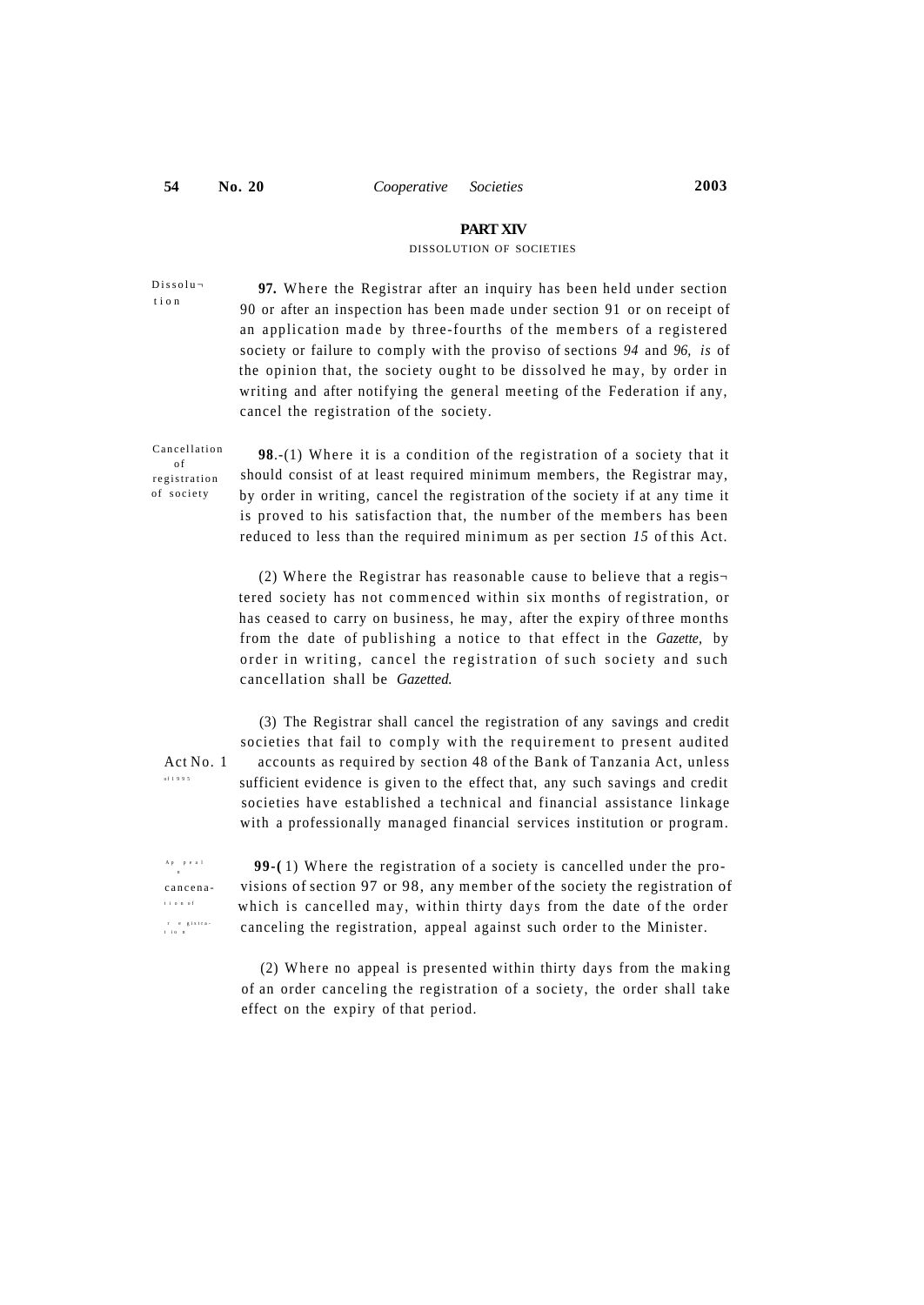## PART XIV

### DISSOLUTION OF SOCIETIES

Dissolution

**97.** Where the Registrar after an inquiry has been held under section 90 or after an inspection has been made under section 91 or on receipt of an application made by three-fourths of the members of a registered society or failure to comply with the proviso of sections *94* and *96, is* of the opinion that, the society ought to be dissolved he may, by order in writing and after notifying the general meeting of the Federation if any, cancel the registration of the society.

Cancellation of registration of society

**98**.-(1) Where it is a condition of the registration of a society that it should consist of at least required minimum members, the Registrar may, by order in writing, cancel the registration of the society if at any time it is proved to his satisfaction that, the number of the members has been reduced to less than the required minimum as per section *15* of this Act.

(2) Where the Registrar has reasonable cause to believe that a registered society has not commenced within six months of registration, or has ceased to carry on business, he may, after the expiry of three months from the date of publishing a notice to that effect in the *Gazette,* by order in writing, cancel the registration of such society and such cancellation shall be *Gazetted.*

(3) The Registrar shall cancel the registration of any savings and credit societies that fail to comply with the requirement to present audited accounts as required by section 48 of the Bank of Tanzania Act, unless sufficient evidence is given to the effect that, any such savings and credit societies have established a technical and financial assistance linkage with a professionally managed financial services institution or program.

Act No. 1 of 1995

Appeal on cancellation of registration

**99-(**1) Where the registration of a society is cancelled under the provisions of section 97 or 98, any member of the society the registration of which is cancelled may, within thirty days from the date of the order canceling the registration, appeal against such order to the Minister.

(2) Where no appeal is presented within thirty days from the making of an order canceling the registration of a society, the order shall take effect on the expiry of that period.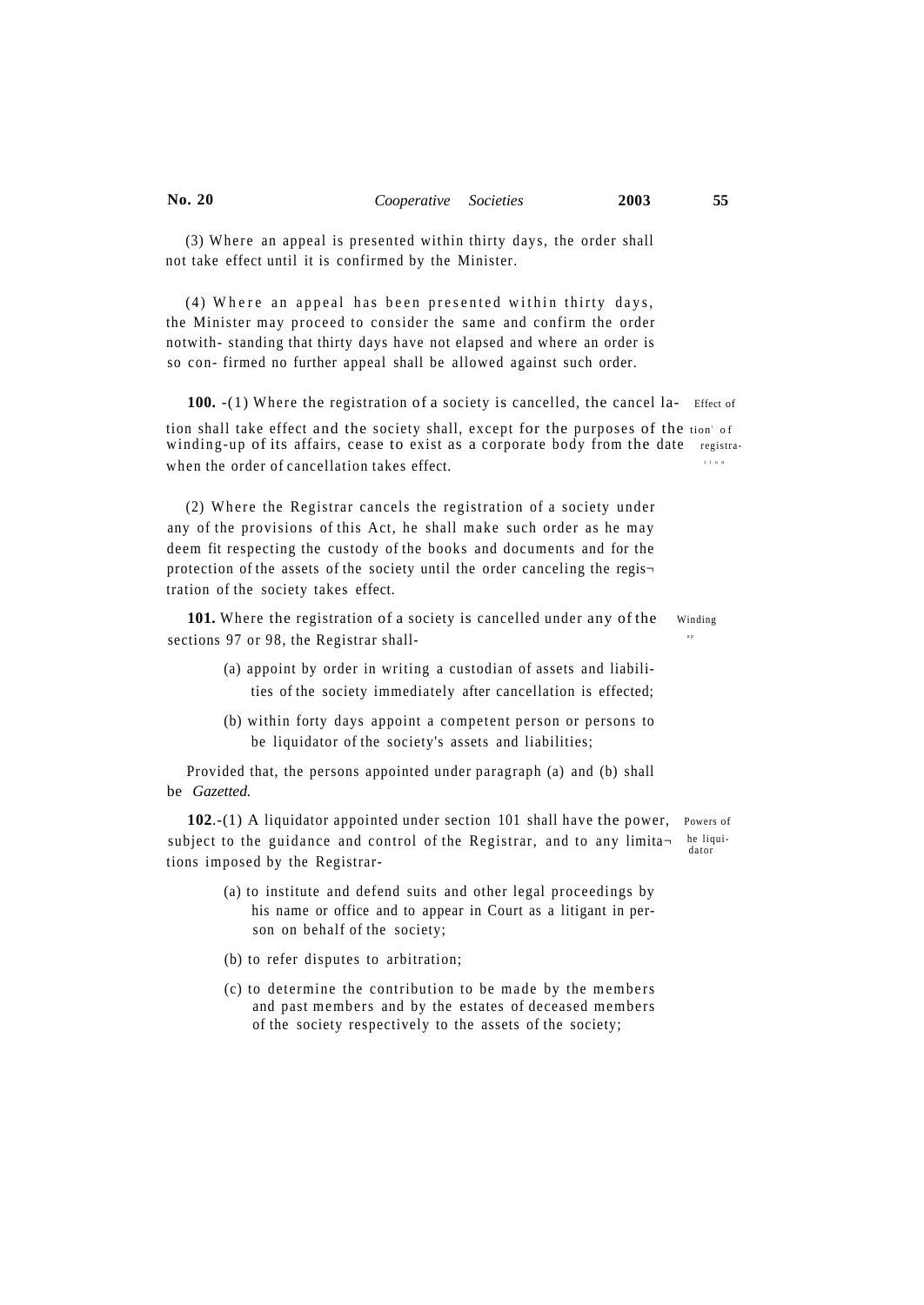(3) Where an appeal is presented within thirty days, the order shall not take effect until it is confirmed by the Minister.

(4) Where an appeal has been presented within thirty days, the Minister may proceed to consider the same and confirm the order notwith- standing that thirty days have not elapsed and where an order is so con- firmed no further appeal shall be allowed against such order.

Effect of cancellation of registration

**100.** -(1) Where the registration of a society is cancelled, the cancel la-tion shall take effect and the society shall, except for the purposes of the winding-up of its affairs, cease to exist as a corporate body from the date when the order of cancellation takes effect.

(2) Where the Registrar cancels the registration of a society under any of the provisions of this Act, he shall make such order as he may deem fit respecting the custody of the books and documents and for the protection of the assets of the society until the order canceling the registration of the society takes effect.

Winding up

**101.** Where the registration of a society is cancelled under any of the sections 97 or 98, the Registrar shall-

(a) appoint by order in writing a custodian of assets and liabilities of the society immediately after cancellation is effected;

(b) within forty days appoint a competent person or persons to be liquidator of the society's assets and liabilities;

Provided that, the persons appointed under paragraph (a) and (b) shall be *Gazetted.*

Powers of he liquidator

**102**.-(1) A liquidator appointed under section 101 shall have the power, subject to the guidance and control of the Registrar, and to any limitations imposed by the Registrar-

(a) to institute and defend suits and other legal proceedings by his name or office and to appear in Court as a litigant in person on behalf of the society;

(b) to refer disputes to arbitration;

(c) to determine the contribution to be made by the members and past members and by the estates of deceased members of the society respectively to the assets of the society;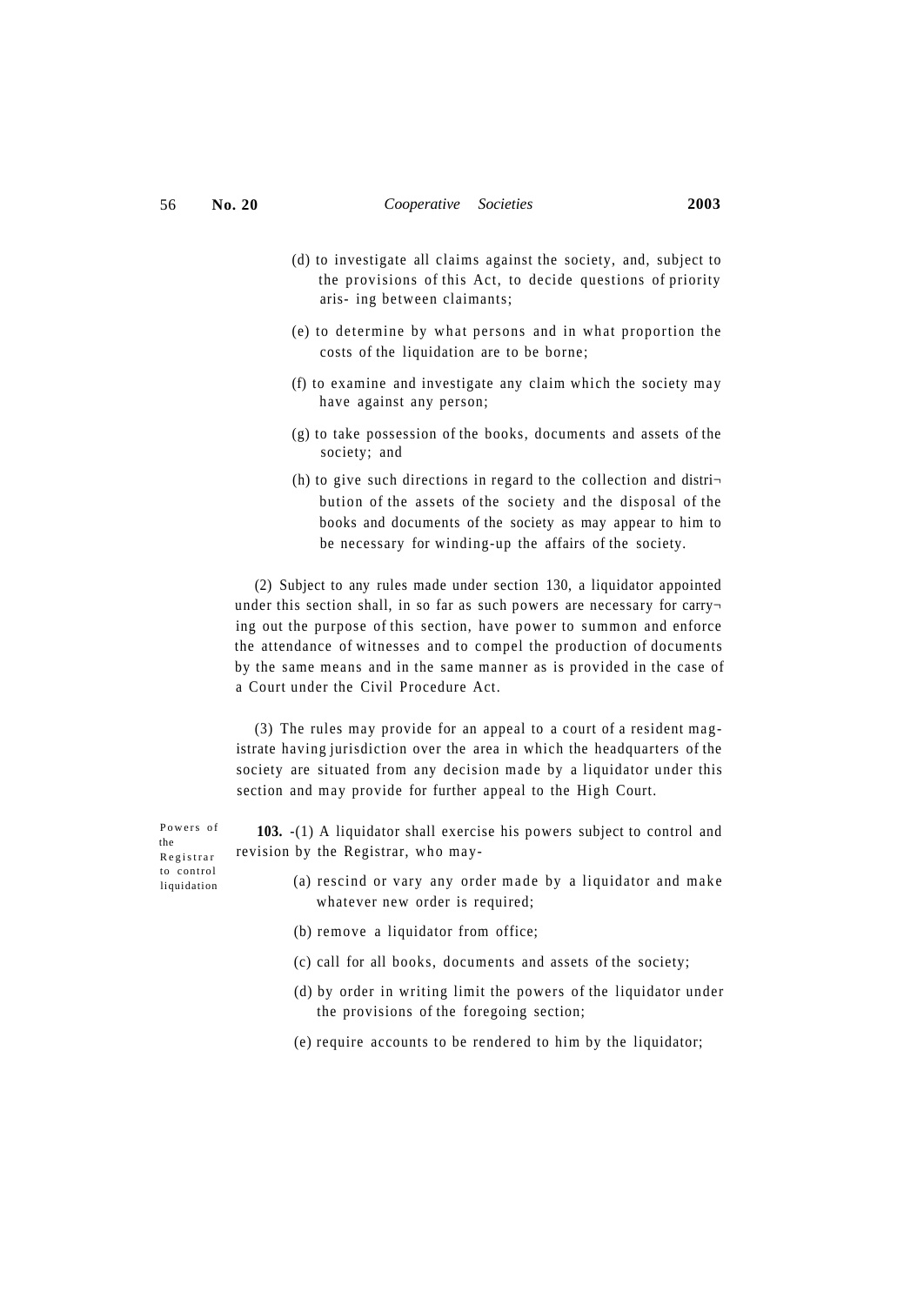(d) to investigate all claims against the society, and, subject to the provisions of this Act, to decide questions of priority aris- ing between claimants;

(e) to determine by what persons and in what proportion the costs of the liquidation are to be borne;

(f) to examine and investigate any claim which the society may have against any person;

(g) to take possession of the books, documents and assets of the society; and

(h) to give such directions in regard to the collection and distri¬ bution of the assets of the society and the disposal of the books and documents of the society as may appear to him to be necessary for winding-up the affairs of the society.

(2) Subject to any rules made under section 130, a liquidator appointed under this section shall, in so far as such powers are necessary for carry¬ ing out the purpose of this section, have power to summon and enforce the attendance of witnesses and to compel the production of documents by the same means and in the same manner as is provided in the case of a Court under the Civil Procedure Act.

(3) The rules may provide for an appeal to a court of a resident mag- istrate having jurisdiction over the area in which the headquarters of the society are situated from any decision made by a liquidator under this section and may provide for further appeal to the High Court.

Powers of the Registrar to control liquidation

**103.** -(1) A liquidator shall exercise his powers subject to control and revision by the Registrar, who may-

(a) rescind or vary any order made by a liquidator and make whatever new order is required;

(b) remove a liquidator from office;

(c) call for all books, documents and assets of the society;

(d) by order in writing limit the powers of the liquidator under the provisions of the foregoing section;

(e) require accounts to be rendered to him by the liquidator;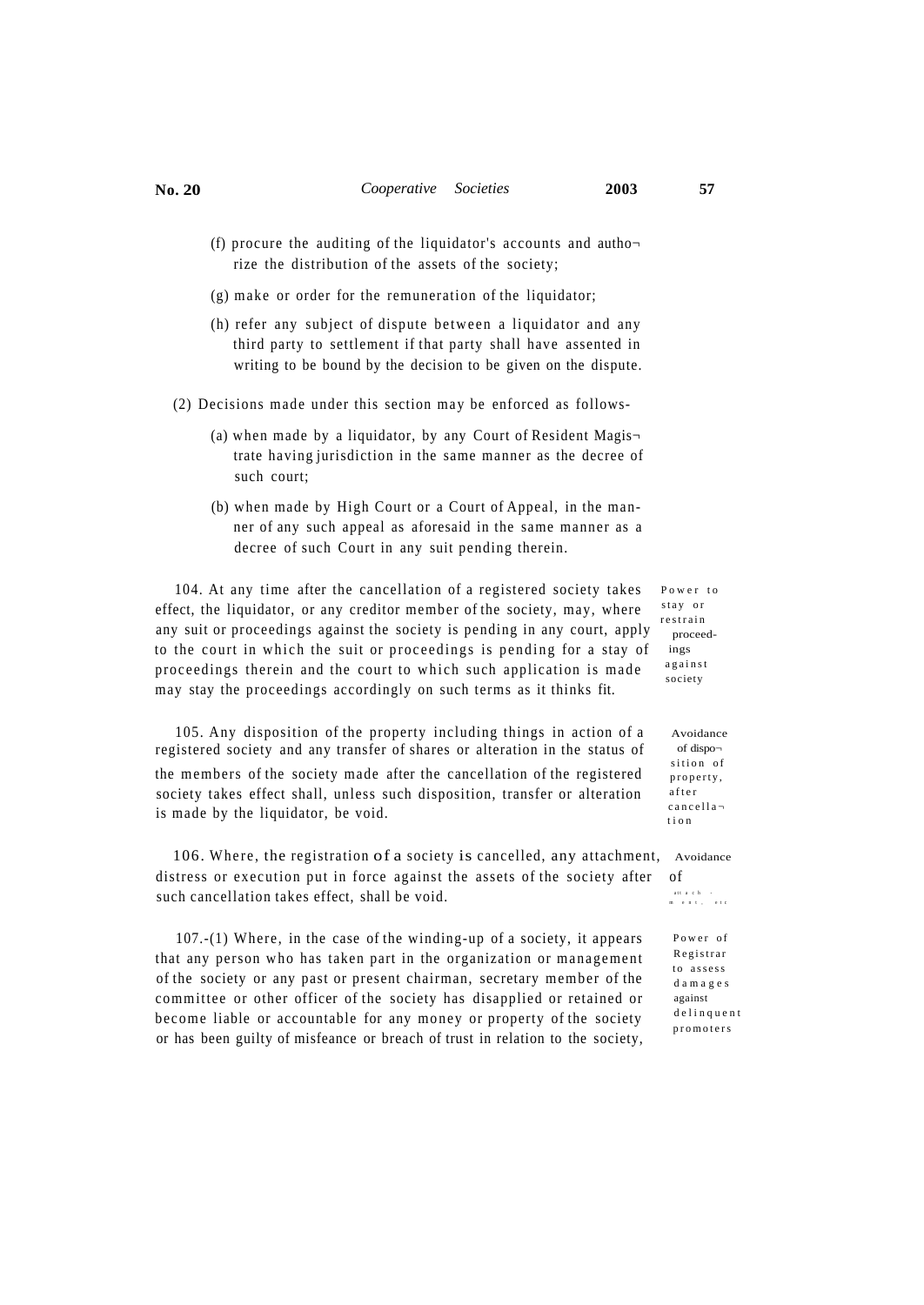(f) procure the auditing of the liquidator's accounts and authorize the distribution of the assets of the society;

(g) make or order for the remuneration of the liquidator;

(h) refer any subject of dispute between a liquidator and any third party to settlement if that party shall have assented in writing to be bound by the decision to be given on the dispute.

(2) Decisions made under this section may be enforced as follows-

(a) when made by a liquidator, by any Court of Resident Magistrate having jurisdiction in the same manner as the decree of such court;

(b) when made by High Court or a Court of Appeal, in the manner of any such appeal as aforesaid in the same manner as a decree of such Court in any suit pending therein.

**Power to stay or restrain proceedings against society**

104. At any time after the cancellation of a registered society takes effect, the liquidator, or any creditor member of the society, may, where any suit or proceedings against the society is pending in any court, apply to the court in which the suit or proceedings is pending for a stay of proceedings therein and the court to which such application is made may stay the proceedings accordingly on such terms as it thinks fit.

**Avoidance of disposition of property, after cancellation**

105. Any disposition of the property including things in action of a registered society and any transfer of shares or alteration in the status of the members of the society made after the cancellation of the registered society takes effect shall, unless such disposition, transfer or alteration is made by the liquidator, be void.

**Avoidance of attachment, etc**

106. Where, the registration of a society is cancelled, any attachment, distress or execution put in force against the assets of the society after such cancellation takes effect, shall be void.

**Power of Registrar to assess damages against delinquent promoters**

107.-(1) Where, in the case of the winding-up of a society, it appears that any person who has taken part in the organization or management of the society or any past or present chairman, secretary member of the committee or other officer of the society has disapplied or retained or become liable or accountable for any money or property of the society or has been guilty of misfeance or breach of trust in relation to the society,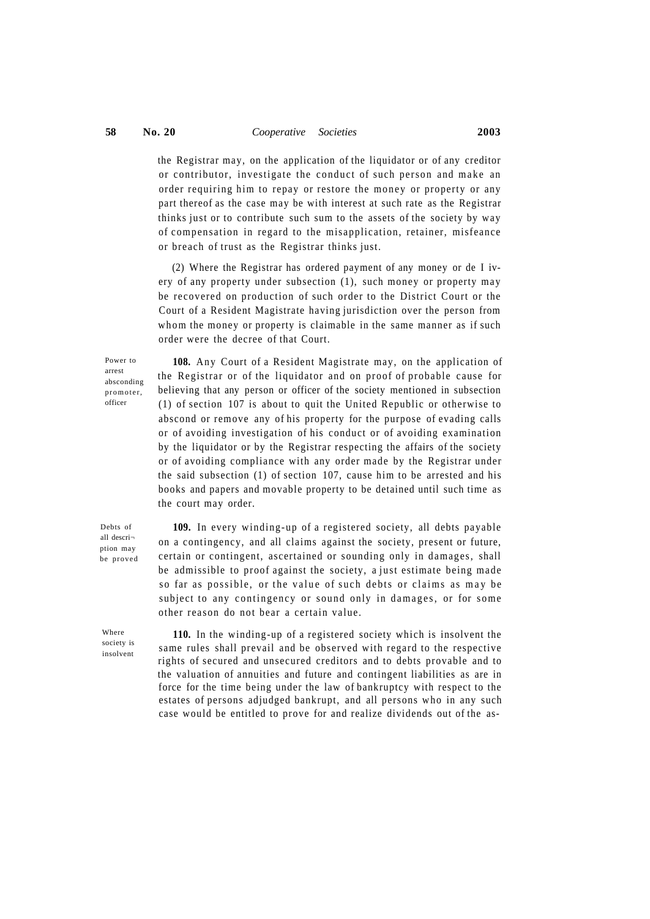the Registrar may, on the application of the liquidator or of any creditor or contributor, investigate the conduct of such person and make an order requiring him to repay or restore the money or property or any part thereof as the case may be with interest at such rate as the Registrar thinks just or to contribute such sum to the assets of the society by way of compensation in regard to the misapplication, retainer, misfeance or breach of trust as the Registrar thinks just.

(2) Where the Registrar has ordered payment of any money or de I ivery of any property under subsection (1), such money or property may be recovered on production of such order to the District Court or the Court of a Resident Magistrate having jurisdiction over the person from whom the money or property is claimable in the same manner as if such order were the decree of that Court.

*Power to arrest absconding promoter, officer*

**108.** Any Court of a Resident Magistrate may, on the application of the Registrar or of the liquidator and on proof of probable cause for believing that any person or officer of the society mentioned in subsection (1) of section 107 is about to quit the United Republic or otherwise to abscond or remove any of his property for the purpose of evading calls or of avoiding investigation of his conduct or of avoiding examination by the liquidator or by the Registrar respecting the affairs of the society or of avoiding compliance with any order made by the Registrar under the said subsection (1) of section 107, cause him to be arrested and his books and papers and movable property to be detained until such time as the court may order.

*Debts of all description may be proved*

**109.** In every winding-up of a registered society, all debts payable on a contingency, and all claims against the society, present or future, certain or contingent, ascertained or sounding only in damages, shall be admissible to proof against the society, a just estimate being made so far as possible, or the value of such debts or claims as may be subject to any contingency or sound only in damages, or for some other reason do not bear a certain value.

*Where society is insolvent*

**110.** In the winding-up of a registered society which is insolvent the same rules shall prevail and be observed with regard to the respective rights of secured and unsecured creditors and to debts provable and to the valuation of annuities and future and contingent liabilities as are in force for the time being under the law of bankruptcy with respect to the estates of persons adjudged bankrupt, and all persons who in any such case would be entitled to prove for and realize dividends out of the as-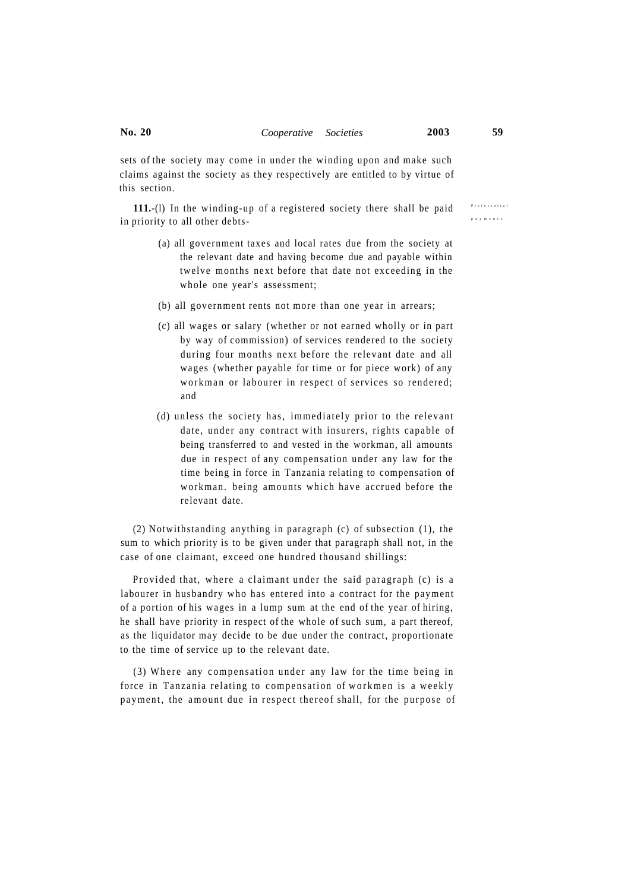sets of the society may come in under the winding upon and make such claims against the society as they respectively are entitled to by virtue of this section.

Preferential payments

**111.**-(l) In the winding-up of a registered society there shall be paid in priority to all other debts-

(a) all government taxes and local rates due from the society at the relevant date and having become due and payable within twelve months next before that date not exceeding in the whole one year's assessment;

(b) all government rents not more than one year in arrears;

(c) all wages or salary (whether or not earned wholly or in part by way of commission) of services rendered to the society during four months next before the relevant date and all wages (whether payable for time or for piece work) of any workman or labourer in respect of services so rendered; and

(d) unless the society has, immediately prior to the relevant date, under any contract with insurers, rights capable of being transferred to and vested in the workman, all amounts due in respect of any compensation under any law for the time being in force in Tanzania relating to compensation of workman. being amounts which have accrued before the relevant date.

(2) Notwithstanding anything in paragraph (c) of subsection (1), the sum to which priority is to be given under that paragraph shall not, in the case of one claimant, exceed one hundred thousand shillings:

Provided that, where a claimant under the said paragraph (c) is a labourer in husbandry who has entered into a contract for the payment of a portion of his wages in a lump sum at the end of the year of hiring, he shall have priority in respect of the whole of such sum, a part thereof, as the liquidator may decide to be due under the contract, proportionate to the time of service up to the relevant date.

(3) Where any compensation under any law for the time being in force in Tanzania relating to compensation of workmen is a weekly payment, the amount due in respect thereof shall, for the purpose of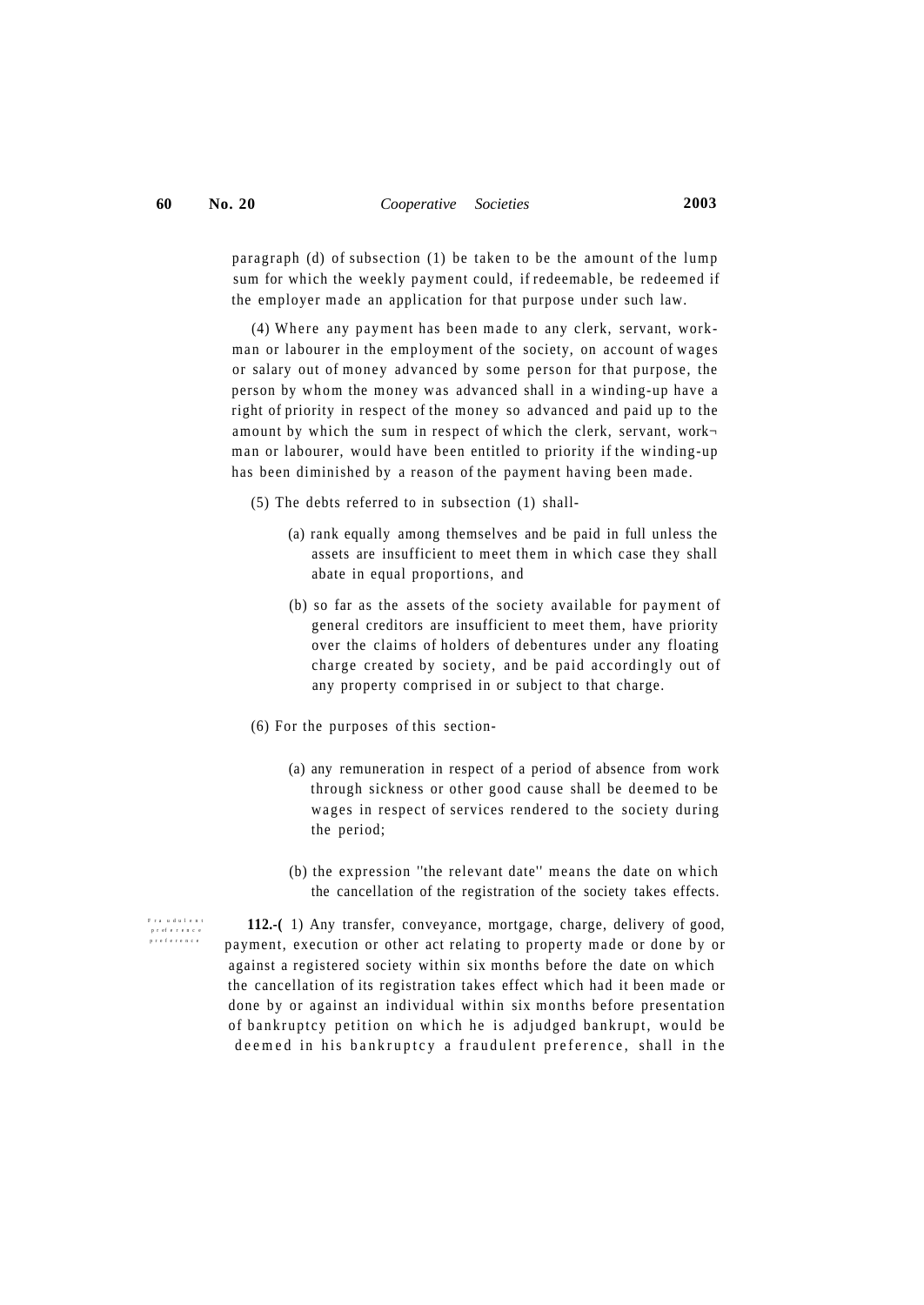paragraph (d) of subsection (1) be taken to be the amount of the lump sum for which the weekly payment could, if redeemable, be redeemed if the employer made an application for that purpose under such law.

(4) Where any payment has been made to any clerk, servant, workman or labourer in the employment of the society, on account of wages or salary out of money advanced by some person for that purpose, the person by whom the money was advanced shall in a winding-up have a right of priority in respect of the money so advanced and paid up to the amount by which the sum in respect of which the clerk, servant, workman or labourer, would have been entitled to priority if the winding-up has been diminished by a reason of the payment having been made.

(5) The debts referred to in subsection (1) shall-

(a) rank equally among themselves and be paid in full unless the assets are insufficient to meet them in which case they shall abate in equal proportions, and

(b) so far as the assets of the society available for payment of general creditors are insufficient to meet them, have priority over the claims of holders of debentures under any floating charge created by society, and be paid accordingly out of any property comprised in or subject to that charge.

(6) For the purposes of this section-

(a) any remuneration in respect of a period of absence from work through sickness or other good cause shall be deemed to be wages in respect of services rendered to the society during the period;

(b) the expression "the relevant date" means the date on which the cancellation of the registration of the society takes effects.

Fraudulent preference

**112.-(** 1) Any transfer, conveyance, mortgage, charge, delivery of good, payment, execution or other act relating to property made or done by or against a registered society within six months before the date on which the cancellation of its registration takes effect which had it been made or done by or against an individual within six months before presentation of bankruptcy petition on which he is adjudged bankrupt, would be deemed in his bankruptcy a fraudulent preference, shall in the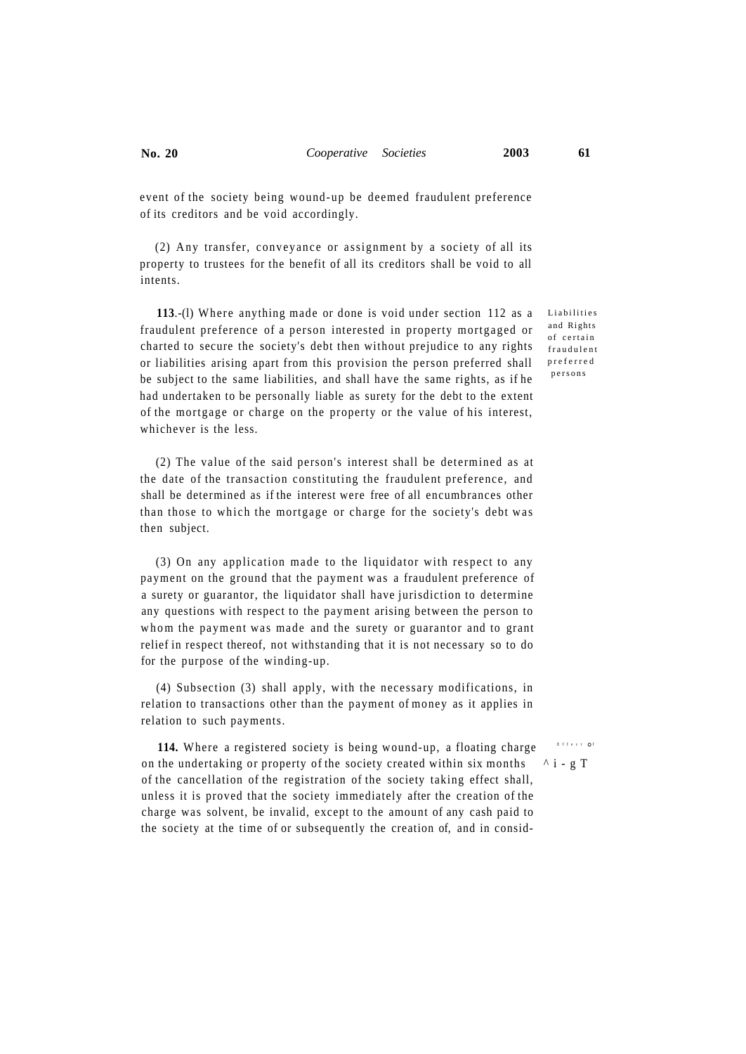event of the society being wound-up be deemed fraudulent preference of its creditors and be void accordingly.

(2) Any transfer, conveyance or assignment by a society of all its property to trustees for the benefit of all its creditors shall be void to all intents.

Liabilities and Rights of certain fraudulent preferred persons

**113**.-(l) Where anything made or done is void under section 112 as a fraudulent preference of a person interested in property mortgaged or charted to secure the society's debt then without prejudice to any rights or liabilities arising apart from this provision the person preferred shall be subject to the same liabilities, and shall have the same rights, as if he had undertaken to be personally liable as surety for the debt to the extent of the mortgage or charge on the property or the value of his interest, whichever is the less.

(2) The value of the said person's interest shall be determined as at the date of the transaction constituting the fraudulent preference, and shall be determined as if the interest were free of all encumbrances other than those to which the mortgage or charge for the society's debt was then subject.

(3) On any application made to the liquidator with respect to any payment on the ground that the payment was a fraudulent preference of a surety or guarantor, the liquidator shall have jurisdiction to determine any questions with respect to the payment arising between the person to whom the payment was made and the surety or guarantor and to grant relief in respect thereof, not withstanding that it is not necessary so to do for the purpose of the winding-up.

(4) Subsection (3) shall apply, with the necessary modifications, in relation to transactions other than the payment of money as it applies in relation to such payments.

Effect of ^i-gT

**114.** Where a registered society is being wound-up, a floating charge on the undertaking or property of the society created within six months of the cancellation of the registration of the society taking effect shall, unless it is proved that the society immediately after the creation of the charge was solvent, be invalid, except to the amount of any cash paid to the society at the time of or subsequently the creation of, and in consid-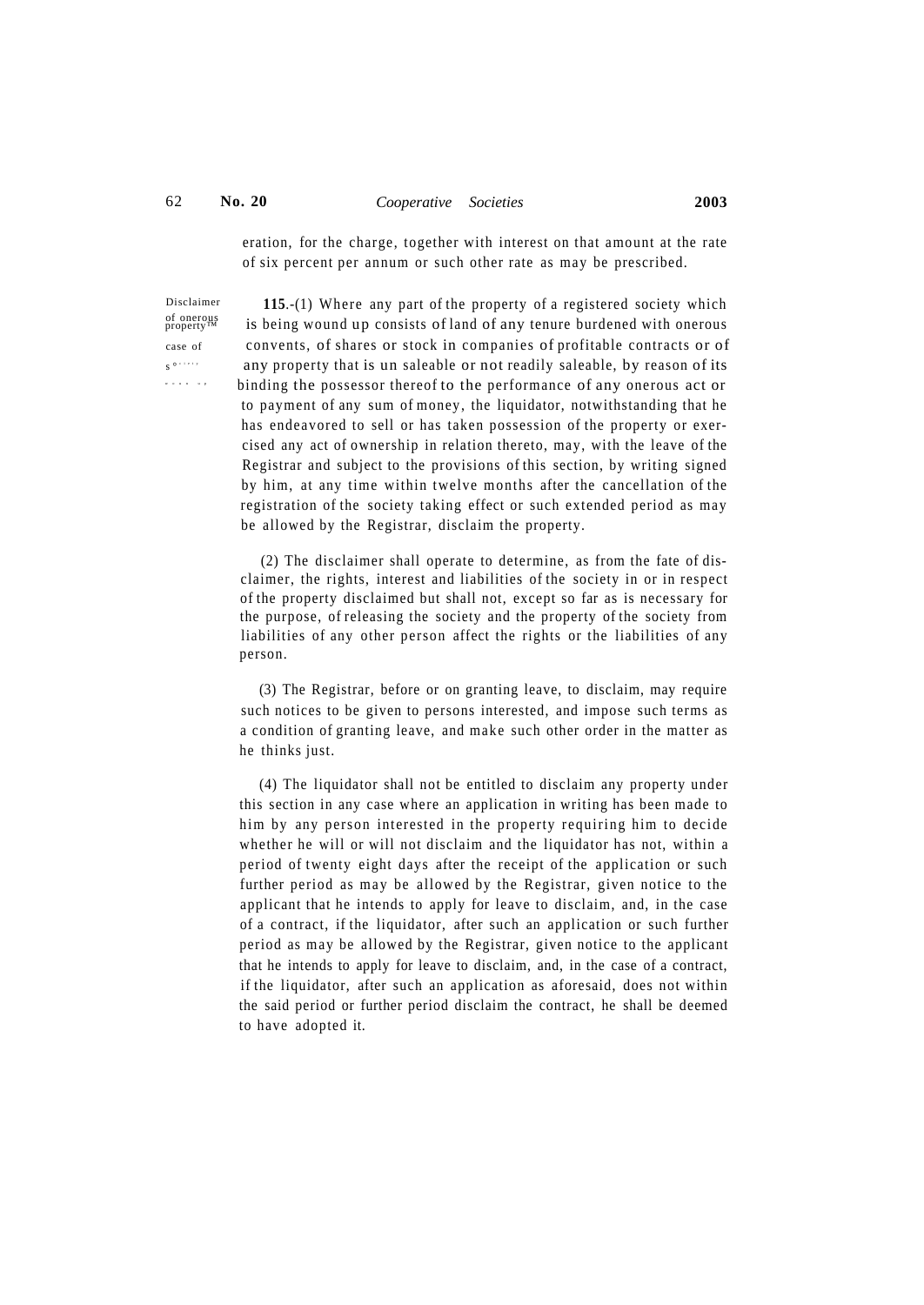eration, for the charge, together with interest on that amount at the rate of six percent per annum or such other rate as may be prescribed.

Disclaimer of onerous property in case of society wound up.

**115**.-(1) Where any part of the property of a registered society which is being wound up consists of land of any tenure burdened with onerous convents, of shares or stock in companies of profitable contracts or of any property that is un saleable or not readily saleable, by reason of its binding the possessor thereof to the performance of any onerous act or to payment of any sum of money, the liquidator, notwithstanding that he has endeavored to sell or has taken possession of the property or exercised any act of ownership in relation thereto, may, with the leave of the Registrar and subject to the provisions of this section, by writing signed by him, at any time within twelve months after the cancellation of the registration of the society taking effect or such extended period as may be allowed by the Registrar, disclaim the property.

(2) The disclaimer shall operate to determine, as from the fate of disclaimer, the rights, interest and liabilities of the society in or in respect of the property disclaimed but shall not, except so far as is necessary for the purpose, of releasing the society and the property of the society from liabilities of any other person affect the rights or the liabilities of any person.

(3) The Registrar, before or on granting leave, to disclaim, may require such notices to be given to persons interested, and impose such terms as a condition of granting leave, and make such other order in the matter as he thinks just.

(4) The liquidator shall not be entitled to disclaim any property under this section in any case where an application in writing has been made to him by any person interested in the property requiring him to decide whether he will or will not disclaim and the liquidator has not, within a period of twenty eight days after the receipt of the application or such further period as may be allowed by the Registrar, given notice to the applicant that he intends to apply for leave to disclaim, and, in the case of a contract, if the liquidator, after such an application or such further period as may be allowed by the Registrar, given notice to the applicant that he intends to apply for leave to disclaim, and, in the case of a contract, if the liquidator, after such an application as aforesaid, does not within the said period or further period disclaim the contract, he shall be deemed to have adopted it.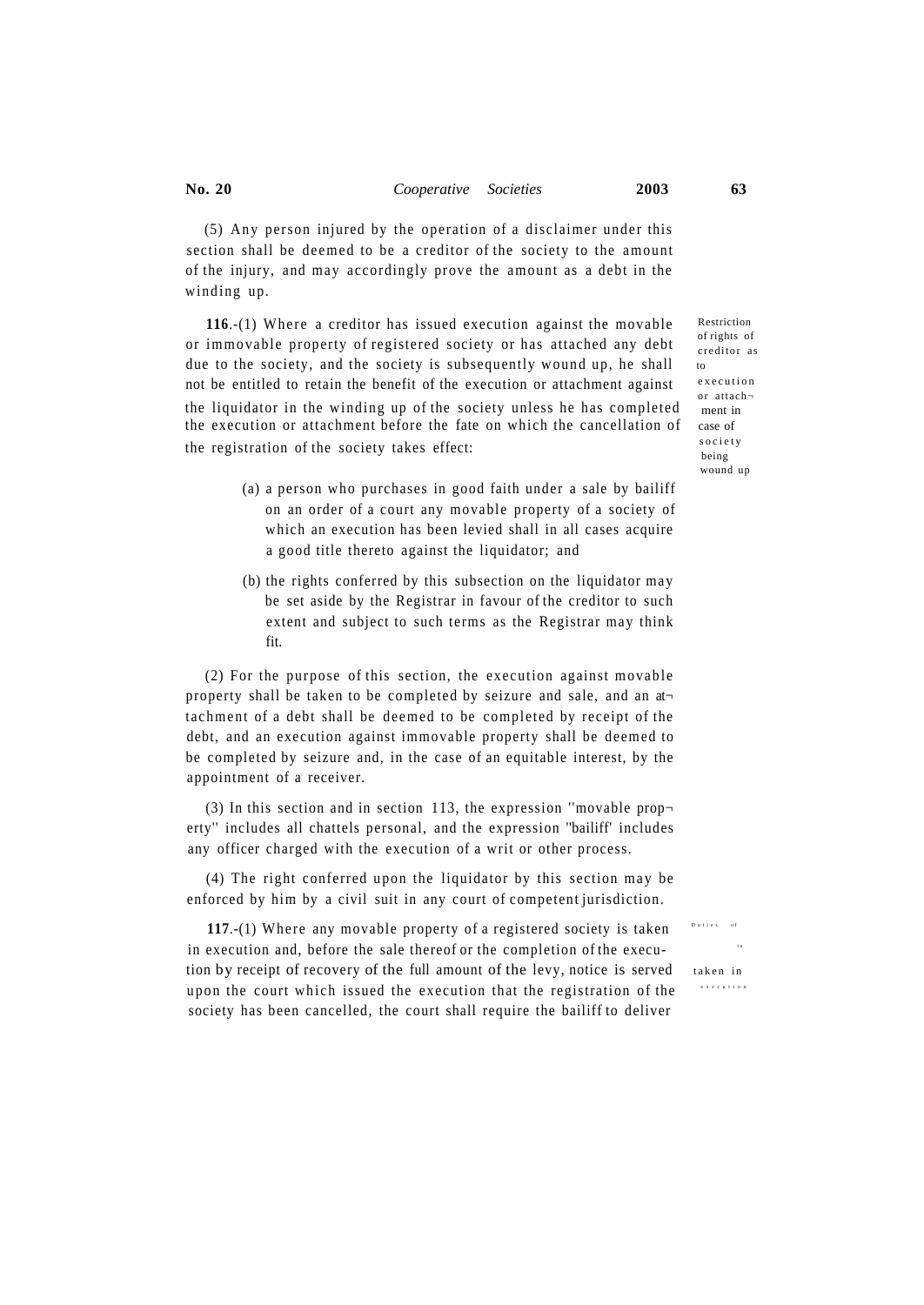(5) Any person injured by the operation of a disclaimer under this section shall be deemed to be a creditor of the society to the amount of the injury, and may accordingly prove the amount as a debt in the winding up.

Restriction of rights of creditor as to execution or attachment in case of society being wound up

**116**.-(1) Where a creditor has issued execution against the movable or immovable property of registered society or has attached any debt due to the society, and the society is subsequently wound up, he shall not be entitled to retain the benefit of the execution or attachment against the liquidator in the winding up of the society unless he has completed the execution or attachment before the fate on which the cancellation of the registration of the society takes effect:

(a) a person who purchases in good faith under a sale by bailiff on an order of a court any movable property of a society of which an execution has been levied shall in all cases acquire a good title thereto against the liquidator; and

(b) the rights conferred by this subsection on the liquidator may be set aside by the Registrar in favour of the creditor to such extent and subject to such terms as the Registrar may think fit.

(2) For the purpose of this section, the execution against movable property shall be taken to be completed by seizure and sale, and an attachment of a debt shall be deemed to be completed by receipt of the debt, and an execution against immovable property shall be deemed to be completed by seizure and, in the case of an equitable interest, by the appointment of a receiver.

(3) In this section and in section 113, the expression ''movable property'' includes all chattels personal, and the expression ''bailiff' includes any officer charged with the execution of a writ or other process.

(4) The right conferred upon the liquidator by this section may be enforced by him by a civil suit in any court of competent jurisdiction.

Duties of ... to ... taken in execution

**117**.-(1) Where any movable property of a registered society is taken in execution and, before the sale thereof or the completion of the execution by receipt of recovery of the full amount of the levy, notice is served upon the court which issued the execution that the registration of the society has been cancelled, the court shall require the bailiff to deliver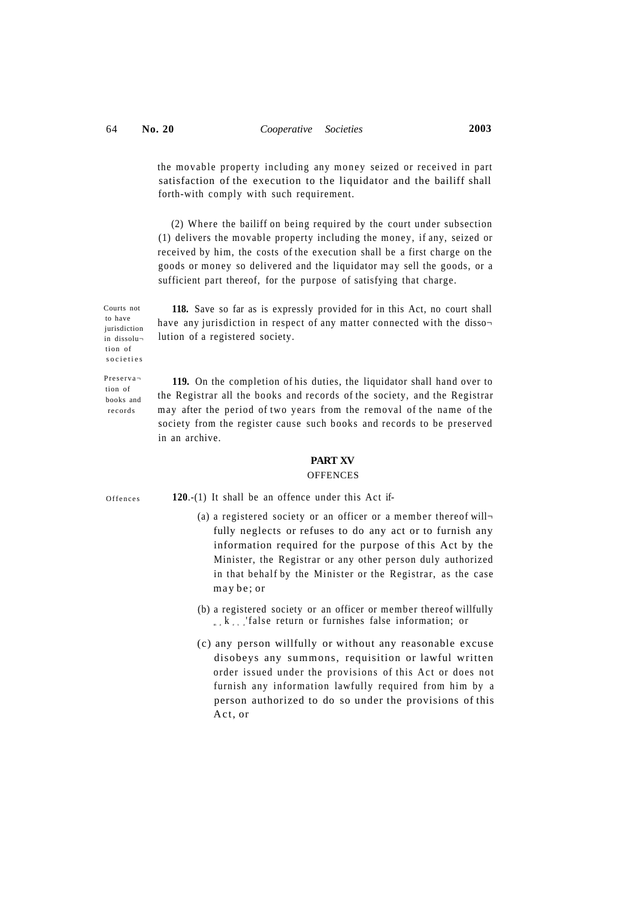the movable property including any money seized or received in part satisfaction of the execution to the liquidator and the bailiff shall forth-with comply with such requirement.

(2) Where the bailiff on being required by the court under subsection (1) delivers the movable property including the money, if any, seized or received by him, the costs of the execution shall be a first charge on the goods or money so delivered and the liquidator may sell the goods, or a sufficient part thereof, for the purpose of satisfying that charge.

Courts not to have jurisdiction in dissolution of societies

**118.** Save so far as is expressly provided for in this Act, no court shall have any jurisdiction in respect of any matter connected with the dissolution of a registered society.

Preservation of books and records

**119.** On the completion of his duties, the liquidator shall hand over to the Registrar all the books and records of the society, and the Registrar may after the period of two years from the removal of the name of the society from the register cause such books and records to be preserved in an archive.

## PART XV
### OFFENCES

Offences

**120**.-(1) It shall be an offence under this Act if-

(a) a registered society or an officer or a member thereof willfully neglects or refuses to do any act or to furnish any information required for the purpose of this Act by the Minister, the Registrar or any other person duly authorized in that behalf by the Minister or the Registrar, as the case may be; or

(b) a registered society or an officer or member thereof willfully makes a false return or furnishes false information; or

(c) any person willfully or without any reasonable excuse disobeys any summons, requisition or lawful written order issued under the provisions of this Act or does not furnish any information lawfully required from him by a person authorized to do so under the provisions of this Act, or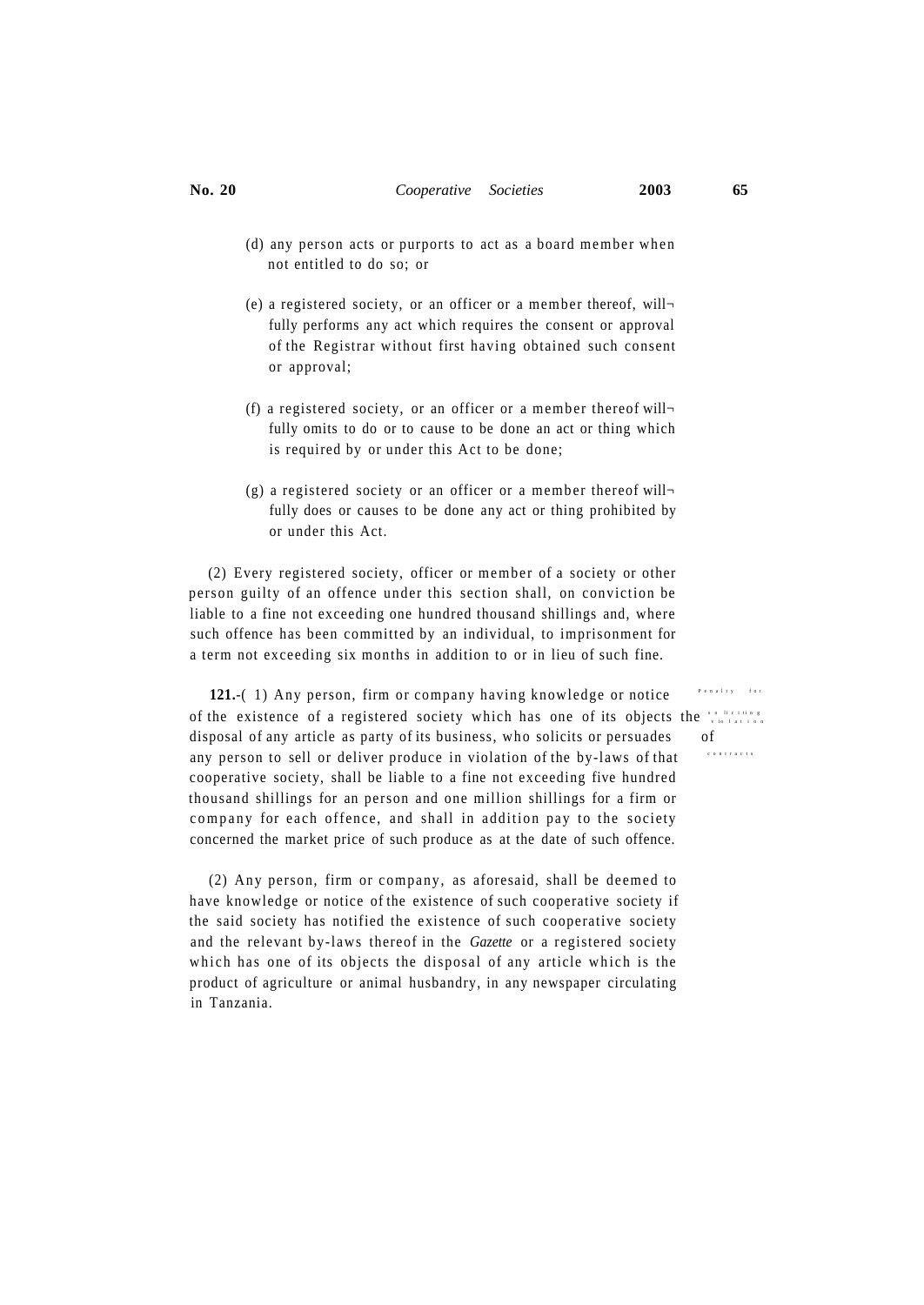(d) any person acts or purports to act as a board member when not entitled to do so; or

(e) a registered society, or an officer or a member thereof, wilfully performs any act which requires the consent or approval of the Registrar without first having obtained such consent or approval;

(f) a registered society, or an officer or a member thereof wilfully omits to do or to cause to be done an act or thing which is required by or under this Act to be done;

(g) a registered society or an officer or a member thereof wilfully does or causes to be done any act or thing prohibited by or under this Act.

(2) Every registered society, officer or member of a society or other person guilty of an offence under this section shall, on conviction be liable to a fine not exceeding one hundred thousand shillings and, where such offence has been committed by an individual, to imprisonment for a term not exceeding six months in addition to or in lieu of such fine.

Penalty for soliciting violation of contracts

**121.**-( 1) Any person, firm or company having knowledge or notice of the existence of a registered society which has one of its objects the disposal of any article as party of its business, who solicits or persuades any person to sell or deliver produce in violation of the by-laws of that cooperative society, shall be liable to a fine not exceeding five hundred thousand shillings for an person and one million shillings for a firm or company for each offence, and shall in addition pay to the society concerned the market price of such produce as at the date of such offence.

(2) Any person, firm or company, as aforesaid, shall be deemed to have knowledge or notice of the existence of such cooperative society if the said society has notified the existence of such cooperative society and the relevant by-laws thereof in the *Gazette* or a registered society which has one of its objects the disposal of any article which is the product of agriculture or animal husbandry, in any newspaper circulating in Tanzania.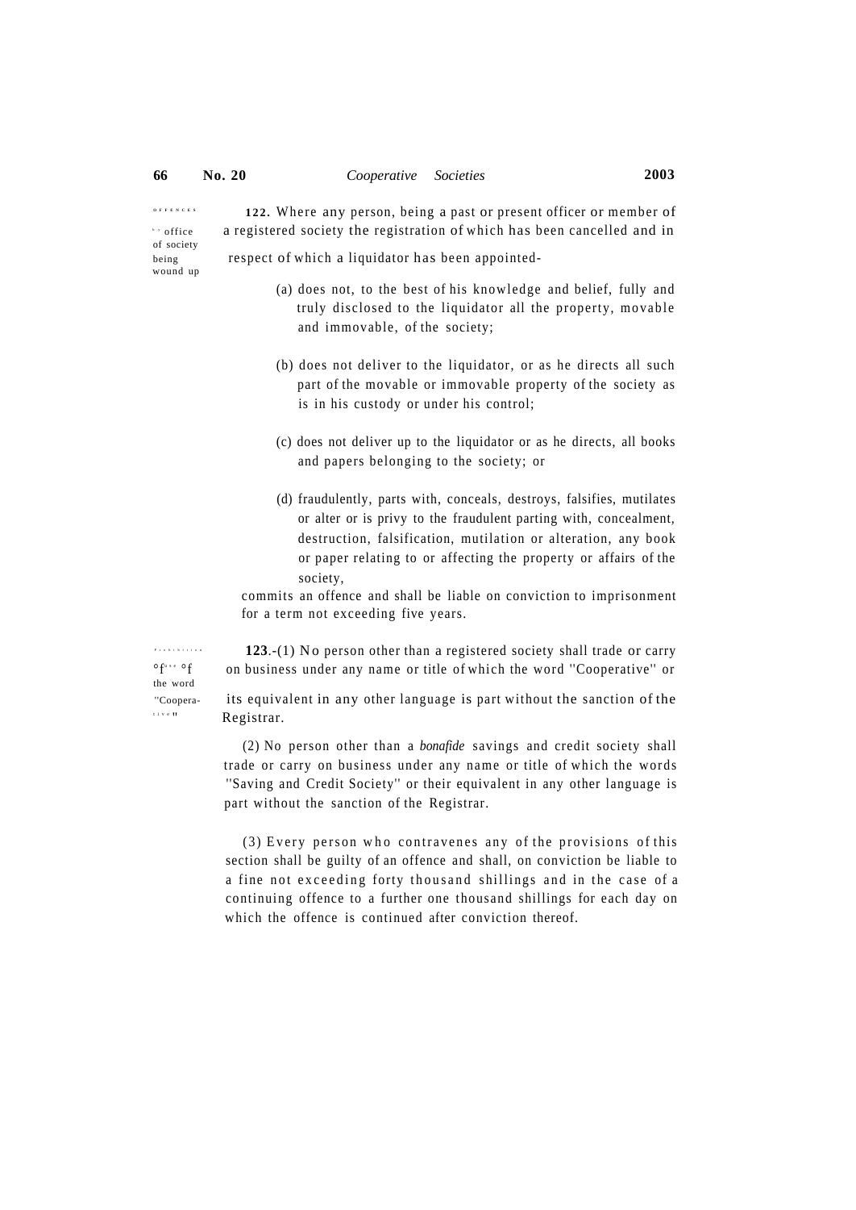**Offences by office of society being wound up**

**122.** Where any person, being a past or present officer or member of a registered society the registration of which has been cancelled and in respect of which a liquidator has been appointed-

(a) does not, to the best of his knowledge and belief, fully and truly disclosed to the liquidator all the property, movable and immovable, of the society;

(b) does not deliver to the liquidator, or as he directs all such part of the movable or immovable property of the society as is in his custody or under his control;

(c) does not deliver up to the liquidator or as he directs, all books and papers belonging to the society; or

(d) fraudulently, parts with, conceals, destroys, falsifies, mutilates or alter or is privy to the fraudulent parting with, concealment, destruction, falsification, mutilation or alteration, any book or paper relating to or affecting the property or affairs of the society,

commits an offence and shall be liable on conviction to imprisonment for a term not exceeding five years.

**Prohibition of use of the word "Cooperative"**

**123**.-(1) No person other than a registered society shall trade or carry on business under any name or title of which the word "Cooperative" or its equivalent in any other language is part without the sanction of the Registrar.

(2) No person other than a *bonafide* savings and credit society shall trade or carry on business under any name or title of which the words "Saving and Credit Society" or their equivalent in any other language is part without the sanction of the Registrar.

(3) Every person who contravenes any of the provisions of this section shall be guilty of an offence and shall, on conviction be liable to a fine not exceeding forty thousand shillings and in the case of a continuing offence to a further one thousand shillings for each day on which the offence is continued after conviction thereof.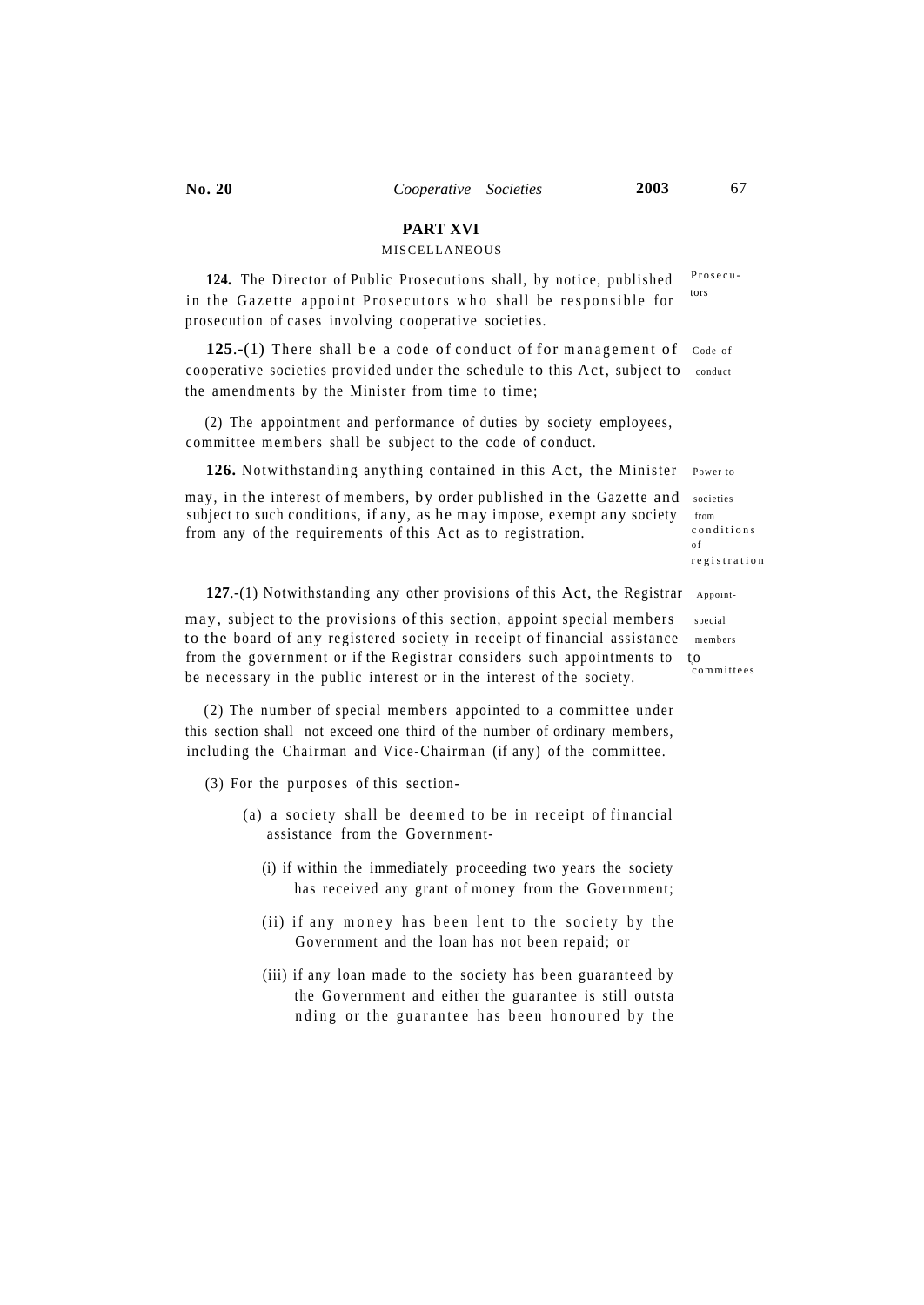## PART XVI

### MISCELLANEOUS

**124.** The Director of Public Prosecutions shall, by notice, published in the Gazette appoint Prosecutors who shall be responsible for prosecution of cases involving cooperative societies.

Prosecutors

**125**.-(1) There shall be a code of conduct of for management of cooperative societies provided under the schedule to this Act, subject to the amendments by the Minister from time to time;

Code of conduct

(2) The appointment and performance of duties by society employees, committee members shall be subject to the code of conduct.

**126.** Notwithstanding anything contained in this Act, the Minister may, in the interest of members, by order published in the Gazette and subject to such conditions, if any, as he may impose, exempt any society from any of the requirements of this Act as to registration.

Power to societies from conditions of registration

**127**.-(1) Notwithstanding any other provisions of this Act, the Registrar may, subject to the provisions of this section, appoint special members to the board of any registered society in receipt of financial assistance from the government or if the Registrar considers such appointments to be necessary in the public interest or in the interest of the society.

Appoint- special members to committees

(2) The number of special members appointed to a committee under this section shall not exceed one third of the number of ordinary members, including the Chairman and Vice-Chairman (if any) of the committee.

(3) For the purposes of this section-

(a) a society shall be deemed to be in receipt of financial assistance from the Government-

(i) if within the immediately proceeding two years the society has received any grant of money from the Government;

(ii) if any money has been lent to the society by the Government and the loan has not been repaid; or

(iii) if any loan made to the society has been guaranteed by the Government and either the guarantee is still outsta nding or the guarantee has been honoured by the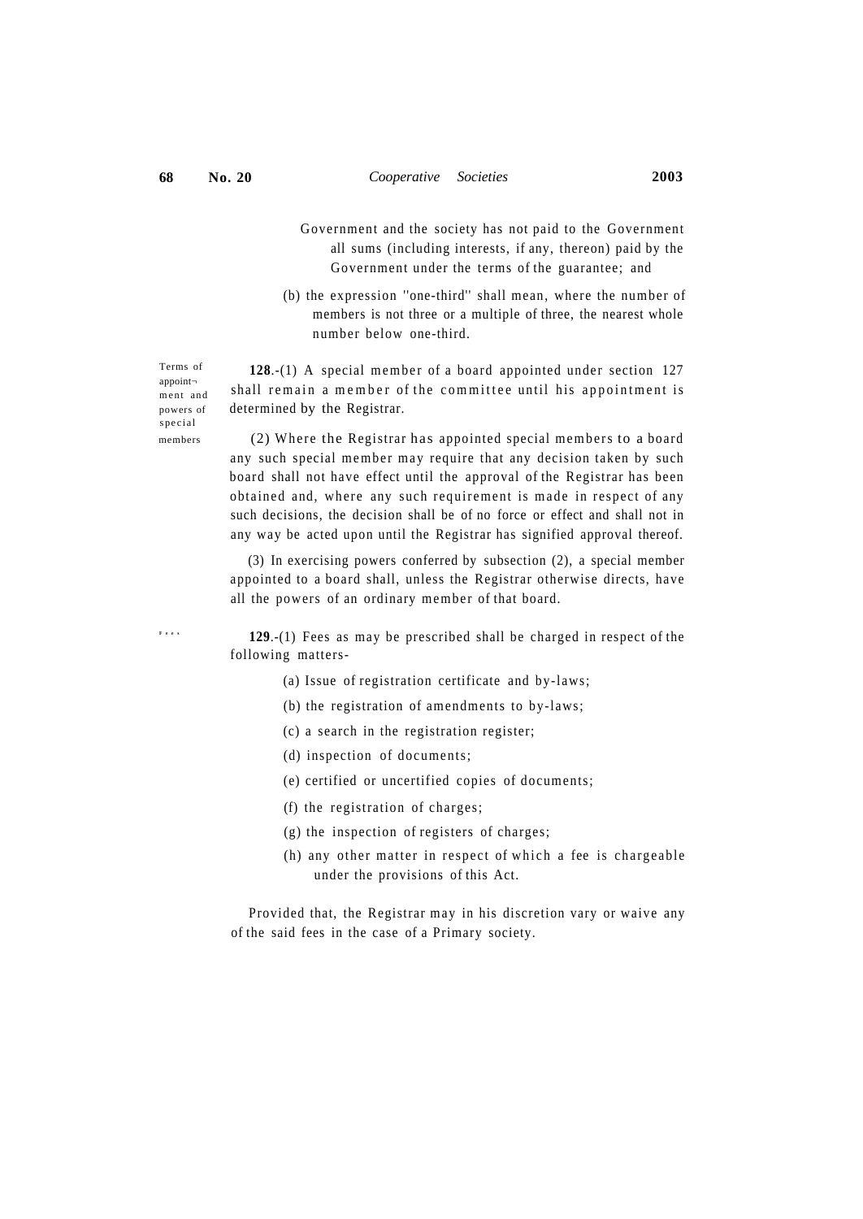Government and the society has not paid to the Government all sums (including interests, if any, thereon) paid by the Government under the terms of the guarantee; and

(b) the expression "one-third" shall mean, where the number of members is not three or a multiple of three, the nearest whole number below one-third.

Terms of appointment and powers of special members

**128**.-(1) A special member of a board appointed under section 127 shall remain a member of the committee until his appointment is determined by the Registrar.

(2) Where the Registrar has appointed special members to a board any such special member may require that any decision taken by such board shall not have effect until the approval of the Registrar has been obtained and, where any such requirement is made in respect of any such decisions, the decision shall be of no force or effect and shall not in any way be acted upon until the Registrar has signified approval thereof.

(3) In exercising powers conferred by subsection (2), a special member appointed to a board shall, unless the Registrar otherwise directs, have all the powers of an ordinary member of that board.

Fees

**129**.-(1) Fees as may be prescribed shall be charged in respect of the following matters-

(a) Issue of registration certificate and by-laws;

(b) the registration of amendments to by-laws;

(c) a search in the registration register;

(d) inspection of documents;

(e) certified or uncertified copies of documents;

(f) the registration of charges;

(g) the inspection of registers of charges;

(h) any other matter in respect of which a fee is chargeable under the provisions of this Act.

Provided that, the Registrar may in his discretion vary or waive any of the said fees in the case of a Primary society.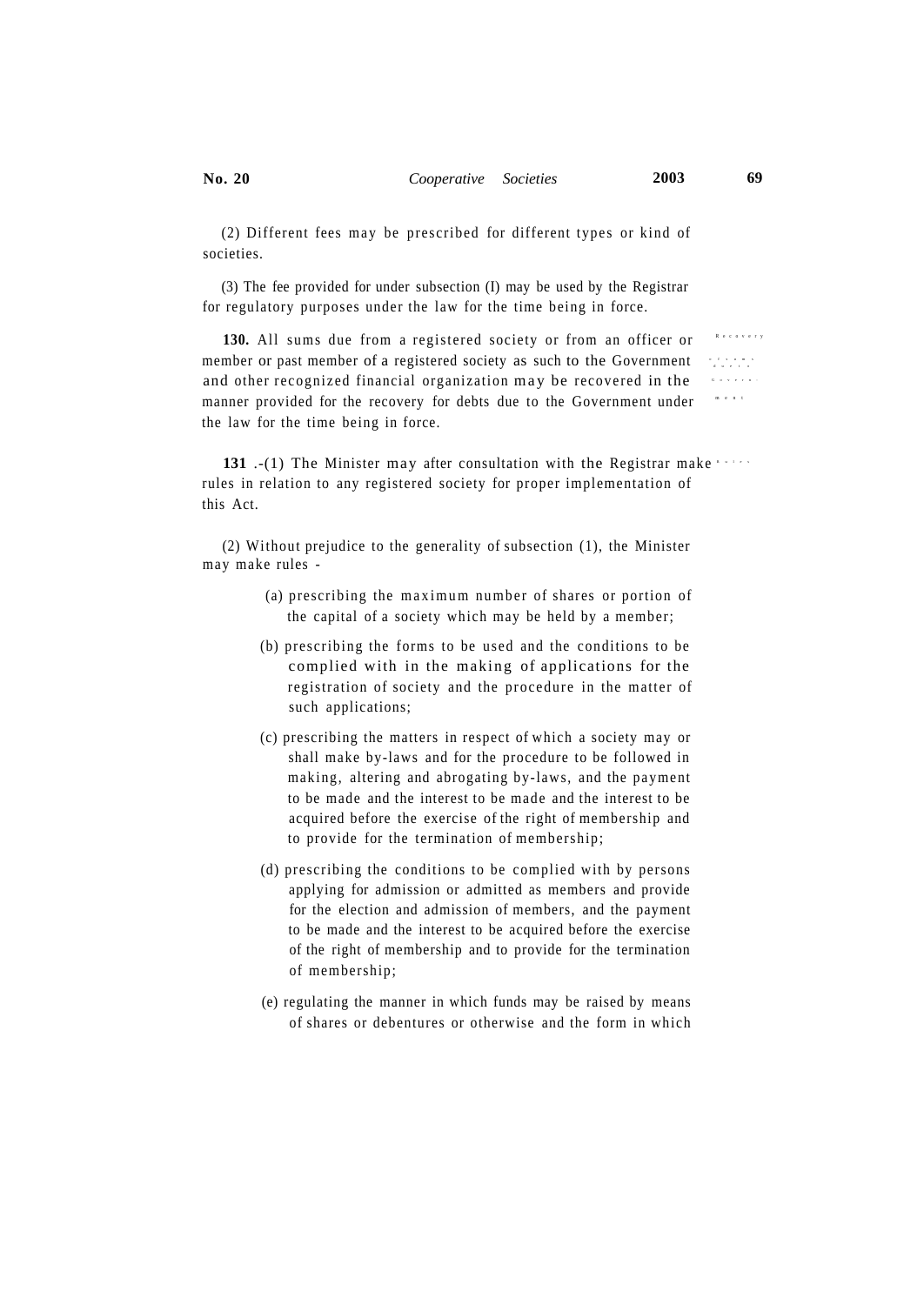(2) Different fees may be prescribed for different types or kind of societies.

(3) The fee provided for under subsection (I) may be used by the Registrar for regulatory purposes under the law for the time being in force.

**130.** All sums due from a registered society or from an officer or member or past member of a registered society as such to the Government and other recognized financial organization may be recovered in the manner provided for the recovery for debts due to the Government under the law for the time being in force.

**131** .-(1) The Minister may after consultation with the Registrar make rules in relation to any registered society for proper implementation of this Act.

(2) Without prejudice to the generality of subsection (1), the Minister may make rules -

(a) prescribing the maximum number of shares or portion of the capital of a society which may be held by a member;

(b) prescribing the forms to be used and the conditions to be complied with in the making of applications for the registration of society and the procedure in the matter of such applications;

(c) prescribing the matters in respect of which a society may or shall make by-laws and for the procedure to be followed in making, altering and abrogating by-laws, and the payment to be made and the interest to be made and the interest to be acquired before the exercise of the right of membership and to provide for the termination of membership;

(d) prescribing the conditions to be complied with by persons applying for admission or admitted as members and provide for the election and admission of members, and the payment to be made and the interest to be acquired before the exercise of the right of membership and to provide for the termination of membership;

(e) regulating the manner in which funds may be raised by means of shares or debentures or otherwise and the form in which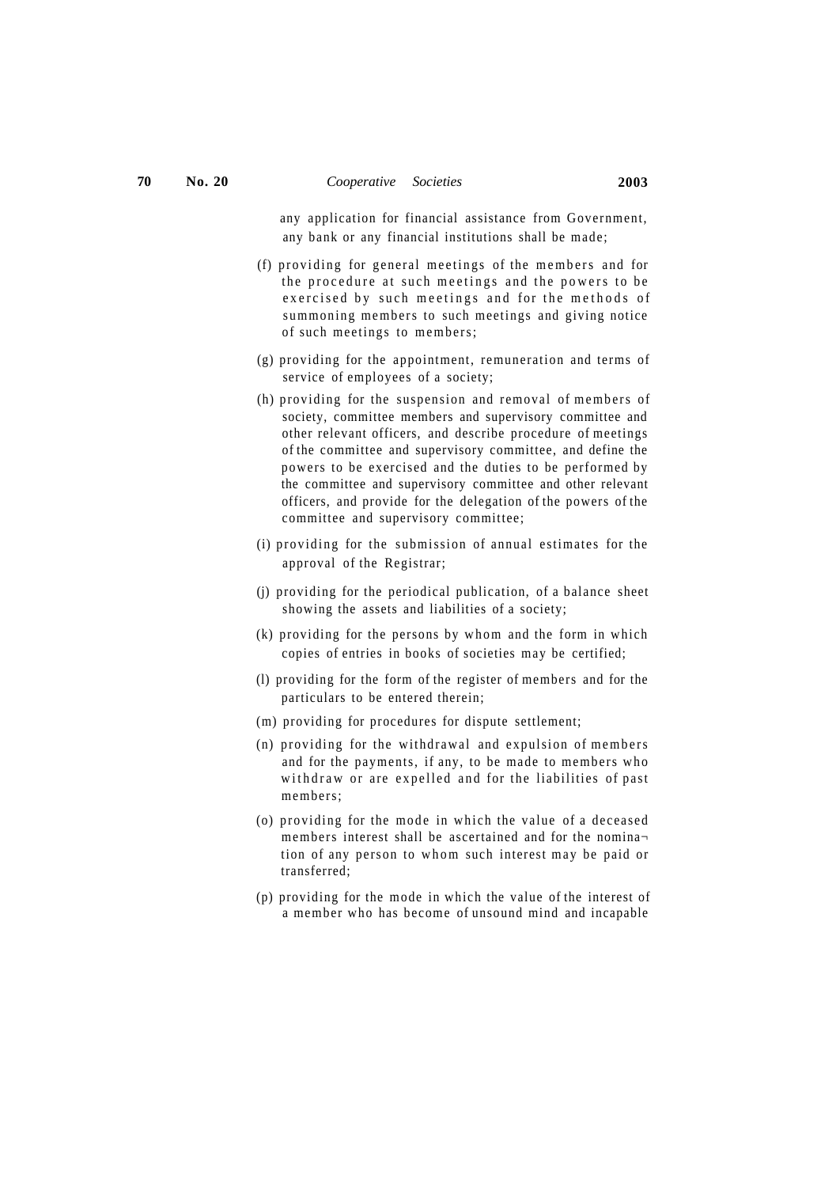any application for financial assistance from Government, any bank or any financial institutions shall be made;

(f) providing for general meetings of the members and for the procedure at such meetings and the powers to be exercised by such meetings and for the methods of summoning members to such meetings and giving notice of such meetings to members;

(g) providing for the appointment, remuneration and terms of service of employees of a society;

(h) providing for the suspension and removal of members of society, committee members and supervisory committee and other relevant officers, and describe procedure of meetings of the committee and supervisory committee, and define the powers to be exercised and the duties to be performed by the committee and supervisory committee and other relevant officers, and provide for the delegation of the powers of the committee and supervisory committee;

(i) providing for the submission of annual estimates for the approval of the Registrar;

(j) providing for the periodical publication, of a balance sheet showing the assets and liabilities of a society;

(k) providing for the persons by whom and the form in which copies of entries in books of societies may be certified;

(l) providing for the form of the register of members and for the particulars to be entered therein;

(m) providing for procedures for dispute settlement;

(n) providing for the withdrawal and expulsion of members and for the payments, if any, to be made to members who withdraw or are expelled and for the liabilities of past members;

(o) providing for the mode in which the value of a deceased members interest shall be ascertained and for the nomination of any person to whom such interest may be paid or transferred;

(p) providing for the mode in which the value of the interest of a member who has become of unsound mind and incapable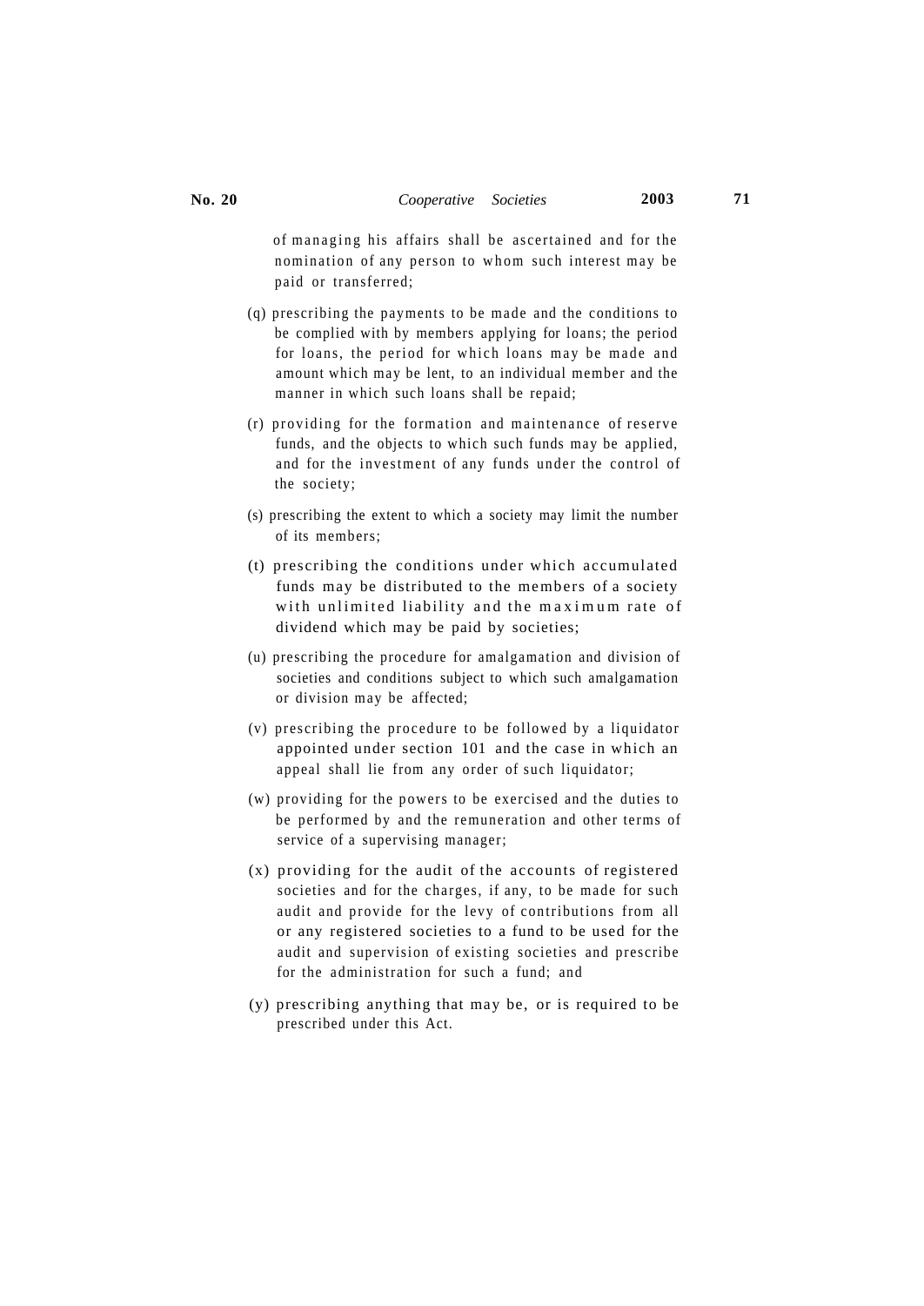of managing his affairs shall be ascertained and for the nomination of any person to whom such interest may be paid or transferred;

(q) prescribing the payments to be made and the conditions to be complied with by members applying for loans; the period for loans, the period for which loans may be made and amount which may be lent, to an individual member and the manner in which such loans shall be repaid;

(r) providing for the formation and maintenance of reserve funds, and the objects to which such funds may be applied, and for the investment of any funds under the control of the society;

(s) prescribing the extent to which a society may limit the number of its members;

(t) prescribing the conditions under which accumulated funds may be distributed to the members of a society with unlimited liability and the maximum rate of dividend which may be paid by societies;

(u) prescribing the procedure for amalgamation and division of societies and conditions subject to which such amalgamation or division may be affected;

(v) prescribing the procedure to be followed by a liquidator appointed under section 101 and the case in which an appeal shall lie from any order of such liquidator;

(w) providing for the powers to be exercised and the duties to be performed by and the remuneration and other terms of service of a supervising manager;

(x) providing for the audit of the accounts of registered societies and for the charges, if any, to be made for such audit and provide for the levy of contributions from all or any registered societies to a fund to be used for the audit and supervision of existing societies and prescribe for the administration for such a fund; and

(y) prescribing anything that may be, or is required to be prescribed under this Act.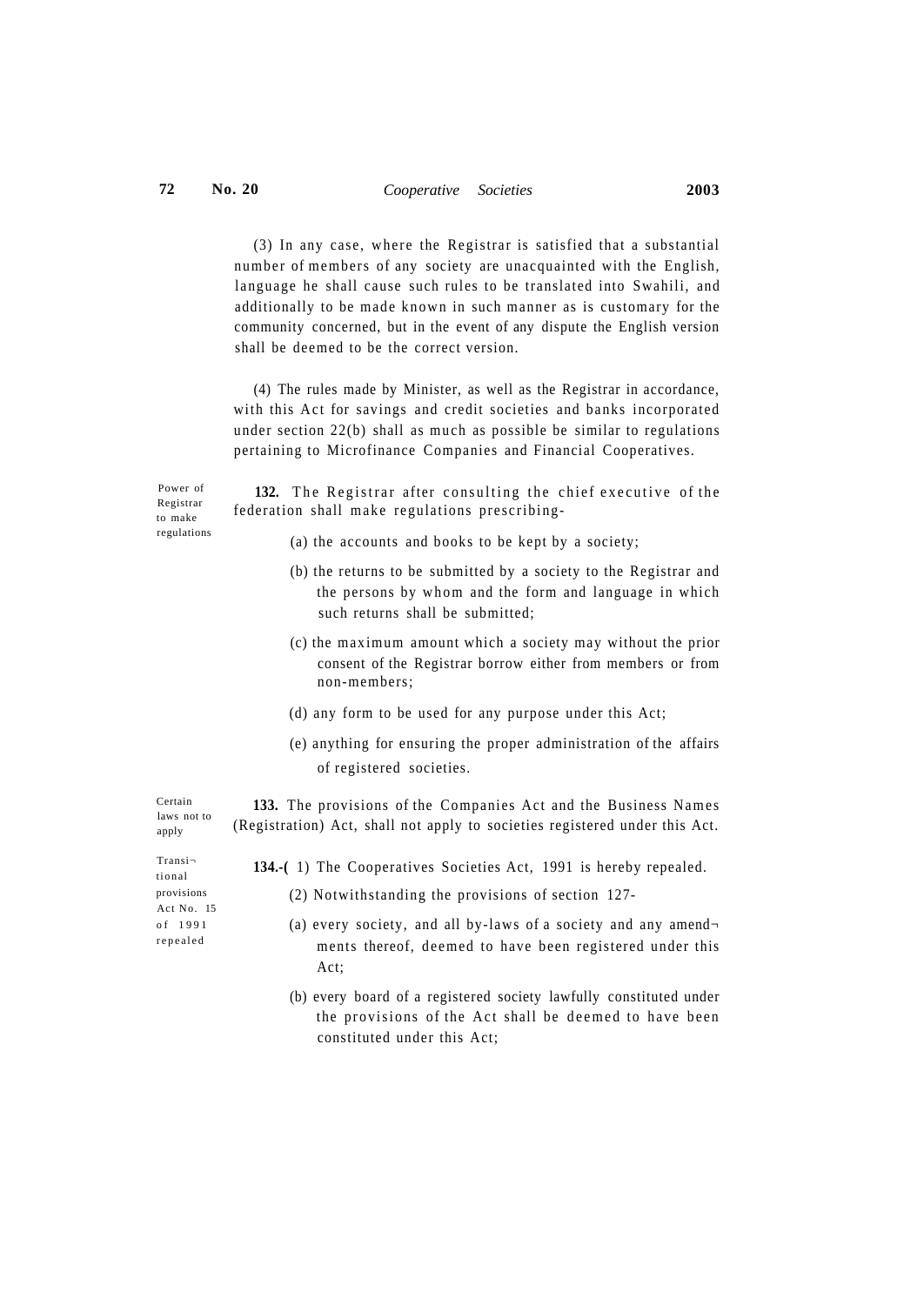(3) In any case, where the Registrar is satisfied that a substantial number of members of any society are unacquainted with the English, language he shall cause such rules to be translated into Swahili, and additionally to be made known in such manner as is customary for the community concerned, but in the event of any dispute the English version shall be deemed to be the correct version.

(4) The rules made by Minister, as well as the Registrar in accordance, with this Act for savings and credit societies and banks incorporated under section 22(b) shall as much as possible be similar to regulations pertaining to Microfinance Companies and Financial Cooperatives.

Power of Registrar to make regulations

**132.** The Registrar after consulting the chief executive of the federation shall make regulations prescribing-

(a) the accounts and books to be kept by a society;

(b) the returns to be submitted by a society to the Registrar and the persons by whom and the form and language in which such returns shall be submitted;

(c) the maximum amount which a society may without the prior consent of the Registrar borrow either from members or from non-members;

(d) any form to be used for any purpose under this Act;

(e) anything for ensuring the proper administration of the affairs of registered societies.

Certain laws not to apply

**133.** The provisions of the Companies Act and the Business Names (Registration) Act, shall not apply to societies registered under this Act.

Transitional provisions Act No. 15 of 1991 repealed

**134.-(** 1) The Cooperatives Societies Act, 1991 is hereby repealed.

(2) Notwithstanding the provisions of section 127-

(a) every society, and all by-laws of a society and any amendments thereof, deemed to have been registered under this Act;

(b) every board of a registered society lawfully constituted under the provisions of the Act shall be deemed to have been constituted under this Act;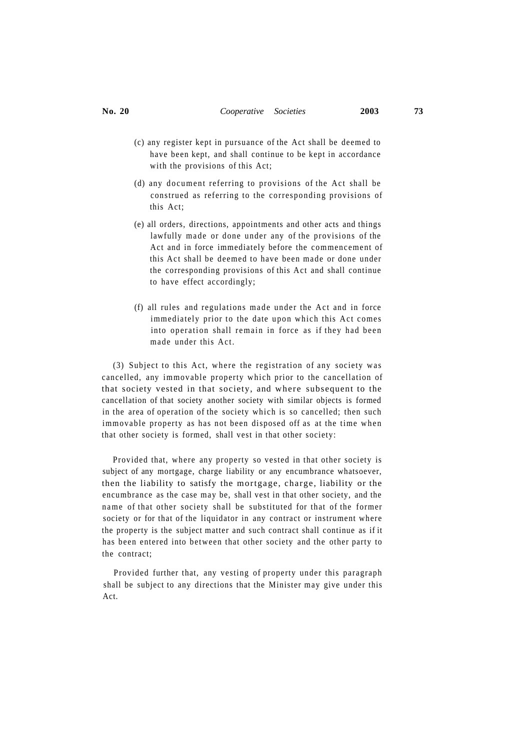(c) any register kept in pursuance of the Act shall be deemed to have been kept, and shall continue to be kept in accordance with the provisions of this Act;

(d) any document referring to provisions of the Act shall be construed as referring to the corresponding provisions of this Act;

(e) all orders, directions, appointments and other acts and things lawfully made or done under any of the provisions of the Act and in force immediately before the commencement of this Act shall be deemed to have been made or done under the corresponding provisions of this Act and shall continue to have effect accordingly;

(f) all rules and regulations made under the Act and in force immediately prior to the date upon which this Act comes into operation shall remain in force as if they had been made under this Act.

(3) Subject to this Act, where the registration of any society was cancelled, any immovable property which prior to the cancellation of that society vested in that society, and where subsequent to the cancellation of that society another society with similar objects is formed in the area of operation of the society which is so cancelled; then such immovable property as has not been disposed off as at the time when that other society is formed, shall vest in that other society:

Provided that, where any property so vested in that other society is subject of any mortgage, charge liability or any encumbrance whatsoever, then the liability to satisfy the mortgage, charge, liability or the encumbrance as the case may be, shall vest in that other society, and the name of that other society shall be substituted for that of the former society or for that of the liquidator in any contract or instrument where the property is the subject matter and such contract shall continue as if it has been entered into between that other society and the other party to the contract;

Provided further that, any vesting of property under this paragraph shall be subject to any directions that the Minister may give under this Act.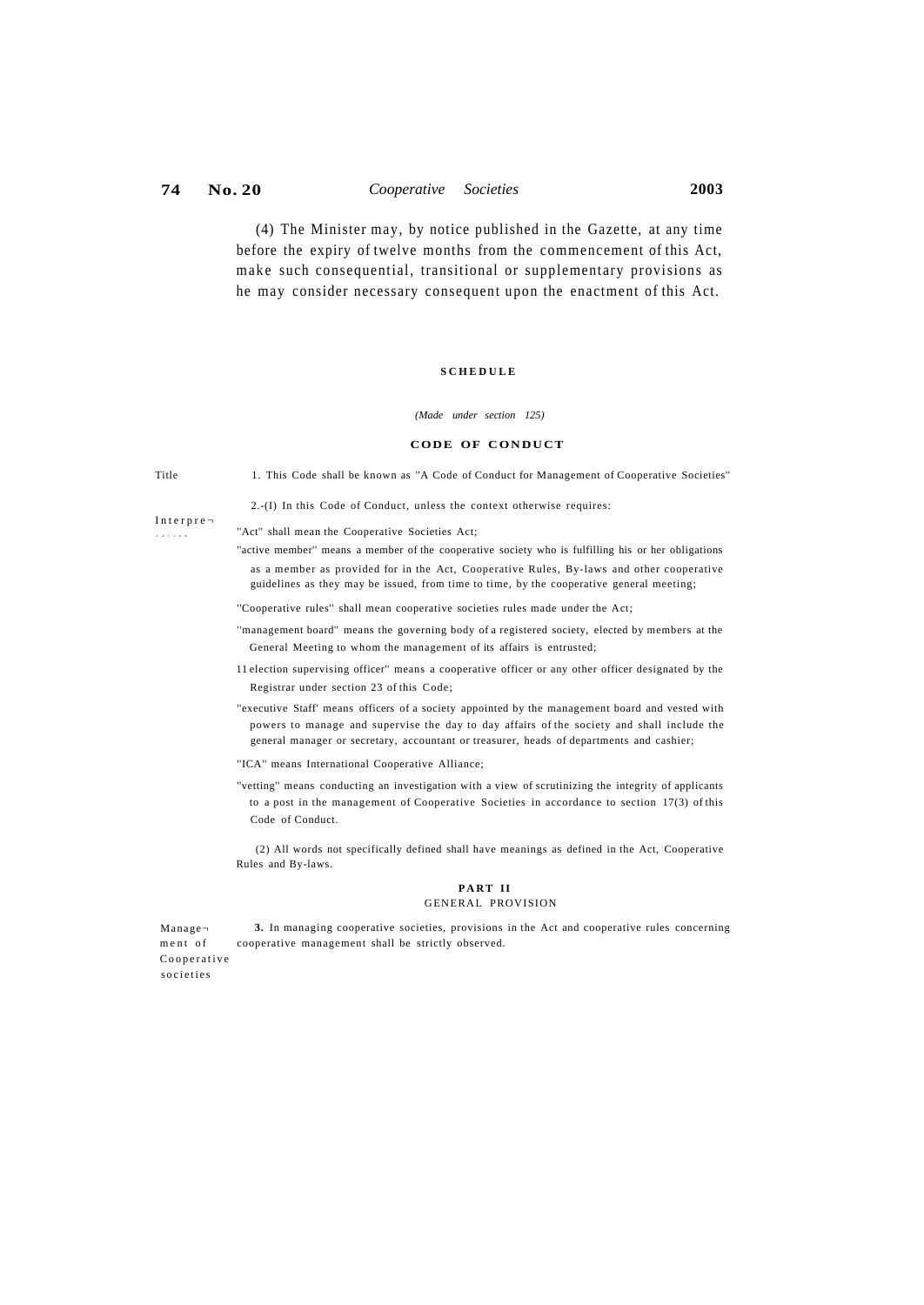(4) The Minister may, by notice published in the Gazette, at any time before the expiry of twelve months from the commencement of this Act, make such consequential, transitional or supplementary provisions as he may consider necessary consequent upon the enactment of this Act.

## SCHEDULE

*(Made under section 125)*

## CODE OF CONDUCT

Title

1. This Code shall be known as "A Code of Conduct for Management of Cooperative Societies"

Interpretation

2.-(I) In this Code of Conduct, unless the context otherwise requires:

"Act" shall mean the Cooperative Societies Act;

"active member" means a member of the cooperative society who is fulfilling his or her obligations as a member as provided for in the Act, Cooperative Rules, By-laws and other cooperative guidelines as they may be issued, from time to time, by the cooperative general meeting;

"Cooperative rules" shall mean cooperative societies rules made under the Act;

"management board" means the governing body of a registered society, elected by members at the General Meeting to whom the management of its affairs is entrusted;

11 election supervising officer" means a cooperative officer or any other officer designated by the Registrar under section 23 of this Code;

"executive Staff' means officers of a society appointed by the management board and vested with powers to manage and supervise the day to day affairs of the society and shall include the general manager or secretary, accountant or treasurer, heads of departments and cashier;

"ICA" means International Cooperative Alliance;

"vetting" means conducting an investigation with a view of scrutinizing the integrity of applicants to a post in the management of Cooperative Societies in accordance to section 17(3) of this Code of Conduct.

(2) All words not specifically defined shall have meanings as defined in the Act, Cooperative Rules and By-laws.

### PART II
### GENERAL PROVISION

Management of Cooperative societies

**3.** In managing cooperative societies, provisions in the Act and cooperative rules concerning cooperative management shall be strictly observed.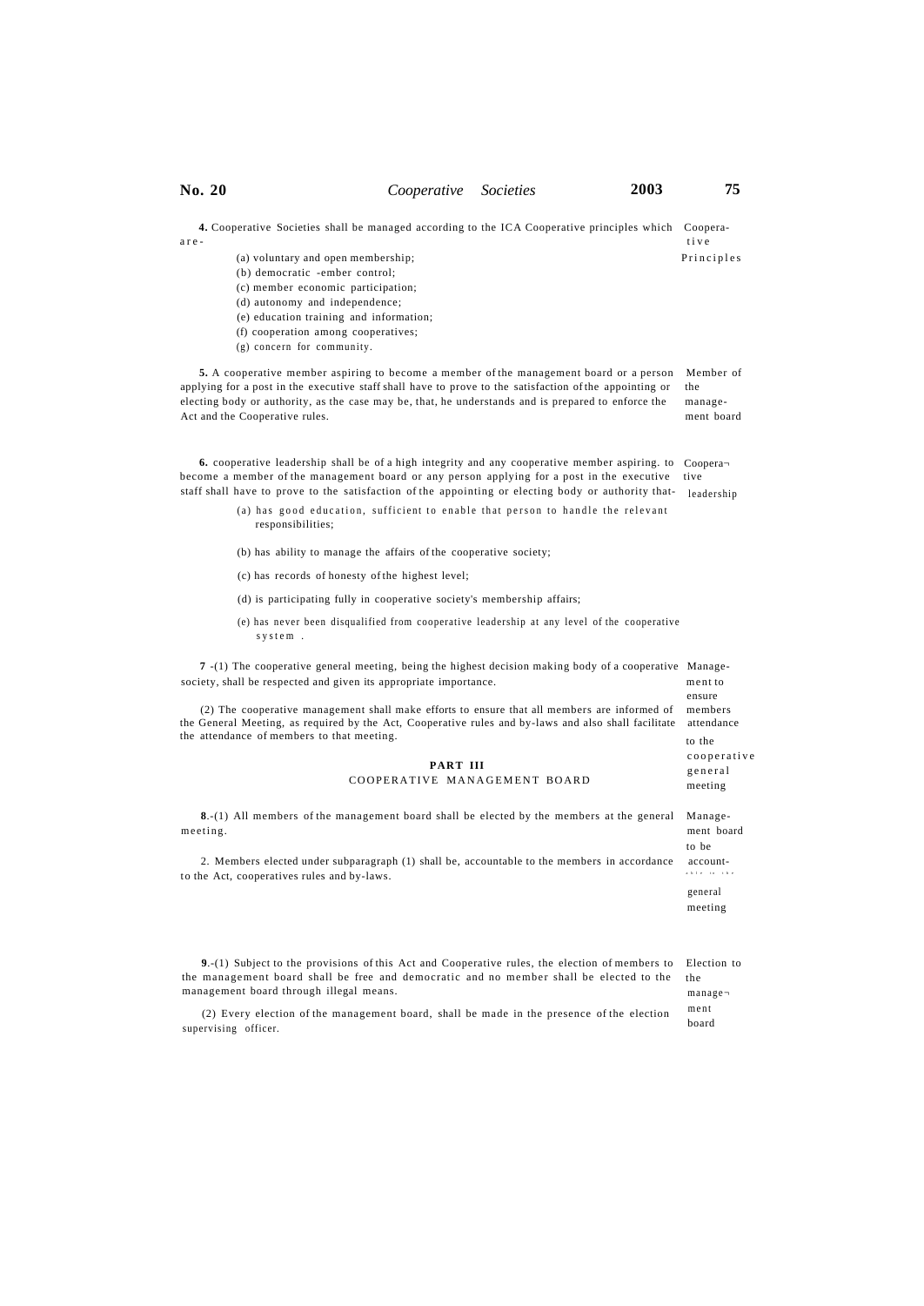**4.** Cooperative Societies shall be managed according to the ICA Cooperative principles which are-

Cooperative Principles

(a) voluntary and open membership;

(b) democratic -ember control;

(c) member economic participation;

(d) autonomy and independence;

(e) education training and information;

(f) cooperation among cooperatives;

(g) concern for community.

Member of the management board

**5.** A cooperative member aspiring to become a member of the management board or a person applying for a post in the executive staff shall have to prove to the satisfaction of the appointing or electing body or authority, as the case may be, that, he understands and is prepared to enforce the Act and the Cooperative rules.

Cooperative leadership

**6.** cooperative leadership shall be of a high integrity and any cooperative member aspiring. to become a member of the management board or any person applying for a post in the executive staff shall have to prove to the satisfaction of the appointing or electing body or authority that-

(a) has good education, sufficient to enable that person to handle the relevant responsibilities;

(b) has ability to manage the affairs of the cooperative society;

(c) has records of honesty of the highest level;

(d) is participating fully in cooperative society's membership affairs;

(e) has never been disqualified from cooperative leadership at any level of the cooperative system .

Management to ensure members attendance to the cooperative general meeting

**7** -(1) The cooperative general meeting, being the highest decision making body of a cooperative society, shall be respected and given its appropriate importance.

(2) The cooperative management shall make efforts to ensure that all members are informed of the General Meeting, as required by the Act, Cooperative rules and by-laws and also shall facilitate the attendance of members to that meeting.

## PART III

## COOPERATIVE MANAGEMENT BOARD

Management board to be accountable to the general meeting

**8**.-(1) All members of the management board shall be elected by the members at the general meeting.

2. Members elected under subparagraph (1) shall be, accountable to the members in accordance to the Act, cooperatives rules and by-laws.

Election to the management board

**9**.-(1) Subject to the provisions of this Act and Cooperative rules, the election of members to the management board shall be free and democratic and no member shall be elected to the management board through illegal means.

(2) Every election of the management board, shall be made in the presence of the election supervising officer.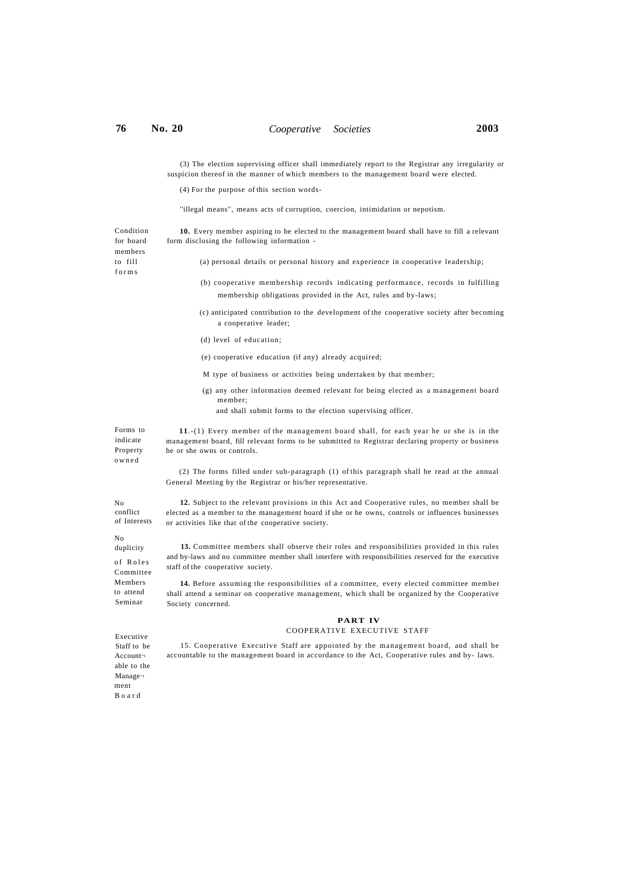(3) The election supervising officer shall immediately report to the Registrar any irregularity or suspicion thereof in the manner of which members to the management board were elected.

(4) For the purpose of this section words-

''illegal means'', means acts of corruption, coercion, intimidation or nepotism.

Condition for board members to fill forms

**10.** Every member aspiring to be elected to the management board shall have to fill a relevant form disclosing the following information -

(a) personal details or personal history and experience in cooperative leadership;

(b) cooperative membership records indicating performance, records in fulfilling membership obligations provided in the Act, rules and by-laws;

(c) anticipated contribution to the development of the cooperative society after becoming a cooperative leader;

(d) level of education;

(e) cooperative education (if any) already acquired;

M type of business or activities being undertaken by that member;

(g) any other information deemed relevant for being elected as a management board member;

and shall submit forms to the election supervising officer.

Forms to indicate Property owned

**11**.-(1) Every member of the management board shall, for each year he or she is in the management board, fill relevant forms to be submitted to Registrar declaring property or business he or she owns or controls.

(2) The forms filled under sub-paragraph (1) of this paragraph shall be read at the annual General Meeting by the Registrar or his/her representative.

No conflict of Interests

**12.** Subject to the relevant provisions in this Act and Cooperative rules, no member shall be elected as a member to the management board if she or he owns, controls or influences businesses or activities like that of the cooperative society.

No duplicity of Roles

**13.** Committee members shall observe their roles and responsibilities provided in this rules and by-laws and no committee member shall interfere with responsibilities reserved for the executive staff of the cooperative society.

Committee Members to attend Seminar

**14.** Before assuming the responsibilities of a committee, every elected committee member shall attend a seminar on cooperative management, which shall be organized by the Cooperative Society concerned.

## PART IV
### COOPERATIVE EXECUTIVE STAFF

Executive Staff to be Accountable to the Management Board

15. Cooperative Executive Staff are appointed by the management board, and shall be accountable to the management board in accordance to the Act, Cooperative rules and by- laws.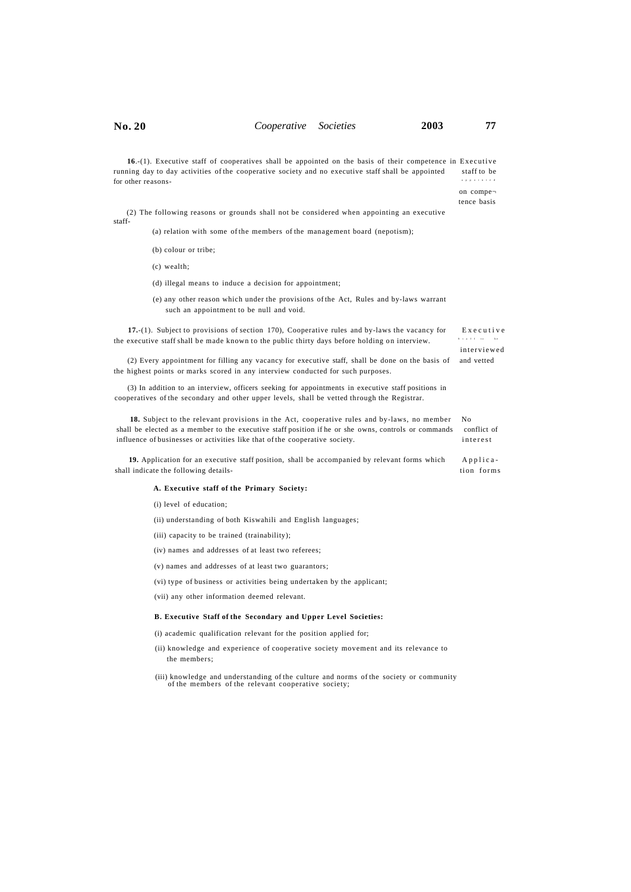**16**.-(1). Executive staff of cooperatives shall be appointed on the basis of their competence in running day to day activities of the cooperative society and no executive staff shall be appointed for other reasons-

*Executive staff to be appointed on competence basis*

(2) The following reasons or grounds shall not be considered when appointing an executive staff-

(a) relation with some of the members of the management board (nepotism);

(b) colour or tribe;

(c) wealth;

(d) illegal means to induce a decision for appointment;

(e) any other reason which under the provisions of the Act, Rules and by-laws warrant such an appointment to be null and void.

**17.**-(1). Subject to provisions of section 170), Cooperative rules and by-laws the vacancy for the executive staff shall be made known to the public thirty days before holding on interview.

*Executive staff to be interviewed and vetted*

(2) Every appointment for filling any vacancy for executive staff, shall be done on the basis of the highest points or marks scored in any interview conducted for such purposes.

(3) In addition to an interview, officers seeking for appointments in executive staff positions in cooperatives of the secondary and other upper levels, shall be vetted through the Registrar.

**18.** Subject to the relevant provisions in the Act, cooperative rules and by-laws, no member shall be elected as a member to the executive staff position if he or she owns, controls or commands influence of businesses or activities like that of the cooperative society.

*No conflict of interest*

**19.** Application for an executive staff position, shall be accompanied by relevant forms which shall indicate the following details-

*Application forms*

**A. Executive staff of the Primary Society:**

(i) level of education;

(ii) understanding of both Kiswahili and English languages;

(iii) capacity to be trained (trainability);

(iv) names and addresses of at least two referees;

(v) names and addresses of at least two guarantors;

(vi) type of business or activities being undertaken by the applicant;

(vii) any other information deemed relevant.

**B. Executive Staff of the Secondary and Upper Level Societies:**

(i) academic qualification relevant for the position applied for;

(ii) knowledge and experience of cooperative society movement and its relevance to the members;

(iii) knowledge and understanding of the culture and norms of the society or community of the members of the relevant cooperative society;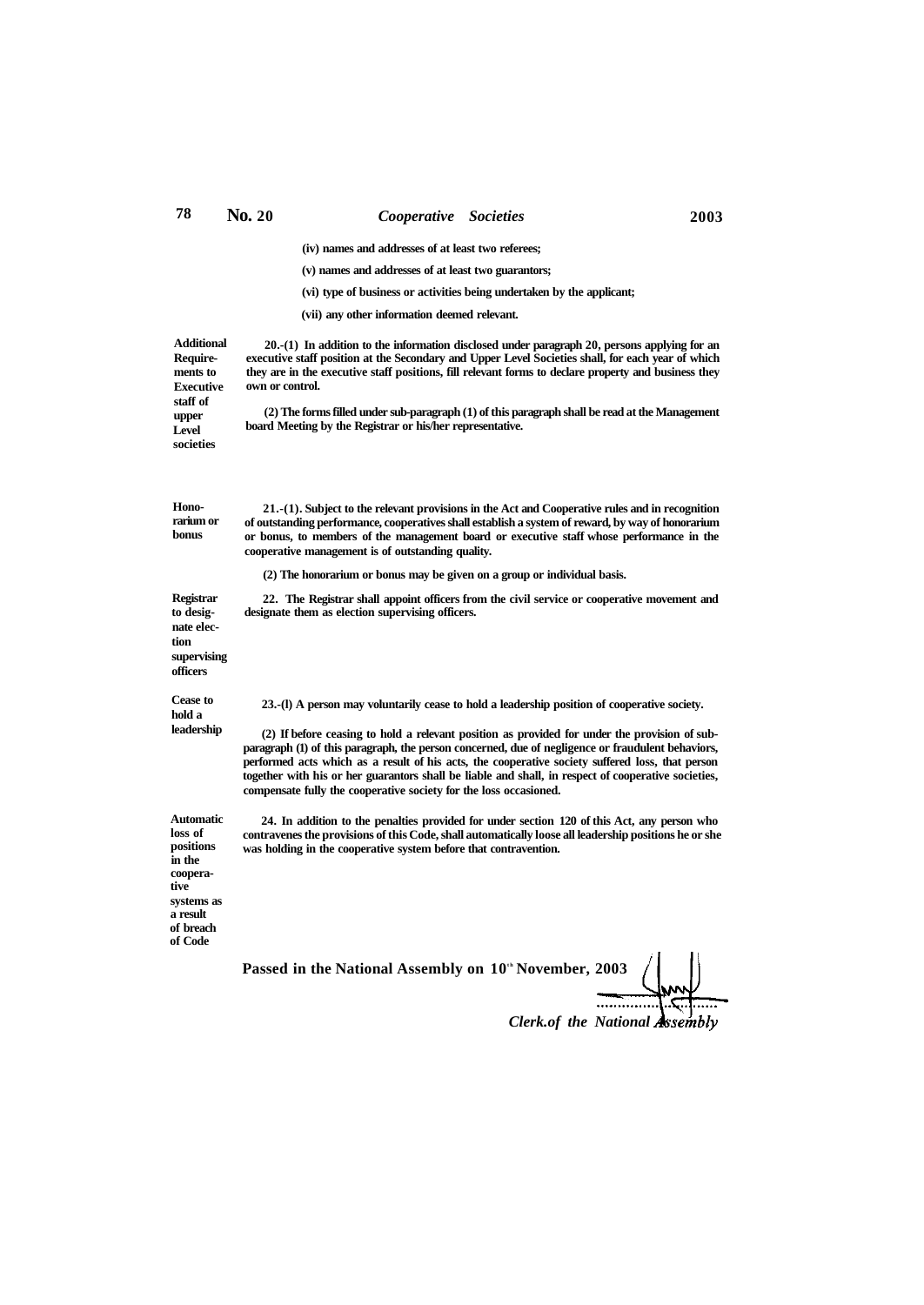(iv) names and addresses of at least two referees;

(v) names and addresses of at least two guarantors;

(vi) type of business or activities being undertaken by the applicant;

(vii) any other information deemed relevant.

**Additional Requirements to Executive staff of upper Level societies**

**20.-(1)** In addition to the information disclosed under paragraph 20, persons applying for an executive staff position at the Secondary and Upper Level Societies shall, for each year of which they are in the executive staff positions, fill relevant forms to declare property and business they own or control.

(2) The forms filled under sub-paragraph (1) of this paragraph shall be read at the Management board Meeting by the Registrar or his/her representative.

**Honorarium or bonus**

**21.-(1).** Subject to the relevant provisions in the Act and Cooperative rules and in recognition of outstanding performance, cooperatives shall establish a system of reward, by way of honorarium or bonus, to members of the management board or executive staff whose performance in the cooperative management is of outstanding quality.

(2) The honorarium or bonus may be given on a group or individual basis.

**Registrar to designate election supervising officers**

**22.** The Registrar shall appoint officers from the civil service or cooperative movement and designate them as election supervising officers.

**Cease to hold a leadership**

**23.-(l)** A person may voluntarily cease to hold a leadership position of cooperative society.

(2) If before ceasing to hold a relevant position as provided for under the provision of sub-paragraph (l) of this paragraph, the person concerned, due of negligence or fraudulent behaviors, performed acts which as a result of his acts, the cooperative society suffered loss, that person together with his or her guarantors shall be liable and shall, in respect of cooperative societies, compensate fully the cooperative society for the loss occasioned.

**Automatic loss of positions in the cooperative systems as a result of breach of Code**

**24.** In addition to the penalties provided for under section 120 of this Act, any person who contravenes the provisions of this Code, shall automatically loose all leadership positions he or she was holding in the cooperative system before that contravention.

**Passed in the National Assembly on 10th November, 2003**

..............................

*Clerk of the National Assembly*